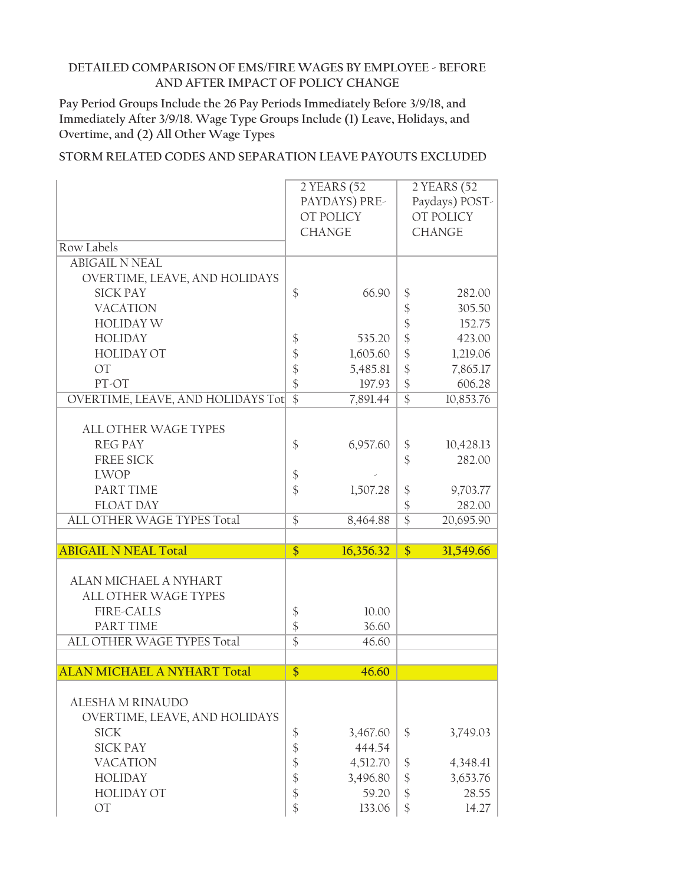DETAILED COMPARISON OF EMS/FIRE WAGES BY EMPLOYEE - BEFORE AND AFTER IMPACT OF POLICY CHANGE

Pay Period Groups Include the 26 Pay Periods Immediately Before 3/9/18, and Immediately After 3/9/18. Wage Type Groups Include (1) Leave, Holidays, and Overtime, and (2) All Other Wage Types

STORM RELATED CODES AND SEPARATION LEAVE PAYOUTS EXCLUDED

| Row Labels | 2 YEARS (52 PAYDAYS) PRE-OT POLICY CHANGE | 2 YEARS (52 Paydays) POST-OT POLICY CHANGE |
|---|---|---|
| ABIGAIL N NEAL | | |
| OVERTIME, LEAVE, AND HOLIDAYS | | |
| SICK PAY | $ 66.90 | $ 282.00 |
| VACATION | | $ 305.50 |
| HOLIDAY W | | $ 152.75 |
| HOLIDAY | $ 535.20 | $ 423.00 |
| HOLIDAY OT | $ 1,605.60 | $ 1,219.06 |
| OT | $ 5,485.81 | $ 7,865.17 |
| PT-OT | $ 197.93 | $ 606.28 |
| OVERTIME, LEAVE, AND HOLIDAYS Tot | $ 7,891.44 | $ 10,853.76 |
| ALL OTHER WAGE TYPES | | |
| REG PAY | $ 6,957.60 | $ 10,428.13 |
| FREE SICK | | $ 282.00 |
| LWOP | $ - | |
| PART TIME | $ 1,507.28 | $ 9,703.77 |
| FLOAT DAY | | $ 282.00 |
| ALL OTHER WAGE TYPES Total | $ 8,464.88 | $ 20,695.90 |
| **ABIGAIL N NEAL Total** | **$ 16,356.32** | **$ 31,549.66** |
| ALAN MICHAEL A NYHART | | |
| ALL OTHER WAGE TYPES | | |
| FIRE-CALLS | $ 10.00 | |
| PART TIME | $ 36.60 | |
| ALL OTHER WAGE TYPES Total | $ 46.60 | |
| **ALAN MICHAEL A NYHART Total** | **$ 46.60** | |
| ALESHA M RINAUDO | | |
| OVERTIME, LEAVE, AND HOLIDAYS | | |
| SICK | $ 3,467.60 | $ 3,749.03 |
| SICK PAY | $ 444.54 | |
| VACATION | $ 4,512.70 | $ 4,348.41 |
| HOLIDAY | $ 3,496.80 | $ 3,653.76 |
| HOLIDAY OT | $ 59.20 | $ 28.55 |
| OT | $ 133.06 | $ 14.27 |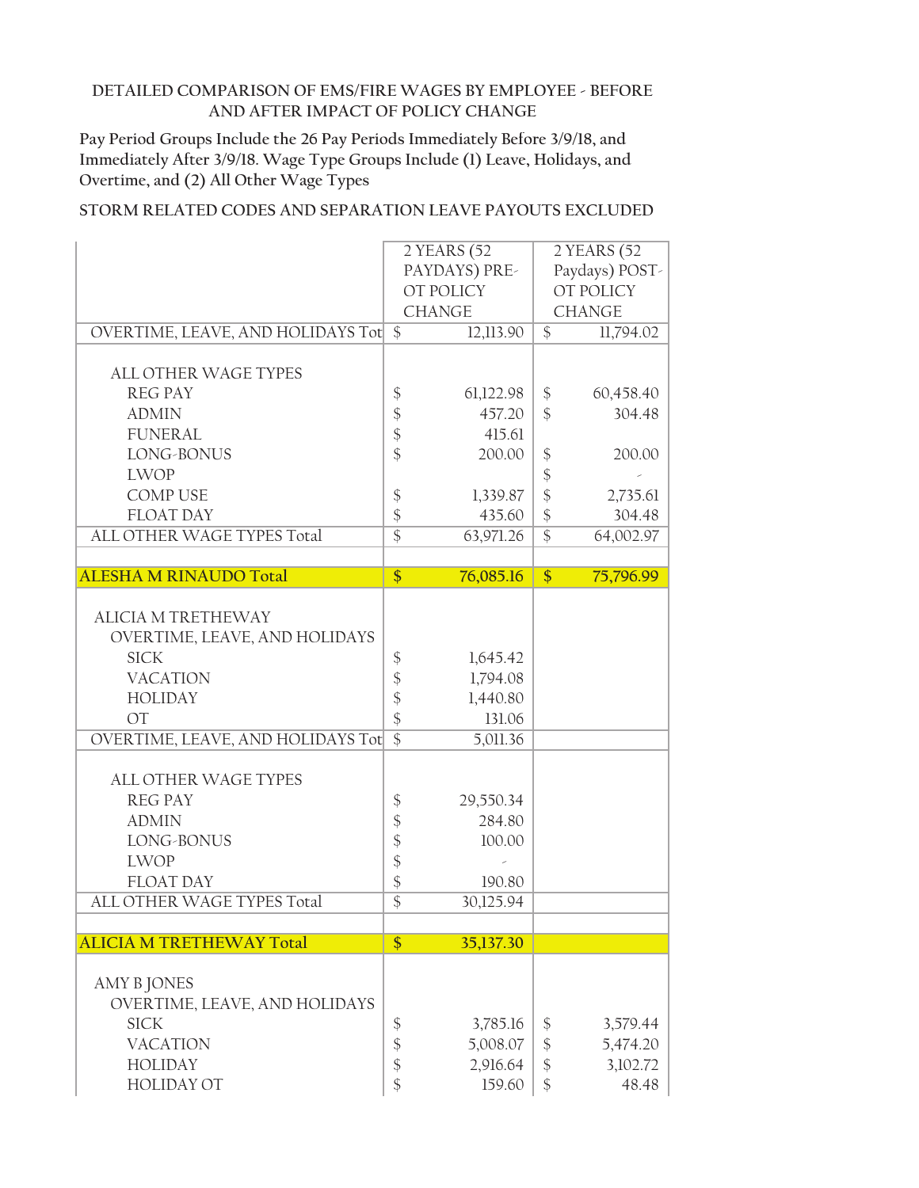DETAILED COMPARISON OF EMS/FIRE WAGES BY EMPLOYEE - BEFORE AND AFTER IMPACT OF POLICY CHANGE

Pay Period Groups Include the 26 Pay Periods Immediately Before 3/9/18, and Immediately After 3/9/18. Wage Type Groups Include (1) Leave, Holidays, and Overtime, and (2) All Other Wage Types

STORM RELATED CODES AND SEPARATION LEAVE PAYOUTS EXCLUDED

| | 2 YEARS (52 PAYDAYS) PRE-OT POLICY CHANGE | 2 YEARS (52 Paydays) POST-OT POLICY CHANGE |
|---|---|---|
| OVERTIME, LEAVE, AND HOLIDAYS Tot | $ 12,113.90 | $ 11,794.02 |
| | | |
| ALL OTHER WAGE TYPES | | |
| REG PAY | $ 61,122.98 | $ 60,458.40 |
| ADMIN | $ 457.20 | $ 304.48 |
| FUNERAL | $ 415.61 | |
| LONG-BONUS | $ 200.00 | $ 200.00 |
| LWOP | | $ - |
| COMP USE | $ 1,339.87 | $ 2,735.61 |
| FLOAT DAY | $ 435.60 | $ 304.48 |
| ALL OTHER WAGE TYPES Total | $ 63,971.26 | $ 64,002.97 |
| | | |
| **ALESHA M RINAUDO Total** | **$ 76,085.16** | **$ 75,796.99** |
| | | |
| ALICIA M TRETHEWAY | | |
| OVERTIME, LEAVE, AND HOLIDAYS | | |
| SICK | $ 1,645.42 | |
| VACATION | $ 1,794.08 | |
| HOLIDAY | $ 1,440.80 | |
| OT | $ 131.06 | |
| OVERTIME, LEAVE, AND HOLIDAYS Tot | $ 5,011.36 | |
| | | |
| ALL OTHER WAGE TYPES | | |
| REG PAY | $ 29,550.34 | |
| ADMIN | $ 284.80 | |
| LONG-BONUS | $ 100.00 | |
| LWOP | $ - | |
| FLOAT DAY | $ 190.80 | |
| ALL OTHER WAGE TYPES Total | $ 30,125.94 | |
| | | |
| **ALICIA M TRETHEWAY Total** | **$ 35,137.30** | |
| | | |
| AMY B JONES | | |
| OVERTIME, LEAVE, AND HOLIDAYS | | |
| SICK | $ 3,785.16 | $ 3,579.44 |
| VACATION | $ 5,008.07 | $ 5,474.20 |
| HOLIDAY | $ 2,916.64 | $ 3,102.72 |
| HOLIDAY OT | $ 159.60 | $ 48.48 |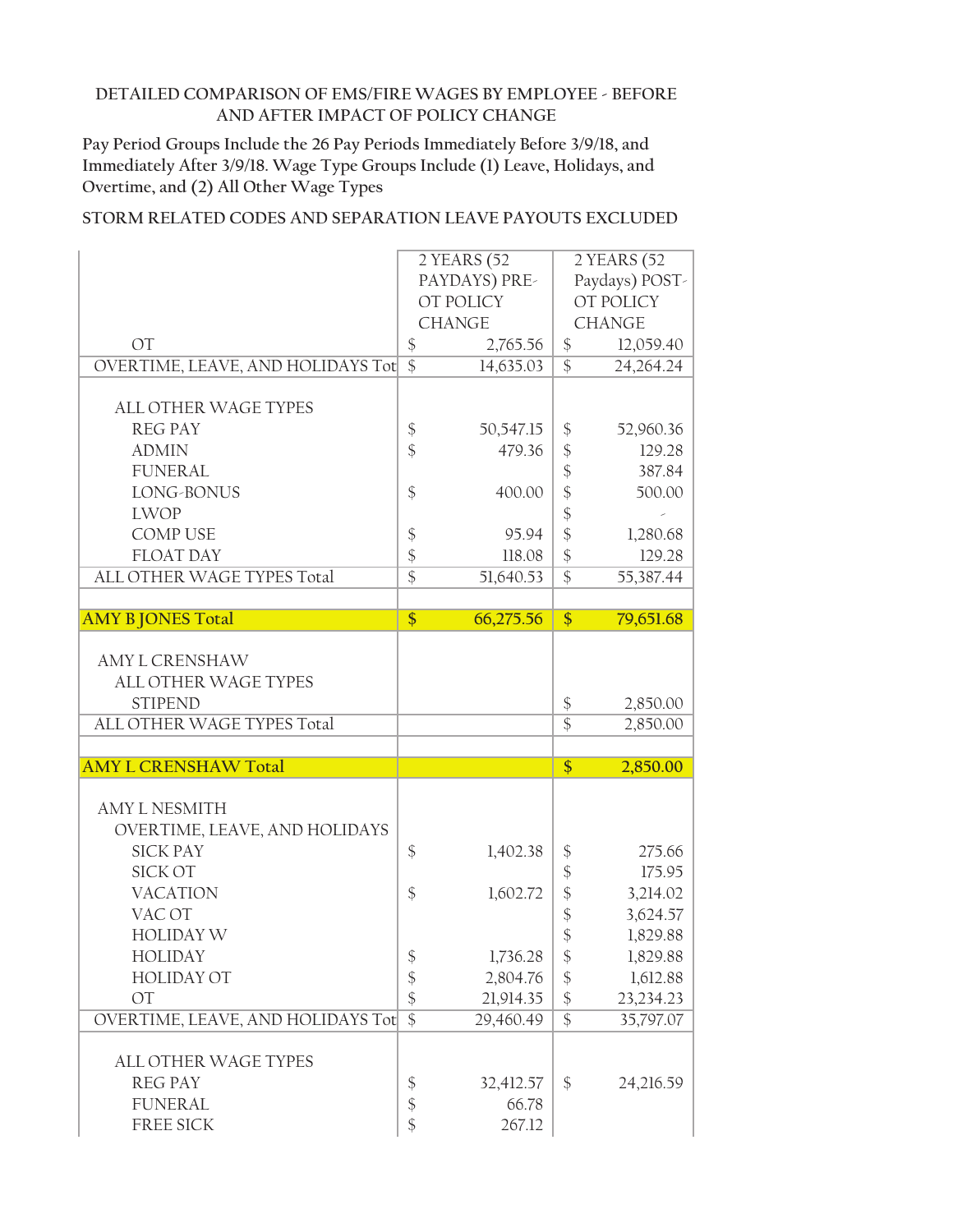DETAILED COMPARISON OF EMS/FIRE WAGES BY EMPLOYEE - BEFORE AND AFTER IMPACT OF POLICY CHANGE

Pay Period Groups Include the 26 Pay Periods Immediately Before 3/9/18, and Immediately After 3/9/18. Wage Type Groups Include (1) Leave, Holidays, and Overtime, and (2) All Other Wage Types

STORM RELATED CODES AND SEPARATION LEAVE PAYOUTS EXCLUDED

| | 2 YEARS (52 PAYDAYS) PRE-OT POLICY CHANGE | 2 YEARS (52 Paydays) POST-OT POLICY CHANGE |
|---|---|---|
| OT | $ 2,765.56 | $ 12,059.40 |
| OVERTIME, LEAVE, AND HOLIDAYS Tot | $ 14,635.03 | $ 24,264.24 |
| | | |
| ALL OTHER WAGE TYPES | | |
| REG PAY | $ 50,547.15 | $ 52,960.36 |
| ADMIN | $ 479.36 | $ 129.28 |
| FUNERAL | | $ 387.84 |
| LONG-BONUS | $ 400.00 | $ 500.00 |
| LWOP | | $ - |
| COMP USE | $ 95.94 | $ 1,280.68 |
| FLOAT DAY | $ 118.08 | $ 129.28 |
| ALL OTHER WAGE TYPES Total | $ 51,640.53 | $ 55,387.44 |
| | | |
| **AMY B JONES Total** | **$ 66,275.56** | **$ 79,651.68** |
| | | |
| AMY L CRENSHAW | | |
| ALL OTHER WAGE TYPES | | |
| STIPEND | | $ 2,850.00 |
| ALL OTHER WAGE TYPES Total | | $ 2,850.00 |
| | | |
| **AMY L CRENSHAW Total** | | **$ 2,850.00** |
| | | |
| AMY L NESMITH | | |
| OVERTIME, LEAVE, AND HOLIDAYS | | |
| SICK PAY | $ 1,402.38 | $ 275.66 |
| SICK OT | | $ 175.95 |
| VACATION | $ 1,602.72 | $ 3,214.02 |
| VAC OT | | $ 3,624.57 |
| HOLIDAY W | | $ 1,829.88 |
| HOLIDAY | $ 1,736.28 | $ 1,829.88 |
| HOLIDAY OT | $ 2,804.76 | $ 1,612.88 |
| OT | $ 21,914.35 | $ 23,234.23 |
| OVERTIME, LEAVE, AND HOLIDAYS Tot | $ 29,460.49 | $ 35,797.07 |
| | | |
| ALL OTHER WAGE TYPES | | |
| REG PAY | $ 32,412.57 | $ 24,216.59 |
| FUNERAL | $ 66.78 | |
| FREE SICK | $ 267.12 | |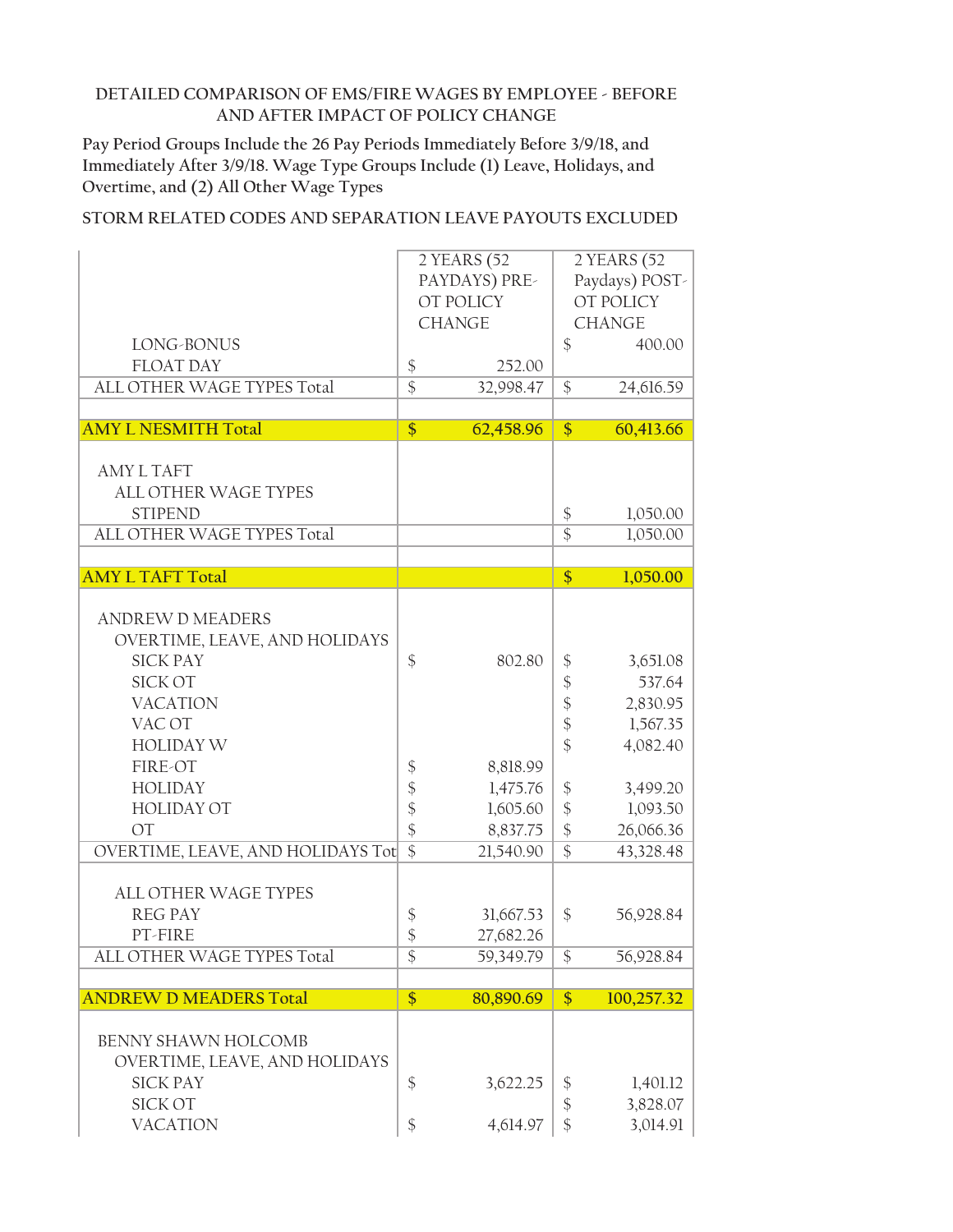DETAILED COMPARISON OF EMS/FIRE WAGES BY EMPLOYEE - BEFORE AND AFTER IMPACT OF POLICY CHANGE

Pay Period Groups Include the 26 Pay Periods Immediately Before 3/9/18, and Immediately After 3/9/18. Wage Type Groups Include (1) Leave, Holidays, and Overtime, and (2) All Other Wage Types

STORM RELATED CODES AND SEPARATION LEAVE PAYOUTS EXCLUDED

| | 2 YEARS (52 PAYDAYS) PRE-OT POLICY CHANGE | 2 YEARS (52 Paydays) POST-OT POLICY CHANGE |
|---|---|---|
| LONG-BONUS | | $ 400.00 |
| FLOAT DAY | $ 252.00 | |
| ALL OTHER WAGE TYPES Total | $ 32,998.47 | $ 24,616.59 |
| | | |
| **AMY L NESMITH Total** | **$ 62,458.96** | **$ 60,413.66** |
| AMY L TAFT | | |
| ALL OTHER WAGE TYPES | | |
| STIPEND | | $ 1,050.00 |
| ALL OTHER WAGE TYPES Total | | $ 1,050.00 |
| | | |
| **AMY L TAFT Total** | | **$ 1,050.00** |
| ANDREW D MEADERS | | |
| OVERTIME, LEAVE, AND HOLIDAYS | | |
| SICK PAY | $ 802.80 | $ 3,651.08 |
| SICK OT | | $ 537.64 |
| VACATION | | $ 2,830.95 |
| VAC OT | | $ 1,567.35 |
| HOLIDAY W | | $ 4,082.40 |
| FIRE-OT | $ 8,818.99 | |
| HOLIDAY | $ 1,475.76 | $ 3,499.20 |
| HOLIDAY OT | $ 1,605.60 | $ 1,093.50 |
| OT | $ 8,837.75 | $ 26,066.36 |
| OVERTIME, LEAVE, AND HOLIDAYS Tot | $ 21,540.90 | $ 43,328.48 |
| ALL OTHER WAGE TYPES | | |
| REG PAY | $ 31,667.53 | $ 56,928.84 |
| PT-FIRE | $ 27,682.26 | |
| ALL OTHER WAGE TYPES Total | $ 59,349.79 | $ 56,928.84 |
| | | |
| **ANDREW D MEADERS Total** | **$ 80,890.69** | **$ 100,257.32** |
| BENNY SHAWN HOLCOMB | | |
| OVERTIME, LEAVE, AND HOLIDAYS | | |
| SICK PAY | $ 3,622.25 | $ 1,401.12 |
| SICK OT | | $ 3,828.07 |
| VACATION | $ 4,614.97 | $ 3,014.91 |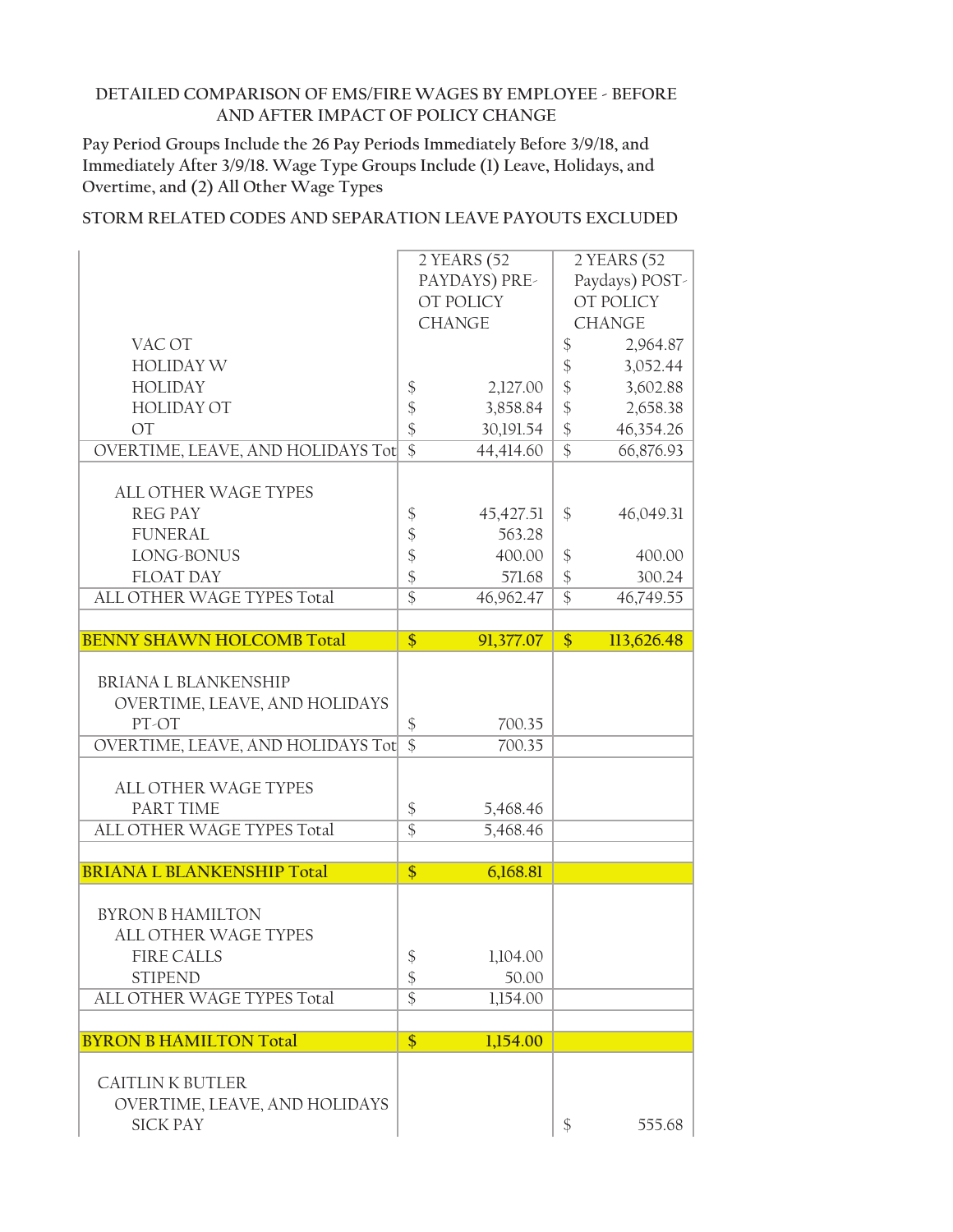DETAILED COMPARISON OF EMS/FIRE WAGES BY EMPLOYEE - BEFORE AND AFTER IMPACT OF POLICY CHANGE

Pay Period Groups Include the 26 Pay Periods Immediately Before 3/9/18, and Immediately After 3/9/18. Wage Type Groups Include (1) Leave, Holidays, and Overtime, and (2) All Other Wage Types

STORM RELATED CODES AND SEPARATION LEAVE PAYOUTS EXCLUDED

| | 2 YEARS (52 PAYDAYS) PRE-OT POLICY CHANGE | 2 YEARS (52 Paydays) POST-OT POLICY CHANGE |
|---|---|---|
| VAC OT | | $ 2,964.87 |
| HOLIDAY W | | $ 3,052.44 |
| HOLIDAY | $ 2,127.00 | $ 3,602.88 |
| HOLIDAY OT | $ 3,858.84 | $ 2,658.38 |
| OT | $ 30,191.54 | $ 46,354.26 |
| OVERTIME, LEAVE, AND HOLIDAYS Tot | $ 44,414.60 | $ 66,876.93 |
| | | |
| ALL OTHER WAGE TYPES | | |
| REG PAY | $ 45,427.51 | $ 46,049.31 |
| FUNERAL | $ 563.28 | |
| LONG-BONUS | $ 400.00 | $ 400.00 |
| FLOAT DAY | $ 571.68 | $ 300.24 |
| ALL OTHER WAGE TYPES Total | $ 46,962.47 | $ 46,749.55 |
| | | |
| **BENNY SHAWN HOLCOMB Total** | **$ 91,377.07** | **$ 113,626.48** |
| | | |
| BRIANA L BLANKENSHIP | | |
| OVERTIME, LEAVE, AND HOLIDAYS | | |
| PT-OT | $ 700.35 | |
| OVERTIME, LEAVE, AND HOLIDAYS Tot | $ 700.35 | |
| | | |
| ALL OTHER WAGE TYPES | | |
| PART TIME | $ 5,468.46 | |
| ALL OTHER WAGE TYPES Total | $ 5,468.46 | |
| | | |
| **BRIANA L BLANKENSHIP Total** | **$ 6,168.81** | |
| | | |
| BYRON B HAMILTON | | |
| ALL OTHER WAGE TYPES | | |
| FIRE CALLS | $ 1,104.00 | |
| STIPEND | $ 50.00 | |
| ALL OTHER WAGE TYPES Total | $ 1,154.00 | |
| | | |
| **BYRON B HAMILTON Total** | **$ 1,154.00** | |
| | | |
| CAITLIN K BUTLER | | |
| OVERTIME, LEAVE, AND HOLIDAYS | | |
| SICK PAY | | $ 555.68 |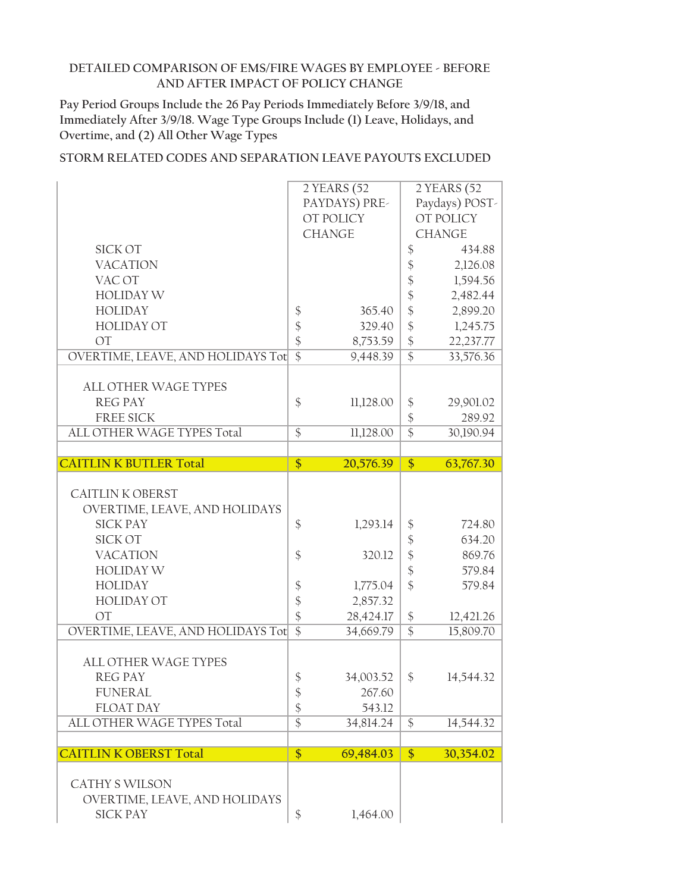DETAILED COMPARISON OF EMS/FIRE WAGES BY EMPLOYEE - BEFORE AND AFTER IMPACT OF POLICY CHANGE

Pay Period Groups Include the 26 Pay Periods Immediately Before 3/9/18, and Immediately After 3/9/18. Wage Type Groups Include (1) Leave, Holidays, and Overtime, and (2) All Other Wage Types

STORM RELATED CODES AND SEPARATION LEAVE PAYOUTS EXCLUDED

| | 2 YEARS (52 PAYDAYS) PRE-OT POLICY CHANGE | 2 YEARS (52 Paydays) POST-OT POLICY CHANGE |
|---|---|---|
| SICK OT | | $ 434.88 |
| VACATION | | $ 2,126.08 |
| VAC OT | | $ 1,594.56 |
| HOLIDAY W | | $ 2,482.44 |
| HOLIDAY | $ 365.40 | $ 2,899.20 |
| HOLIDAY OT | $ 329.40 | $ 1,245.75 |
| OT | $ 8,753.59 | $ 22,237.77 |
| OVERTIME, LEAVE, AND HOLIDAYS Tot | $ 9,448.39 | $ 33,576.36 |
| | | |
| ALL OTHER WAGE TYPES | | |
| REG PAY | $ 11,128.00 | $ 29,901.02 |
| FREE SICK | | $ 289.92 |
| ALL OTHER WAGE TYPES Total | $ 11,128.00 | $ 30,190.94 |
| | | |
| **CAITLIN K BUTLER Total** | **$ 20,576.39** | **$ 63,767.30** |
| | | |
| CAITLIN K OBERST | | |
| OVERTIME, LEAVE, AND HOLIDAYS | | |
| SICK PAY | $ 1,293.14 | $ 724.80 |
| SICK OT | | $ 634.20 |
| VACATION | $ 320.12 | $ 869.76 |
| HOLIDAY W | | $ 579.84 |
| HOLIDAY | $ 1,775.04 | $ 579.84 |
| HOLIDAY OT | $ 2,857.32 | |
| OT | $ 28,424.17 | $ 12,421.26 |
| OVERTIME, LEAVE, AND HOLIDAYS Tot | $ 34,669.79 | $ 15,809.70 |
| | | |
| ALL OTHER WAGE TYPES | | |
| REG PAY | $ 34,003.52 | $ 14,544.32 |
| FUNERAL | $ 267.60 | |
| FLOAT DAY | $ 543.12 | |
| ALL OTHER WAGE TYPES Total | $ 34,814.24 | $ 14,544.32 |
| | | |
| **CAITLIN K OBERST Total** | **$ 69,484.03** | **$ 30,354.02** |
| | | |
| CATHY S WILSON | | |
| OVERTIME, LEAVE, AND HOLIDAYS | | |
| SICK PAY | $ 1,464.00 | |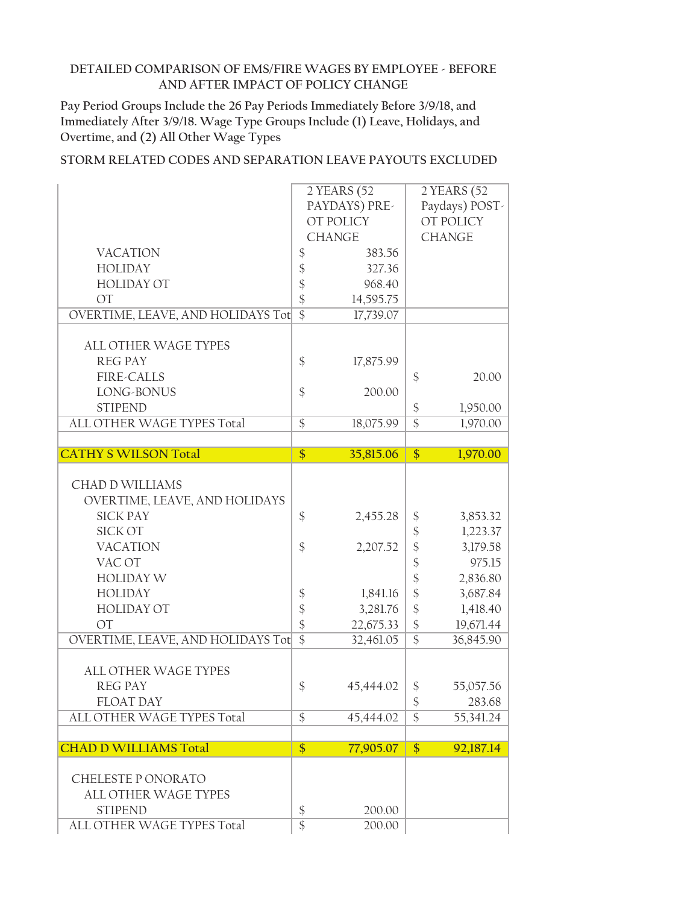DETAILED COMPARISON OF EMS/FIRE WAGES BY EMPLOYEE - BEFORE AND AFTER IMPACT OF POLICY CHANGE

Pay Period Groups Include the 26 Pay Periods Immediately Before 3/9/18, and Immediately After 3/9/18. Wage Type Groups Include (1) Leave, Holidays, and Overtime, and (2) All Other Wage Types

STORM RELATED CODES AND SEPARATION LEAVE PAYOUTS EXCLUDED

| | 2 YEARS (52 PAYDAYS) PRE-OT POLICY CHANGE | 2 YEARS (52 Paydays) POST-OT POLICY CHANGE |
|---|---|---|
| VACATION | $ 383.56 | |
| HOLIDAY | $ 327.36 | |
| HOLIDAY OT | $ 968.40 | |
| OT | $ 14,595.75 | |
| OVERTIME, LEAVE, AND HOLIDAYS Tot | $ 17,739.07 | |
| | | |
| ALL OTHER WAGE TYPES | | |
| REG PAY | $ 17,875.99 | |
| FIRE-CALLS | | $ 20.00 |
| LONG-BONUS | $ 200.00 | |
| STIPEND | | $ 1,950.00 |
| ALL OTHER WAGE TYPES Total | $ 18,075.99 | $ 1,970.00 |
| | | |
| **CATHY S WILSON Total** | **$ 35,815.06** | **$ 1,970.00** |
| | | |
| CHAD D WILLIAMS | | |
| OVERTIME, LEAVE, AND HOLIDAYS | | |
| SICK PAY | $ 2,455.28 | $ 3,853.32 |
| SICK OT | | $ 1,223.37 |
| VACATION | $ 2,207.52 | $ 3,179.58 |
| VAC OT | | $ 975.15 |
| HOLIDAY W | | $ 2,836.80 |
| HOLIDAY | $ 1,841.16 | $ 3,687.84 |
| HOLIDAY OT | $ 3,281.76 | $ 1,418.40 |
| OT | $ 22,675.33 | $ 19,671.44 |
| OVERTIME, LEAVE, AND HOLIDAYS Tot | $ 32,461.05 | $ 36,845.90 |
| | | |
| ALL OTHER WAGE TYPES | | |
| REG PAY | $ 45,444.02 | $ 55,057.56 |
| FLOAT DAY | | $ 283.68 |
| ALL OTHER WAGE TYPES Total | $ 45,444.02 | $ 55,341.24 |
| | | |
| **CHAD D WILLIAMS Total** | **$ 77,905.07** | **$ 92,187.14** |
| | | |
| CHELESTE P ONORATO | | |
| ALL OTHER WAGE TYPES | | |
| STIPEND | $ 200.00 | |
| ALL OTHER WAGE TYPES Total | $ 200.00 | |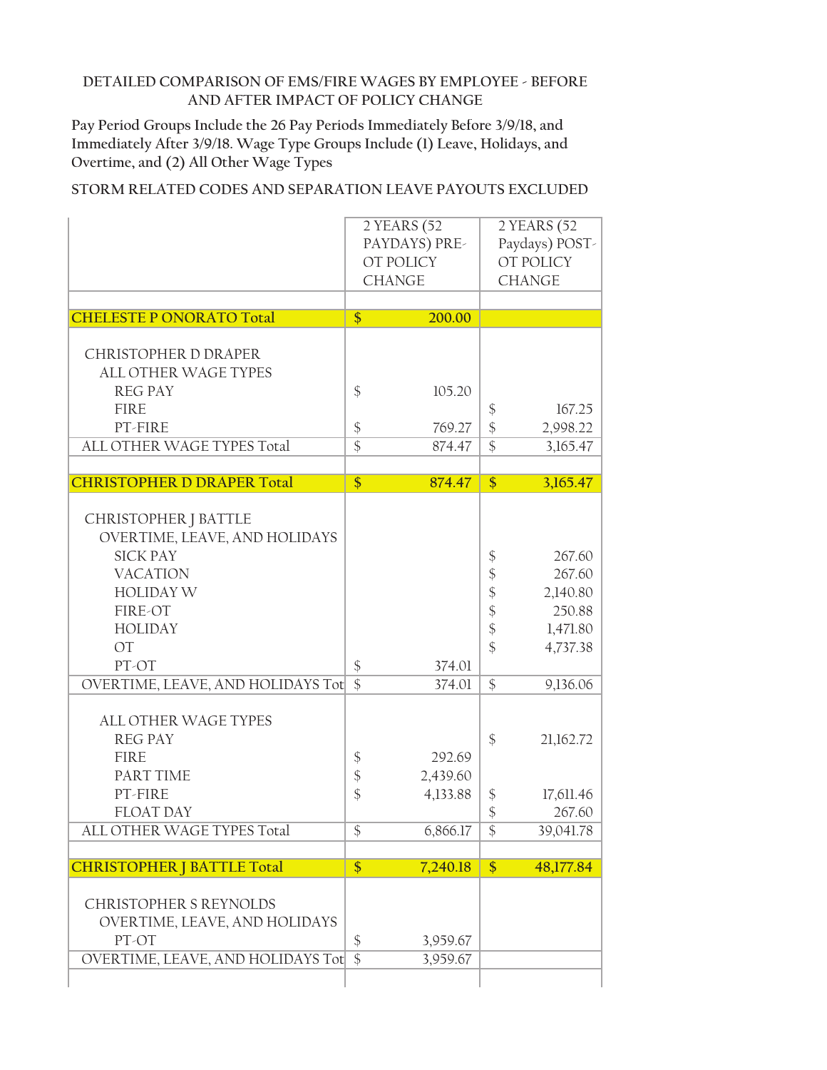DETAILED COMPARISON OF EMS/FIRE WAGES BY EMPLOYEE - BEFORE AND AFTER IMPACT OF POLICY CHANGE

Pay Period Groups Include the 26 Pay Periods Immediately Before 3/9/18, and Immediately After 3/9/18. Wage Type Groups Include (1) Leave, Holidays, and Overtime, and (2) All Other Wage Types

STORM RELATED CODES AND SEPARATION LEAVE PAYOUTS EXCLUDED

| | 2 YEARS (52 PAYDAYS) PRE-OT POLICY CHANGE | 2 YEARS (52 Paydays) POST-OT POLICY CHANGE |
|---|---|---|
| **CHELESTE P ONORATO Total** | **$ 200.00** | |
| CHRISTOPHER D DRAPER | | |
| ALL OTHER WAGE TYPES | | |
| REG PAY | $ 105.20 | |
| FIRE | | $ 167.25 |
| PT-FIRE | $ 769.27 | $ 2,998.22 |
| ALL OTHER WAGE TYPES Total | $ 874.47 | $ 3,165.47 |
| **CHRISTOPHER D DRAPER Total** | **$ 874.47** | **$ 3,165.47** |
| CHRISTOPHER J BATTLE | | |
| OVERTIME, LEAVE, AND HOLIDAYS | | |
| SICK PAY | | $ 267.60 |
| VACATION | | $ 267.60 |
| HOLIDAY W | | $ 2,140.80 |
| FIRE-OT | | $ 250.88 |
| HOLIDAY | | $ 1,471.80 |
| OT | | $ 4,737.38 |
| PT-OT | $ 374.01 | |
| OVERTIME, LEAVE, AND HOLIDAYS Tot | $ 374.01 | $ 9,136.06 |
| ALL OTHER WAGE TYPES | | |
| REG PAY | | $ 21,162.72 |
| FIRE | $ 292.69 | |
| PART TIME | $ 2,439.60 | |
| PT-FIRE | $ 4,133.88 | $ 17,611.46 |
| FLOAT DAY | | $ 267.60 |
| ALL OTHER WAGE TYPES Total | $ 6,866.17 | $ 39,041.78 |
| **CHRISTOPHER J BATTLE Total** | **$ 7,240.18** | **$ 48,177.84** |
| CHRISTOPHER S REYNOLDS | | |
| OVERTIME, LEAVE, AND HOLIDAYS | | |
| PT-OT | $ 3,959.67 | |
| OVERTIME, LEAVE, AND HOLIDAYS Tot | $ 3,959.67 | |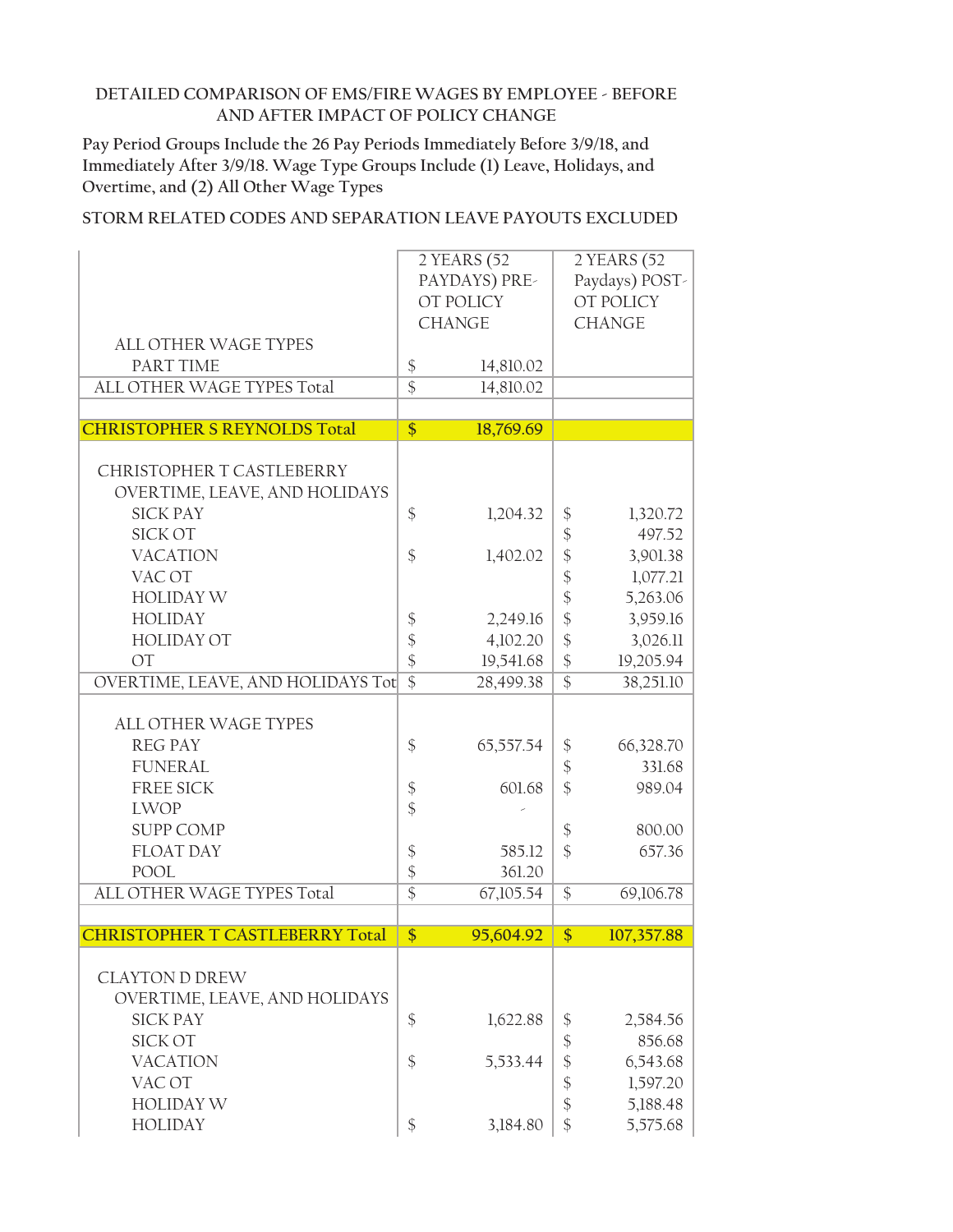DETAILED COMPARISON OF EMS/FIRE WAGES BY EMPLOYEE - BEFORE AND AFTER IMPACT OF POLICY CHANGE

Pay Period Groups Include the 26 Pay Periods Immediately Before 3/9/18, and Immediately After 3/9/18. Wage Type Groups Include (1) Leave, Holidays, and Overtime, and (2) All Other Wage Types

STORM RELATED CODES AND SEPARATION LEAVE PAYOUTS EXCLUDED

| | 2 YEARS (52 PAYDAYS) PRE-OT POLICY CHANGE | 2 YEARS (52 Paydays) POST-OT POLICY CHANGE |
|---|---|---|
| ALL OTHER WAGE TYPES | | |
| PART TIME | $ 14,810.02 | |
| ALL OTHER WAGE TYPES Total | $ 14,810.02 | |
| | | |
| **CHRISTOPHER S REYNOLDS Total** | **$ 18,769.69** | |
| | | |
| CHRISTOPHER T CASTLEBERRY | | |
| OVERTIME, LEAVE, AND HOLIDAYS | | |
| SICK PAY | $ 1,204.32 | $ 1,320.72 |
| SICK OT | | $ 497.52 |
| VACATION | $ 1,402.02 | $ 3,901.38 |
| VAC OT | | $ 1,077.21 |
| HOLIDAY W | | $ 5,263.06 |
| HOLIDAY | $ 2,249.16 | $ 3,959.16 |
| HOLIDAY OT | $ 4,102.20 | $ 3,026.11 |
| OT | $ 19,541.68 | $ 19,205.94 |
| OVERTIME, LEAVE, AND HOLIDAYS Tot | $ 28,499.38 | $ 38,251.10 |
| | | |
| ALL OTHER WAGE TYPES | | |
| REG PAY | $ 65,557.54 | $ 66,328.70 |
| FUNERAL | | $ 331.68 |
| FREE SICK | $ 601.68 | $ 989.04 |
| LWOP | $ - | |
| SUPP COMP | | $ 800.00 |
| FLOAT DAY | $ 585.12 | $ 657.36 |
| POOL | $ 361.20 | |
| ALL OTHER WAGE TYPES Total | $ 67,105.54 | $ 69,106.78 |
| | | |
| **CHRISTOPHER T CASTLEBERRY Total** | **$ 95,604.92** | **$ 107,357.88** |
| | | |
| CLAYTON D DREW | | |
| OVERTIME, LEAVE, AND HOLIDAYS | | |
| SICK PAY | $ 1,622.88 | $ 2,584.56 |
| SICK OT | | $ 856.68 |
| VACATION | $ 5,533.44 | $ 6,543.68 |
| VAC OT | | $ 1,597.20 |
| HOLIDAY W | | $ 5,188.48 |
| HOLIDAY | $ 3,184.80 | $ 5,575.68 |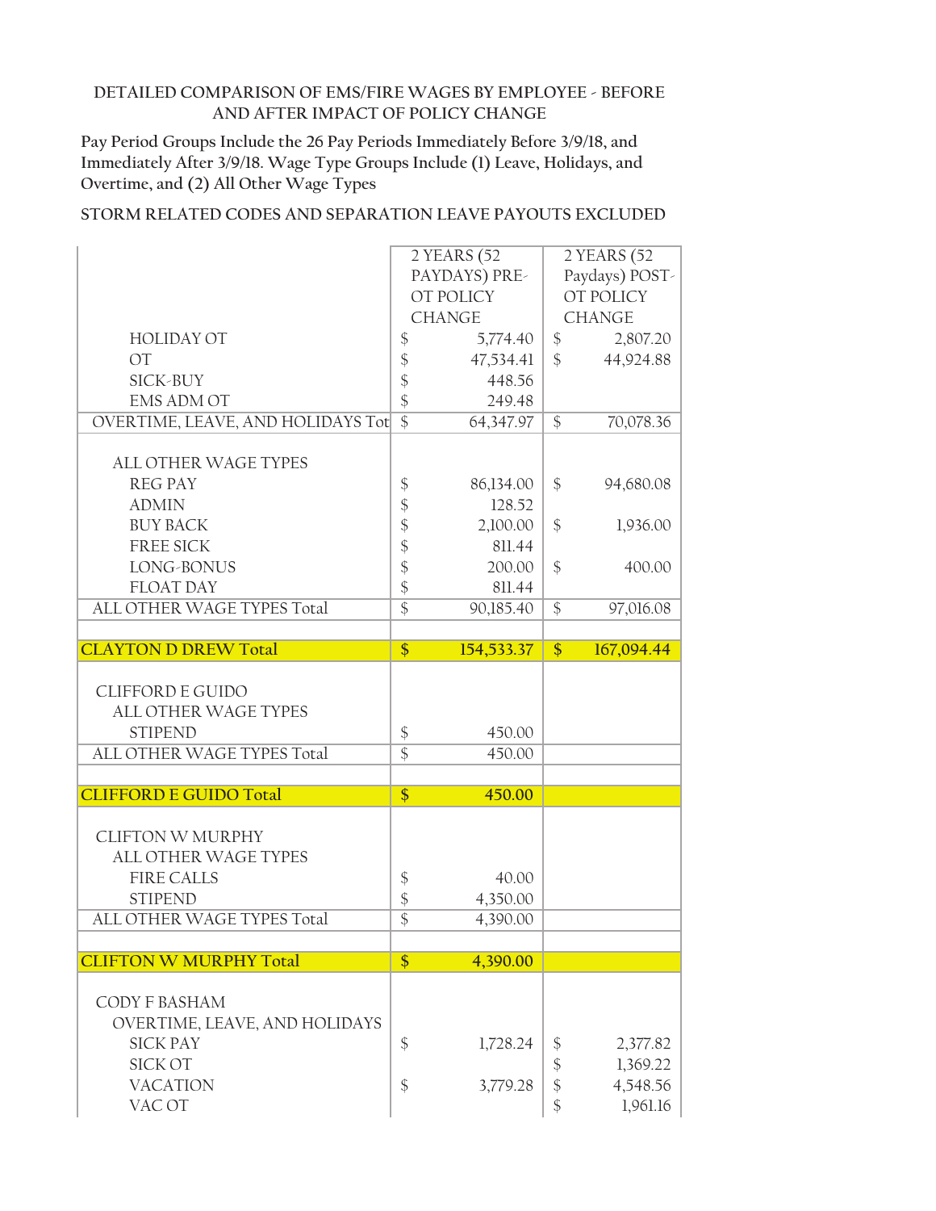DETAILED COMPARISON OF EMS/FIRE WAGES BY EMPLOYEE - BEFORE AND AFTER IMPACT OF POLICY CHANGE

Pay Period Groups Include the 26 Pay Periods Immediately Before 3/9/18, and Immediately After 3/9/18. Wage Type Groups Include (1) Leave, Holidays, and Overtime, and (2) All Other Wage Types

STORM RELATED CODES AND SEPARATION LEAVE PAYOUTS EXCLUDED

| | 2 YEARS (52 PAYDAYS) PRE-OT POLICY CHANGE | 2 YEARS (52 Paydays) POST-OT POLICY CHANGE |
|---|---|---|
| HOLIDAY OT | $ 5,774.40 | $ 2,807.20 |
| OT | $ 47,534.41 | $ 44,924.88 |
| SICK-BUY | $ 448.56 | |
| EMS ADM OT | $ 249.48 | |
| OVERTIME, LEAVE, AND HOLIDAYS Tot | $ 64,347.97 | $ 70,078.36 |
| | | |
| ALL OTHER WAGE TYPES | | |
| REG PAY | $ 86,134.00 | $ 94,680.08 |
| ADMIN | $ 128.52 | |
| BUY BACK | $ 2,100.00 | $ 1,936.00 |
| FREE SICK | $ 811.44 | |
| LONG-BONUS | $ 200.00 | $ 400.00 |
| FLOAT DAY | $ 811.44 | |
| ALL OTHER WAGE TYPES Total | $ 90,185.40 | $ 97,016.08 |
| | | |
| **CLAYTON D DREW Total** | **$ 154,533.37** | **$ 167,094.44** |
| | | |
| CLIFFORD E GUIDO | | |
| ALL OTHER WAGE TYPES | | |
| STIPEND | $ 450.00 | |
| ALL OTHER WAGE TYPES Total | $ 450.00 | |
| | | |
| **CLIFFORD E GUIDO Total** | **$ 450.00** | |
| | | |
| CLIFTON W MURPHY | | |
| ALL OTHER WAGE TYPES | | |
| FIRE CALLS | $ 40.00 | |
| STIPEND | $ 4,350.00 | |
| ALL OTHER WAGE TYPES Total | $ 4,390.00 | |
| | | |
| **CLIFTON W MURPHY Total** | **$ 4,390.00** | |
| | | |
| CODY F BASHAM | | |
| OVERTIME, LEAVE, AND HOLIDAYS | | |
| SICK PAY | $ 1,728.24 | $ 2,377.82 |
| SICK OT | | $ 1,369.22 |
| VACATION | $ 3,779.28 | $ 4,548.56 |
| VAC OT | | $ 1,961.16 |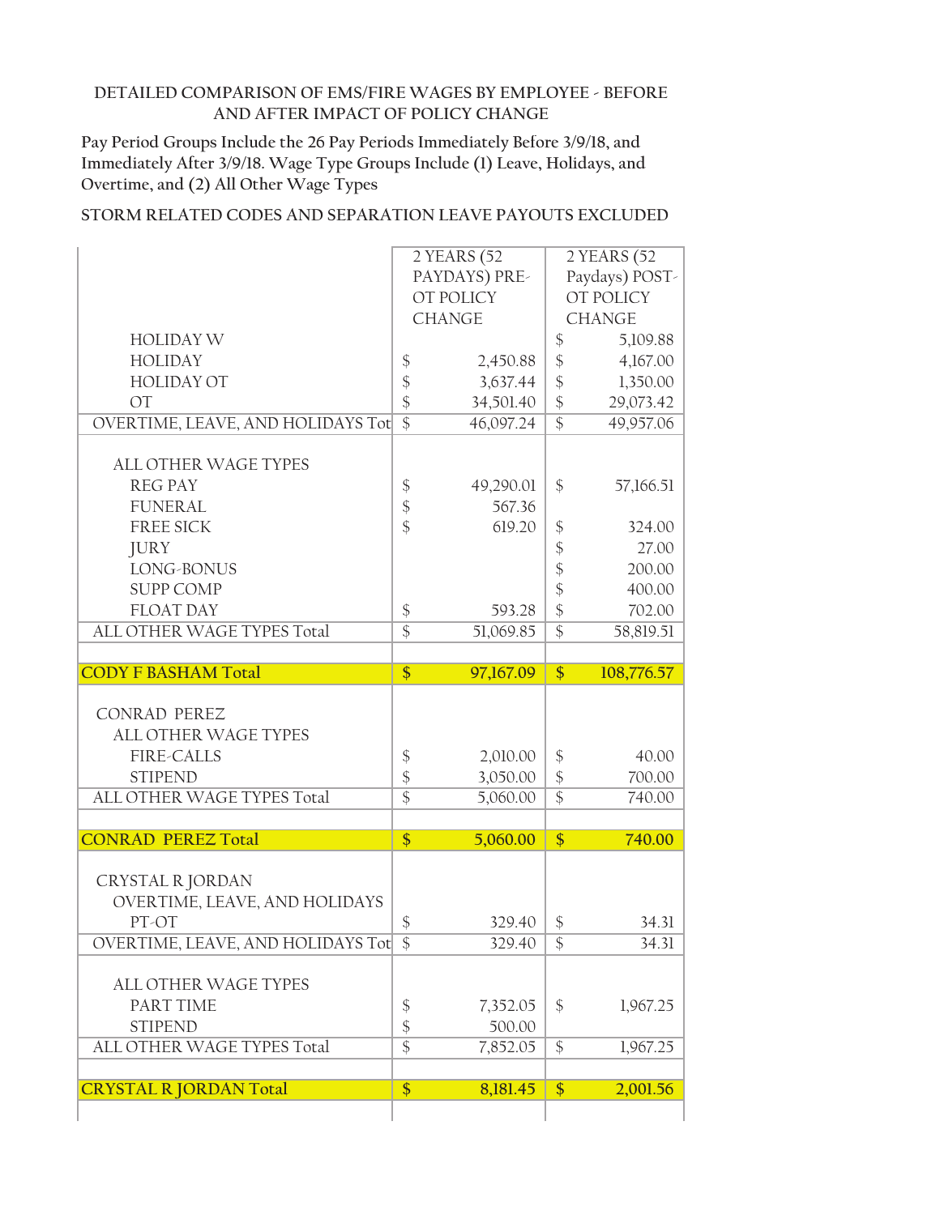DETAILED COMPARISON OF EMS/FIRE WAGES BY EMPLOYEE - BEFORE AND AFTER IMPACT OF POLICY CHANGE

Pay Period Groups Include the 26 Pay Periods Immediately Before 3/9/18, and Immediately After 3/9/18. Wage Type Groups Include (1) Leave, Holidays, and Overtime, and (2) All Other Wage Types

STORM RELATED CODES AND SEPARATION LEAVE PAYOUTS EXCLUDED

| | 2 YEARS (52 PAYDAYS) PRE-OT POLICY CHANGE | 2 YEARS (52 Paydays) POST-OT POLICY CHANGE |
|---|---|---|
| HOLIDAY W | | $ 5,109.88 |
| HOLIDAY | $ 2,450.88 | $ 4,167.00 |
| HOLIDAY OT | $ 3,637.44 | $ 1,350.00 |
| OT | $ 34,501.40 | $ 29,073.42 |
| OVERTIME, LEAVE, AND HOLIDAYS Tot | $ 46,097.24 | $ 49,957.06 |
| | | |
| ALL OTHER WAGE TYPES | | |
| REG PAY | $ 49,290.01 | $ 57,166.51 |
| FUNERAL | $ 567.36 | |
| FREE SICK | $ 619.20 | $ 324.00 |
| JURY | | $ 27.00 |
| LONG-BONUS | | $ 200.00 |
| SUPP COMP | | $ 400.00 |
| FLOAT DAY | $ 593.28 | $ 702.00 |
| ALL OTHER WAGE TYPES Total | $ 51,069.85 | $ 58,819.51 |
| | | |
| **CODY F BASHAM Total** | **$ 97,167.09** | **$ 108,776.57** |
| | | |
| CONRAD PEREZ | | |
| ALL OTHER WAGE TYPES | | |
| FIRE-CALLS | $ 2,010.00 | $ 40.00 |
| STIPEND | $ 3,050.00 | $ 700.00 |
| ALL OTHER WAGE TYPES Total | $ 5,060.00 | $ 740.00 |
| | | |
| **CONRAD PEREZ Total** | **$ 5,060.00** | **$ 740.00** |
| | | |
| CRYSTAL R JORDAN | | |
| OVERTIME, LEAVE, AND HOLIDAYS | | |
| PT-OT | $ 329.40 | $ 34.31 |
| OVERTIME, LEAVE, AND HOLIDAYS Tot | $ 329.40 | $ 34.31 |
| | | |
| ALL OTHER WAGE TYPES | | |
| PART TIME | $ 7,352.05 | $ 1,967.25 |
| STIPEND | $ 500.00 | |
| ALL OTHER WAGE TYPES Total | $ 7,852.05 | $ 1,967.25 |
| | | |
| **CRYSTAL R JORDAN Total** | **$ 8,181.45** | **$ 2,001.56** |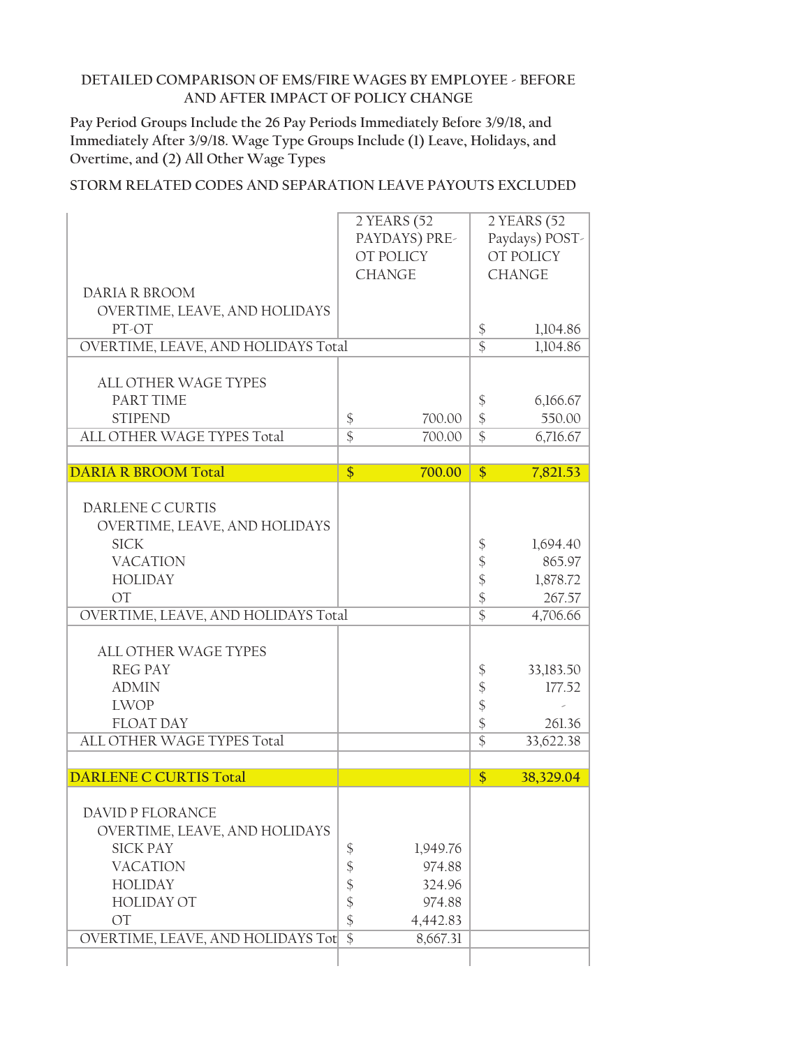DETAILED COMPARISON OF EMS/FIRE WAGES BY EMPLOYEE - BEFORE AND AFTER IMPACT OF POLICY CHANGE

Pay Period Groups Include the 26 Pay Periods Immediately Before 3/9/18, and Immediately After 3/9/18. Wage Type Groups Include (1) Leave, Holidays, and Overtime, and (2) All Other Wage Types

STORM RELATED CODES AND SEPARATION LEAVE PAYOUTS EXCLUDED

| | 2 YEARS (52 PAYDAYS) PRE-OT POLICY CHANGE | 2 YEARS (52 Paydays) POST-OT POLICY CHANGE |
|---|---|---|
| DARIA R BROOM | | |
| OVERTIME, LEAVE, AND HOLIDAYS | | |
| PT-OT | | $ 1,104.86 |
| OVERTIME, LEAVE, AND HOLIDAYS Total | | $ 1,104.86 |
| | | |
| ALL OTHER WAGE TYPES | | |
| PART TIME | | $ 6,166.67 |
| STIPEND | $ 700.00 | $ 550.00 |
| ALL OTHER WAGE TYPES Total | $ 700.00 | $ 6,716.67 |
| | | |
| **DARIA R BROOM Total** | **$ 700.00** | **$ 7,821.53** |
| | | |
| DARLENE C CURTIS | | |
| OVERTIME, LEAVE, AND HOLIDAYS | | |
| SICK | | $ 1,694.40 |
| VACATION | | $ 865.97 |
| HOLIDAY | | $ 1,878.72 |
| OT | | $ 267.57 |
| OVERTIME, LEAVE, AND HOLIDAYS Total | | $ 4,706.66 |
| | | |
| ALL OTHER WAGE TYPES | | |
| REG PAY | | $ 33,183.50 |
| ADMIN | | $ 177.52 |
| LWOP | | $ - |
| FLOAT DAY | | $ 261.36 |
| ALL OTHER WAGE TYPES Total | | $ 33,622.38 |
| | | |
| **DARLENE C CURTIS Total** | | **$ 38,329.04** |
| | | |
| DAVID P FLORANCE | | |
| OVERTIME, LEAVE, AND HOLIDAYS | | |
| SICK PAY | $ 1,949.76 | |
| VACATION | $ 974.88 | |
| HOLIDAY | $ 324.96 | |
| HOLIDAY OT | $ 974.88 | |
| OT | $ 4,442.83 | |
| OVERTIME, LEAVE, AND HOLIDAYS Tot | $ 8,667.31 | |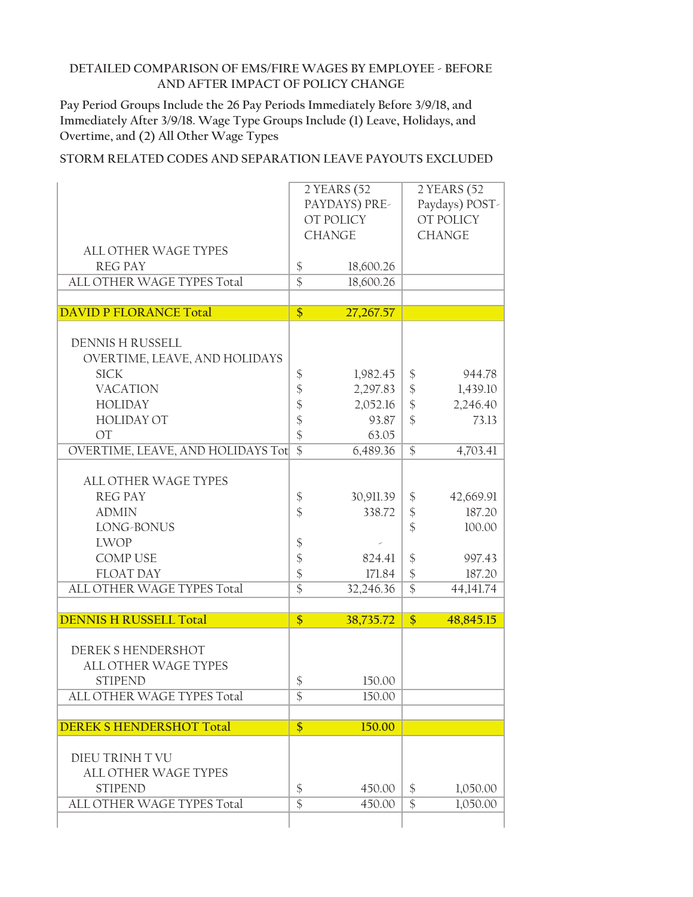DETAILED COMPARISON OF EMS/FIRE WAGES BY EMPLOYEE - BEFORE AND AFTER IMPACT OF POLICY CHANGE

Pay Period Groups Include the 26 Pay Periods Immediately Before 3/9/18, and Immediately After 3/9/18. Wage Type Groups Include (1) Leave, Holidays, and Overtime, and (2) All Other Wage Types

STORM RELATED CODES AND SEPARATION LEAVE PAYOUTS EXCLUDED

| | 2 YEARS (52 PAYDAYS) PRE-OT POLICY CHANGE | 2 YEARS (52 Paydays) POST-OT POLICY CHANGE |
|---|---|---|
| ALL OTHER WAGE TYPES | | |
| REG PAY | $ 18,600.26 | |
| ALL OTHER WAGE TYPES Total | $ 18,600.26 | |
| | | |
| **DAVID P FLORANCE Total** | **$ 27,267.57** | |
| | | |
| DENNIS H RUSSELL | | |
| OVERTIME, LEAVE, AND HOLIDAYS | | |
| SICK | $ 1,982.45 | $ 944.78 |
| VACATION | $ 2,297.83 | $ 1,439.10 |
| HOLIDAY | $ 2,052.16 | $ 2,246.40 |
| HOLIDAY OT | $ 93.87 | $ 73.13 |
| OT | $ 63.05 | |
| OVERTIME, LEAVE, AND HOLIDAYS Tot | $ 6,489.36 | $ 4,703.41 |
| | | |
| ALL OTHER WAGE TYPES | | |
| REG PAY | $ 30,911.39 | $ 42,669.91 |
| ADMIN | $ 338.72 | $ 187.20 |
| LONG-BONUS | | $ 100.00 |
| LWOP | $ - | |
| COMP USE | $ 824.41 | $ 997.43 |
| FLOAT DAY | $ 171.84 | $ 187.20 |
| ALL OTHER WAGE TYPES Total | $ 32,246.36 | $ 44,141.74 |
| | | |
| **DENNIS H RUSSELL Total** | **$ 38,735.72** | **$ 48,845.15** |
| | | |
| DEREK S HENDERSHOT | | |
| ALL OTHER WAGE TYPES | | |
| STIPEND | $ 150.00 | |
| ALL OTHER WAGE TYPES Total | $ 150.00 | |
| | | |
| **DEREK S HENDERSHOT Total** | **$ 150.00** | |
| | | |
| DIEU TRINH T VU | | |
| ALL OTHER WAGE TYPES | | |
| STIPEND | $ 450.00 | $ 1,050.00 |
| ALL OTHER WAGE TYPES Total | $ 450.00 | $ 1,050.00 |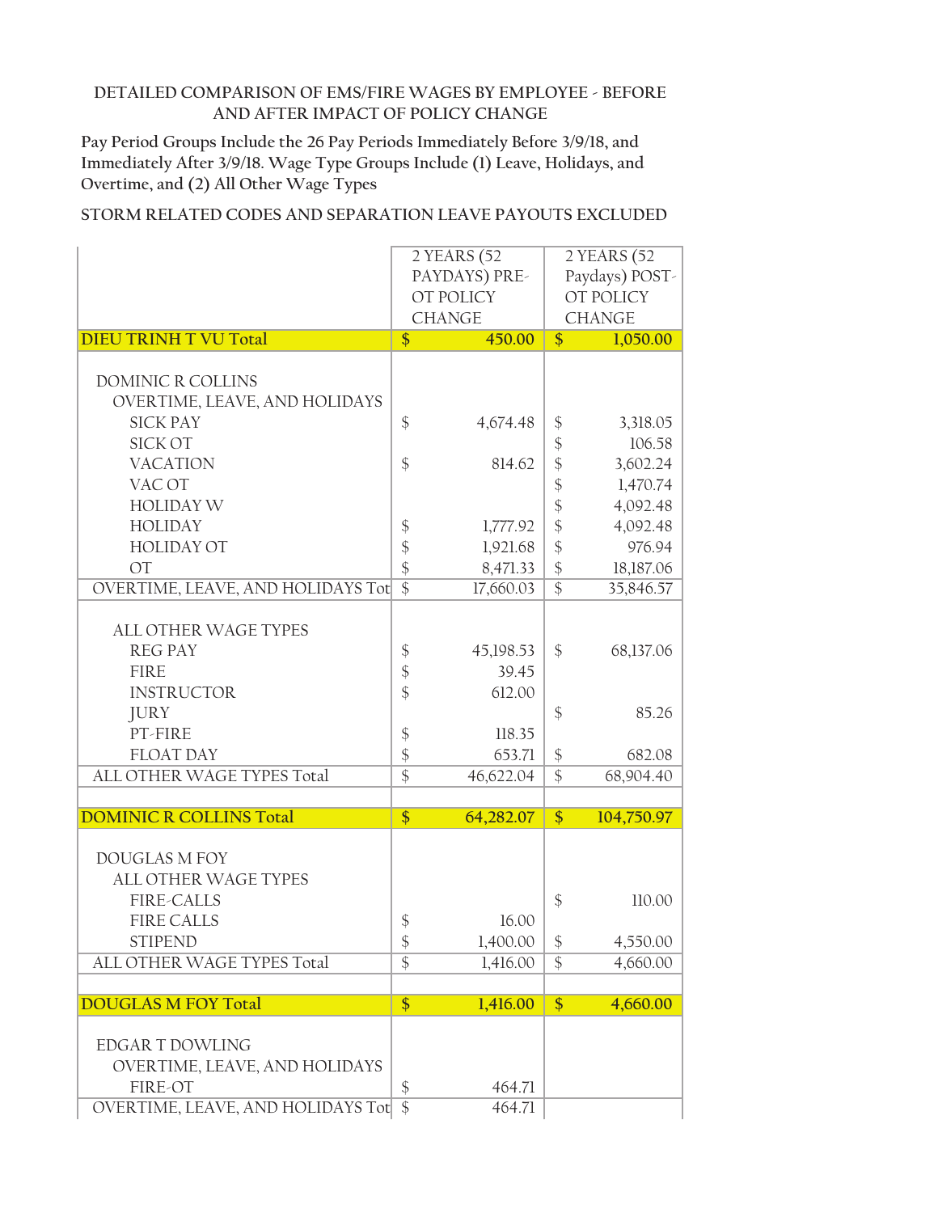DETAILED COMPARISON OF EMS/FIRE WAGES BY EMPLOYEE - BEFORE AND AFTER IMPACT OF POLICY CHANGE

Pay Period Groups Include the 26 Pay Periods Immediately Before 3/9/18, and Immediately After 3/9/18. Wage Type Groups Include (1) Leave, Holidays, and Overtime, and (2) All Other Wage Types

STORM RELATED CODES AND SEPARATION LEAVE PAYOUTS EXCLUDED

| | 2 YEARS (52 PAYDAYS) PRE-OT POLICY CHANGE | 2 YEARS (52 Paydays) POST-OT POLICY CHANGE |
|---|---|---|
| **DIEU TRINH T VU Total** | **$ 450.00** | **$ 1,050.00** |
| | | |
| DOMINIC R COLLINS | | |
| OVERTIME, LEAVE, AND HOLIDAYS | | |
| SICK PAY | $ 4,674.48 | $ 3,318.05 |
| SICK OT | | $ 106.58 |
| VACATION | $ 814.62 | $ 3,602.24 |
| VAC OT | | $ 1,470.74 |
| HOLIDAY W | | $ 4,092.48 |
| HOLIDAY | $ 1,777.92 | $ 4,092.48 |
| HOLIDAY OT | $ 1,921.68 | $ 976.94 |
| OT | $ 8,471.33 | $ 18,187.06 |
| OVERTIME, LEAVE, AND HOLIDAYS Tot | $ 17,660.03 | $ 35,846.57 |
| | | |
| ALL OTHER WAGE TYPES | | |
| REG PAY | $ 45,198.53 | $ 68,137.06 |
| FIRE | $ 39.45 | |
| INSTRUCTOR | $ 612.00 | |
| JURY | | $ 85.26 |
| PT-FIRE | $ 118.35 | |
| FLOAT DAY | $ 653.71 | $ 682.08 |
| ALL OTHER WAGE TYPES Total | $ 46,622.04 | $ 68,904.40 |
| | | |
| **DOMINIC R COLLINS Total** | **$ 64,282.07** | **$ 104,750.97** |
| | | |
| DOUGLAS M FOY | | |
| ALL OTHER WAGE TYPES | | |
| FIRE-CALLS | | $ 110.00 |
| FIRE CALLS | $ 16.00 | |
| STIPEND | $ 1,400.00 | $ 4,550.00 |
| ALL OTHER WAGE TYPES Total | $ 1,416.00 | $ 4,660.00 |
| | | |
| **DOUGLAS M FOY Total** | **$ 1,416.00** | **$ 4,660.00** |
| | | |
| EDGAR T DOWLING | | |
| OVERTIME, LEAVE, AND HOLIDAYS | | |
| FIRE-OT | $ 464.71 | |
| OVERTIME, LEAVE, AND HOLIDAYS Tot | $ 464.71 | |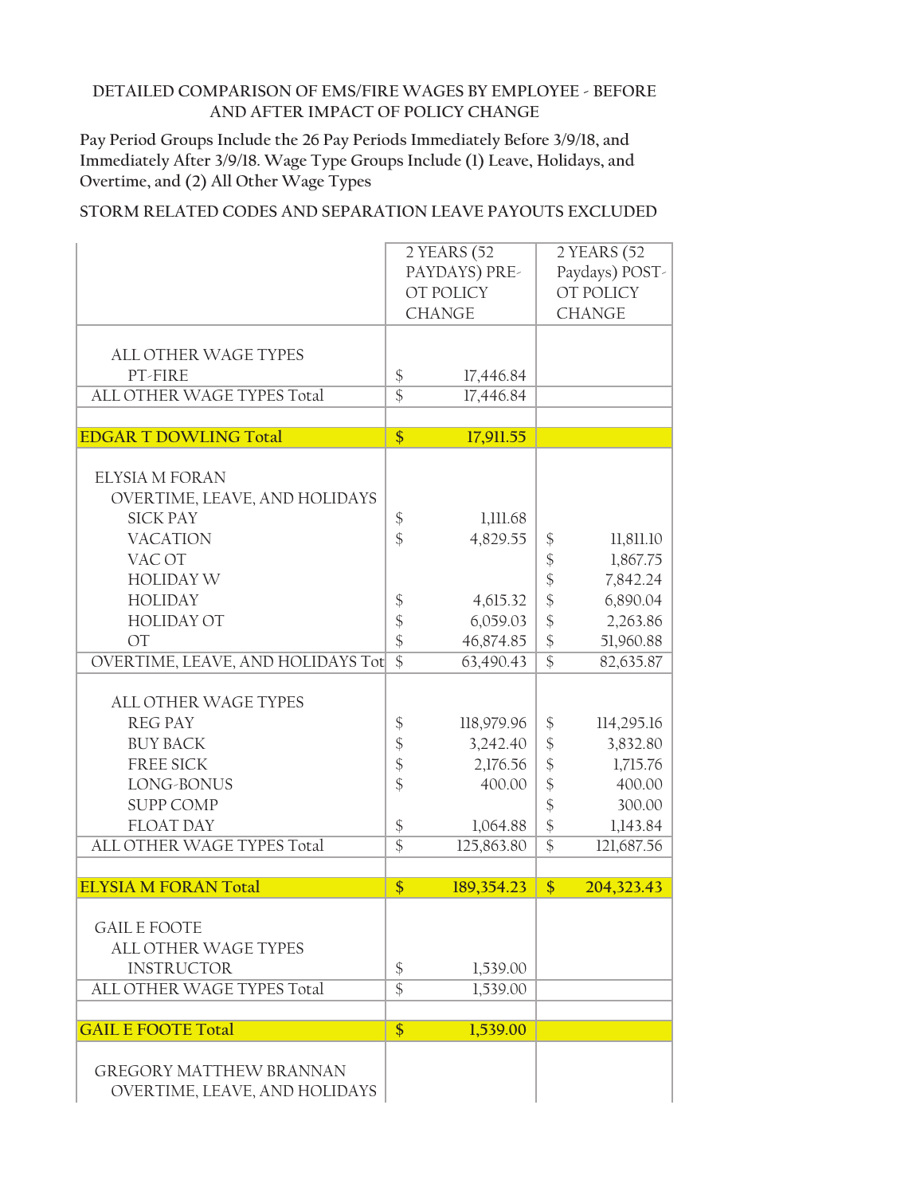DETAILED COMPARISON OF EMS/FIRE WAGES BY EMPLOYEE - BEFORE AND AFTER IMPACT OF POLICY CHANGE

Pay Period Groups Include the 26 Pay Periods Immediately Before 3/9/18, and Immediately After 3/9/18. Wage Type Groups Include (1) Leave, Holidays, and Overtime, and (2) All Other Wage Types

STORM RELATED CODES AND SEPARATION LEAVE PAYOUTS EXCLUDED

| | 2 YEARS (52 PAYDAYS) PRE-OT POLICY CHANGE | 2 YEARS (52 Paydays) POST-OT POLICY CHANGE |
|---|---|---|
| ALL OTHER WAGE TYPES | | |
| PT-FIRE | $ 17,446.84 | |
| ALL OTHER WAGE TYPES Total | $ 17,446.84 | |
| | | |
| **EDGAR T DOWLING Total** | **$ 17,911.55** | |
| ELYSIA M FORAN | | |
| OVERTIME, LEAVE, AND HOLIDAYS | | |
| SICK PAY | $ 1,111.68 | |
| VACATION | $ 4,829.55 | $ 11,811.10 |
| VAC OT | | $ 1,867.75 |
| HOLIDAY W | | $ 7,842.24 |
| HOLIDAY | $ 4,615.32 | $ 6,890.04 |
| HOLIDAY OT | $ 6,059.03 | $ 2,263.86 |
| OT | $ 46,874.85 | $ 51,960.88 |
| OVERTIME, LEAVE, AND HOLIDAYS Tot | $ 63,490.43 | $ 82,635.87 |
| ALL OTHER WAGE TYPES | | |
| REG PAY | $ 118,979.96 | $ 114,295.16 |
| BUY BACK | $ 3,242.40 | $ 3,832.80 |
| FREE SICK | $ 2,176.56 | $ 1,715.76 |
| LONG-BONUS | $ 400.00 | $ 400.00 |
| SUPP COMP | | $ 300.00 |
| FLOAT DAY | $ 1,064.88 | $ 1,143.84 |
| ALL OTHER WAGE TYPES Total | $ 125,863.80 | $ 121,687.56 |
| | | |
| **ELYSIA M FORAN Total** | **$ 189,354.23** | **$ 204,323.43** |
| GAIL E FOOTE | | |
| ALL OTHER WAGE TYPES | | |
| INSTRUCTOR | $ 1,539.00 | |
| ALL OTHER WAGE TYPES Total | $ 1,539.00 | |
| | | |
| **GAIL E FOOTE Total** | **$ 1,539.00** | |
| GREGORY MATTHEW BRANNAN | | |
| OVERTIME, LEAVE, AND HOLIDAYS | | |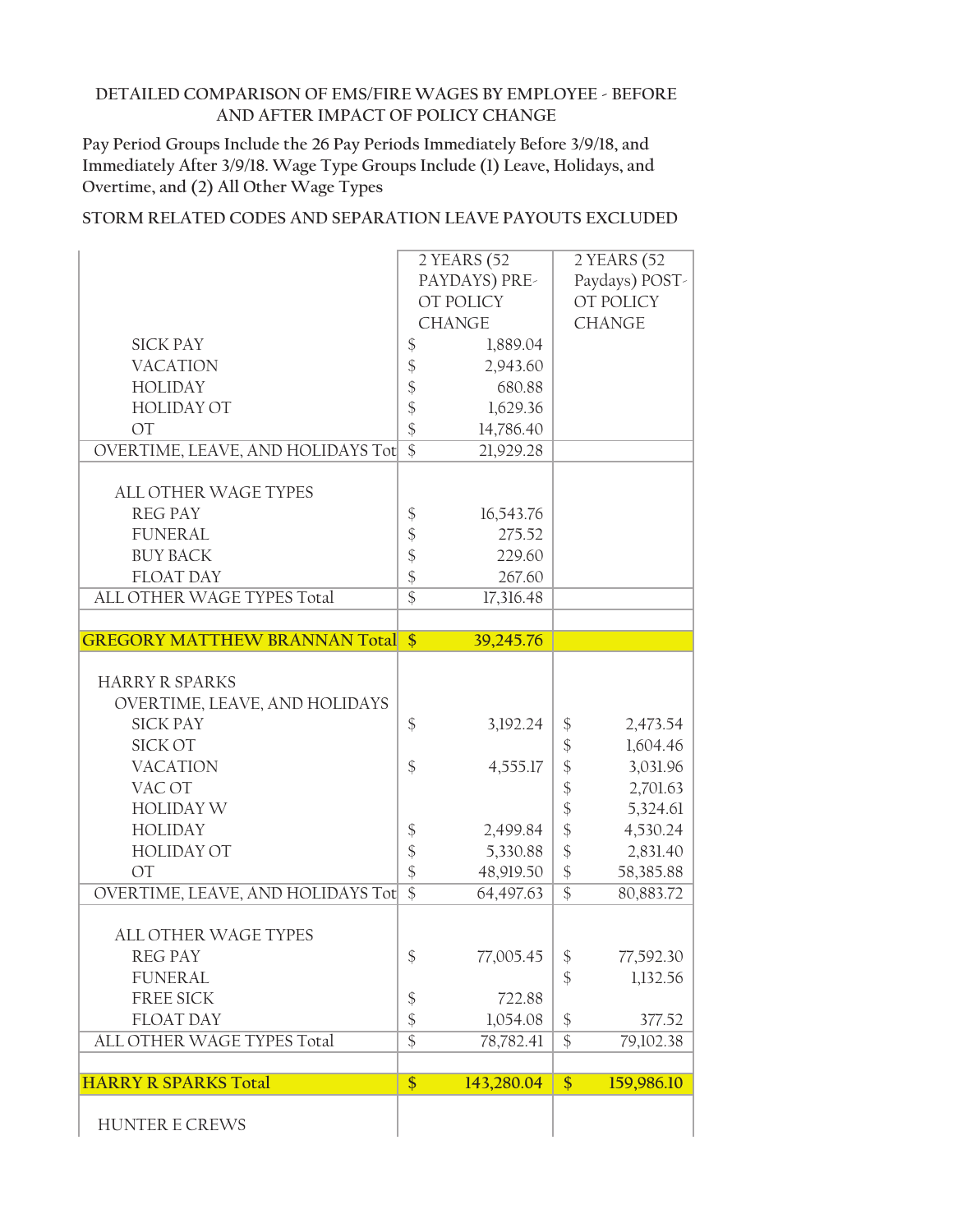DETAILED COMPARISON OF EMS/FIRE WAGES BY EMPLOYEE - BEFORE AND AFTER IMPACT OF POLICY CHANGE

Pay Period Groups Include the 26 Pay Periods Immediately Before 3/9/18, and Immediately After 3/9/18. Wage Type Groups Include (1) Leave, Holidays, and Overtime, and (2) All Other Wage Types

STORM RELATED CODES AND SEPARATION LEAVE PAYOUTS EXCLUDED

| | 2 YEARS (52 PAYDAYS) PRE-OT POLICY CHANGE | 2 YEARS (52 Paydays) POST-OT POLICY CHANGE |
|---|---|---|
| SICK PAY | $ 1,889.04 | |
| VACATION | $ 2,943.60 | |
| HOLIDAY | $ 680.88 | |
| HOLIDAY OT | $ 1,629.36 | |
| OT | $ 14,786.40 | |
| OVERTIME, LEAVE, AND HOLIDAYS Tot | $ 21,929.28 | |
| | | |
| ALL OTHER WAGE TYPES | | |
| REG PAY | $ 16,543.76 | |
| FUNERAL | $ 275.52 | |
| BUY BACK | $ 229.60 | |
| FLOAT DAY | $ 267.60 | |
| ALL OTHER WAGE TYPES Total | $ 17,316.48 | |
| | | |
| **GREGORY MATTHEW BRANNAN Total** | **$ 39,245.76** | |
| | | |
| HARRY R SPARKS | | |
| OVERTIME, LEAVE, AND HOLIDAYS | | |
| SICK PAY | $ 3,192.24 | $ 2,473.54 |
| SICK OT | | $ 1,604.46 |
| VACATION | $ 4,555.17 | $ 3,031.96 |
| VAC OT | | $ 2,701.63 |
| HOLIDAY W | | $ 5,324.61 |
| HOLIDAY | $ 2,499.84 | $ 4,530.24 |
| HOLIDAY OT | $ 5,330.88 | $ 2,831.40 |
| OT | $ 48,919.50 | $ 58,385.88 |
| OVERTIME, LEAVE, AND HOLIDAYS Tot | $ 64,497.63 | $ 80,883.72 |
| | | |
| ALL OTHER WAGE TYPES | | |
| REG PAY | $ 77,005.45 | $ 77,592.30 |
| FUNERAL | | $ 1,132.56 |
| FREE SICK | $ 722.88 | |
| FLOAT DAY | $ 1,054.08 | $ 377.52 |
| ALL OTHER WAGE TYPES Total | $ 78,782.41 | $ 79,102.38 |
| | | |
| **HARRY R SPARKS Total** | **$ 143,280.04** | **$ 159,986.10** |
| | | |
| HUNTER E CREWS | | |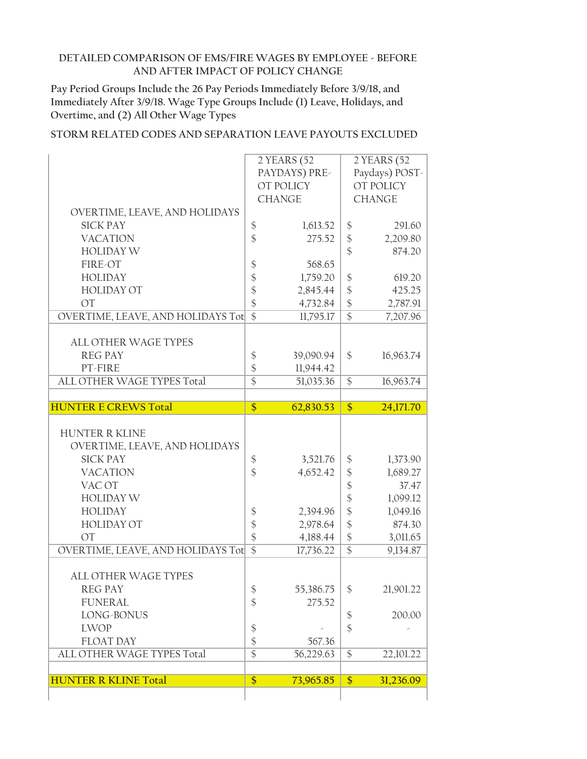DETAILED COMPARISON OF EMS/FIRE WAGES BY EMPLOYEE - BEFORE AND AFTER IMPACT OF POLICY CHANGE

Pay Period Groups Include the 26 Pay Periods Immediately Before 3/9/18, and Immediately After 3/9/18. Wage Type Groups Include (1) Leave, Holidays, and Overtime, and (2) All Other Wage Types

STORM RELATED CODES AND SEPARATION LEAVE PAYOUTS EXCLUDED

| | 2 YEARS (52 PAYDAYS) PRE-OT POLICY CHANGE | 2 YEARS (52 Paydays) POST-OT POLICY CHANGE |
|---|---|---|
| OVERTIME, LEAVE, AND HOLIDAYS | | |
| SICK PAY | $ 1,613.52 | $ 291.60 |
| VACATION | $ 275.52 | $ 2,209.80 |
| HOLIDAY W | | $ 874.20 |
| FIRE-OT | $ 568.65 | |
| HOLIDAY | $ 1,759.20 | $ 619.20 |
| HOLIDAY OT | $ 2,845.44 | $ 425.25 |
| OT | $ 4,732.84 | $ 2,787.91 |
| OVERTIME, LEAVE, AND HOLIDAYS Tot | $ 11,795.17 | $ 7,207.96 |
| | | |
| ALL OTHER WAGE TYPES | | |
| REG PAY | $ 39,090.94 | $ 16,963.74 |
| PT-FIRE | $ 11,944.42 | |
| ALL OTHER WAGE TYPES Total | $ 51,035.36 | $ 16,963.74 |
| | | |
| **HUNTER E CREWS Total** | **$ 62,830.53** | **$ 24,171.70** |
| | | |
| HUNTER R KLINE | | |
| OVERTIME, LEAVE, AND HOLIDAYS | | |
| SICK PAY | $ 3,521.76 | $ 1,373.90 |
| VACATION | $ 4,652.42 | $ 1,689.27 |
| VAC OT | | $ 37.47 |
| HOLIDAY W | | $ 1,099.12 |
| HOLIDAY | $ 2,394.96 | $ 1,049.16 |
| HOLIDAY OT | $ 2,978.64 | $ 874.30 |
| OT | $ 4,188.44 | $ 3,011.65 |
| OVERTIME, LEAVE, AND HOLIDAYS Tot | $ 17,736.22 | $ 9,134.87 |
| | | |
| ALL OTHER WAGE TYPES | | |
| REG PAY | $ 55,386.75 | $ 21,901.22 |
| FUNERAL | $ 275.52 | |
| LONG-BONUS | | $ 200.00 |
| LWOP | $ - | $ - |
| FLOAT DAY | $ 567.36 | |
| ALL OTHER WAGE TYPES Total | $ 56,229.63 | $ 22,101.22 |
| | | |
| **HUNTER R KLINE Total** | **$ 73,965.85** | **$ 31,236.09** |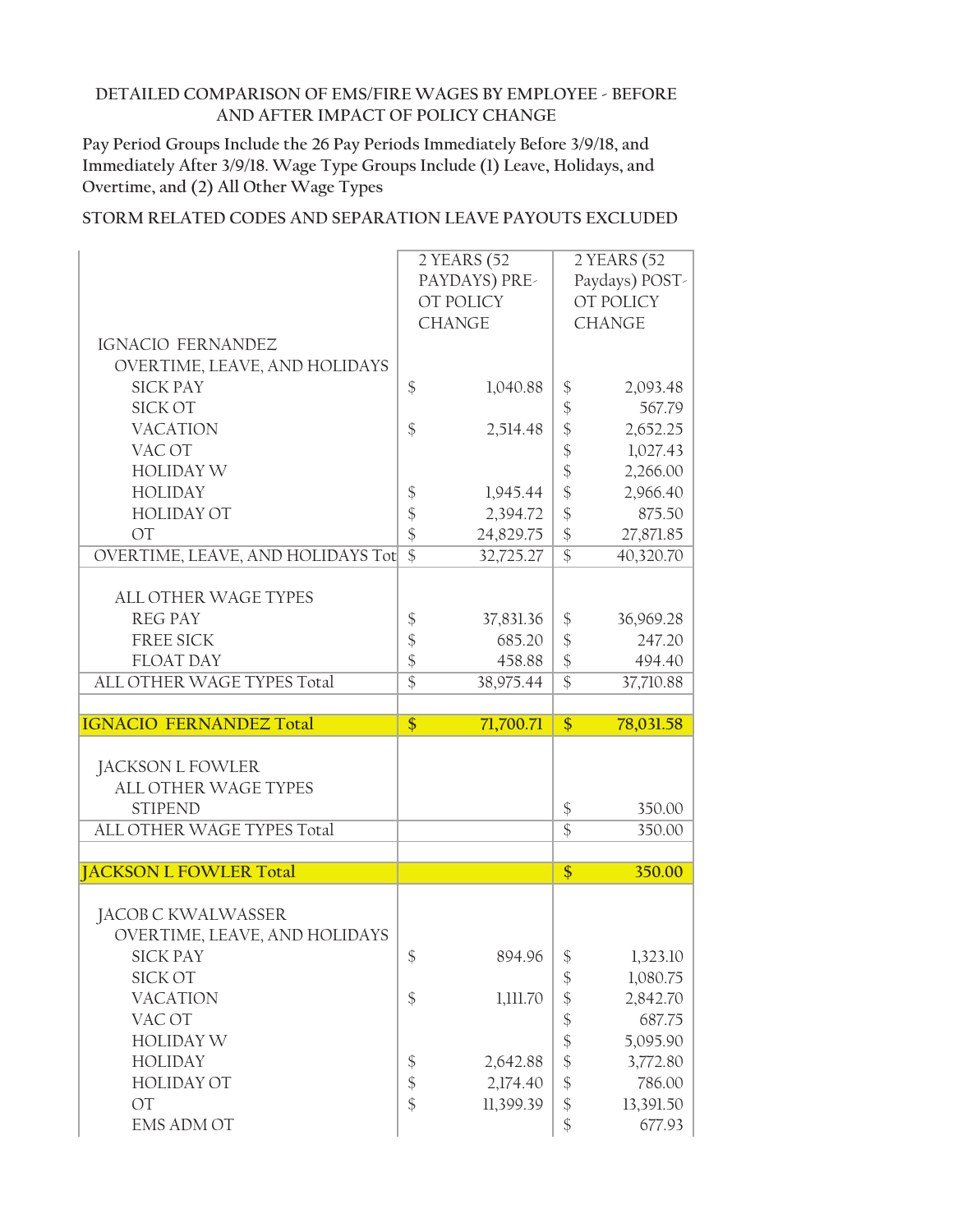DETAILED COMPARISON OF EMS/FIRE WAGES BY EMPLOYEE - BEFORE AND AFTER IMPACT OF POLICY CHANGE

Pay Period Groups Include the 26 Pay Periods Immediately Before 3/9/18, and Immediately After 3/9/18. Wage Type Groups Include (1) Leave, Holidays, and Overtime, and (2) All Other Wage Types

STORM RELATED CODES AND SEPARATION LEAVE PAYOUTS EXCLUDED

| | 2 YEARS (52 PAYDAYS) PRE-OT POLICY CHANGE | 2 YEARS (52 Paydays) POST-OT POLICY CHANGE |
|---|---|---|
| IGNACIO FERNANDEZ | | |
| OVERTIME, LEAVE, AND HOLIDAYS | | |
| SICK PAY | $ 1,040.88 | $ 2,093.48 |
| SICK OT | | $ 567.79 |
| VACATION | $ 2,514.48 | $ 2,652.25 |
| VAC OT | | $ 1,027.43 |
| HOLIDAY W | | $ 2,266.00 |
| HOLIDAY | $ 1,945.44 | $ 2,966.40 |
| HOLIDAY OT | $ 2,394.72 | $ 875.50 |
| OT | $ 24,829.75 | $ 27,871.85 |
| OVERTIME, LEAVE, AND HOLIDAYS Tot | $ 32,725.27 | $ 40,320.70 |
| | | |
| ALL OTHER WAGE TYPES | | |
| REG PAY | $ 37,831.36 | $ 36,969.28 |
| FREE SICK | $ 685.20 | $ 247.20 |
| FLOAT DAY | $ 458.88 | $ 494.40 |
| ALL OTHER WAGE TYPES Total | $ 38,975.44 | $ 37,710.88 |
| | | |
| **IGNACIO FERNANDEZ Total** | **$ 71,700.71** | **$ 78,031.58** |
| | | |
| JACKSON L FOWLER | | |
| ALL OTHER WAGE TYPES | | |
| STIPEND | | $ 350.00 |
| ALL OTHER WAGE TYPES Total | | $ 350.00 |
| | | |
| **JACKSON L FOWLER Total** | | **$ 350.00** |
| | | |
| JACOB C KWALWASSER | | |
| OVERTIME, LEAVE, AND HOLIDAYS | | |
| SICK PAY | $ 894.96 | $ 1,323.10 |
| SICK OT | | $ 1,080.75 |
| VACATION | $ 1,111.70 | $ 2,842.70 |
| VAC OT | | $ 687.75 |
| HOLIDAY W | | $ 5,095.90 |
| HOLIDAY | $ 2,642.88 | $ 3,772.80 |
| HOLIDAY OT | $ 2,174.40 | $ 786.00 |
| OT | $ 11,399.39 | $ 13,391.50 |
| EMS ADM OT | | $ 677.93 |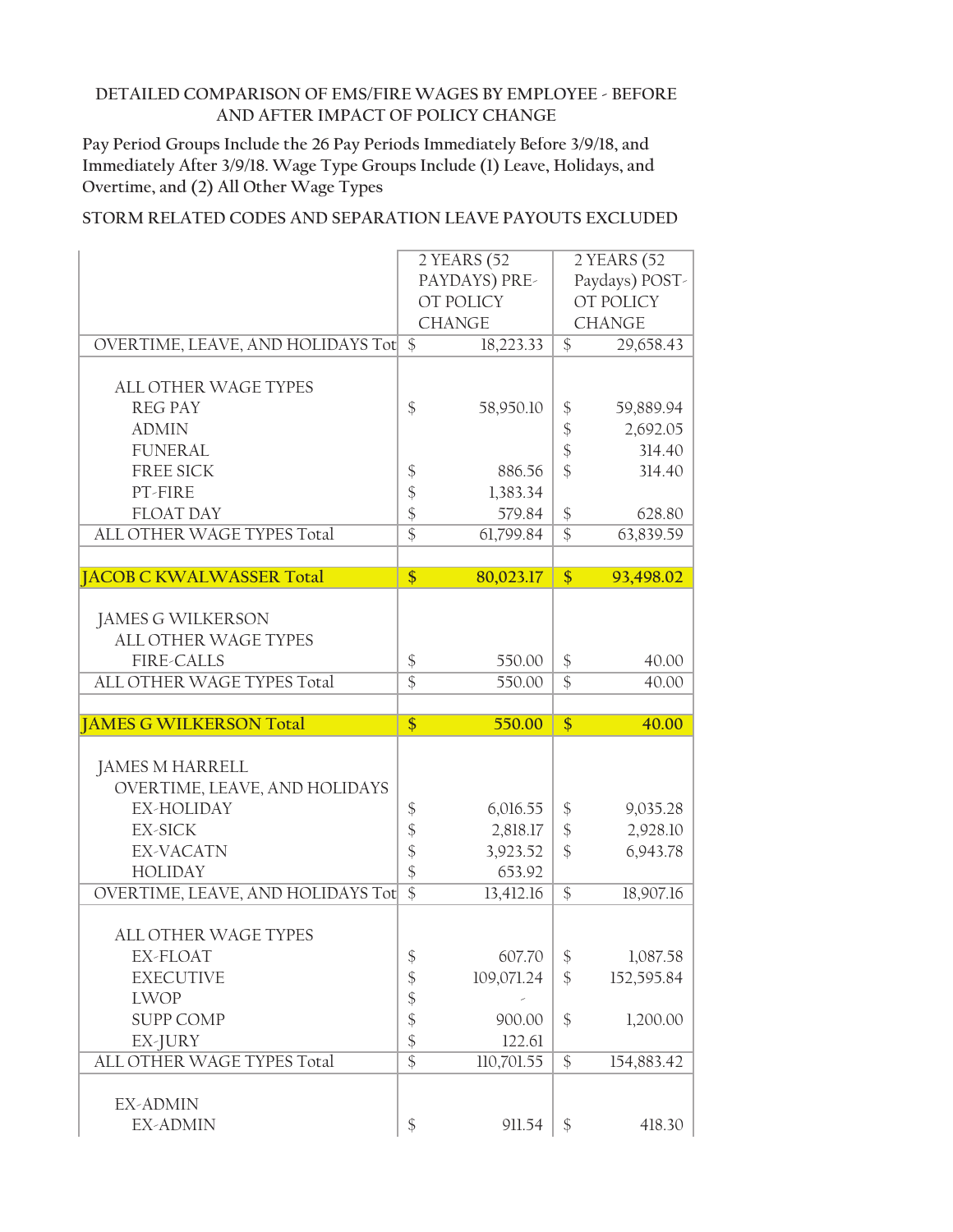DETAILED COMPARISON OF EMS/FIRE WAGES BY EMPLOYEE - BEFORE AND AFTER IMPACT OF POLICY CHANGE

Pay Period Groups Include the 26 Pay Periods Immediately Before 3/9/18, and Immediately After 3/9/18. Wage Type Groups Include (1) Leave, Holidays, and Overtime, and (2) All Other Wage Types

STORM RELATED CODES AND SEPARATION LEAVE PAYOUTS EXCLUDED

| | 2 YEARS (52 PAYDAYS) PRE-OT POLICY CHANGE | 2 YEARS (52 Paydays) POST-OT POLICY CHANGE |
|---|---|---|
| OVERTIME, LEAVE, AND HOLIDAYS Tot | $ 18,223.33 | $ 29,658.43 |
| | | |
| ALL OTHER WAGE TYPES | | |
| REG PAY | $ 58,950.10 | $ 59,889.94 |
| ADMIN | | $ 2,692.05 |
| FUNERAL | | $ 314.40 |
| FREE SICK | $ 886.56 | $ 314.40 |
| PT-FIRE | $ 1,383.34 | |
| FLOAT DAY | $ 579.84 | $ 628.80 |
| ALL OTHER WAGE TYPES Total | $ 61,799.84 | $ 63,839.59 |
| | | |
| **JACOB C KWALWASSER Total** | **$ 80,023.17** | **$ 93,498.02** |
| | | |
| JAMES G WILKERSON | | |
| ALL OTHER WAGE TYPES | | |
| FIRE-CALLS | $ 550.00 | $ 40.00 |
| ALL OTHER WAGE TYPES Total | $ 550.00 | $ 40.00 |
| | | |
| **JAMES G WILKERSON Total** | **$ 550.00** | **$ 40.00** |
| | | |
| JAMES M HARRELL | | |
| OVERTIME, LEAVE, AND HOLIDAYS | | |
| EX-HOLIDAY | $ 6,016.55 | $ 9,035.28 |
| EX-SICK | $ 2,818.17 | $ 2,928.10 |
| EX-VACATN | $ 3,923.52 | $ 6,943.78 |
| HOLIDAY | $ 653.92 | |
| OVERTIME, LEAVE, AND HOLIDAYS Tot | $ 13,412.16 | $ 18,907.16 |
| | | |
| ALL OTHER WAGE TYPES | | |
| EX-FLOAT | $ 607.70 | $ 1,087.58 |
| EXECUTIVE | $ 109,071.24 | $ 152,595.84 |
| LWOP | $ - | |
| SUPP COMP | $ 900.00 | $ 1,200.00 |
| EX-JURY | $ 122.61 | |
| ALL OTHER WAGE TYPES Total | $ 110,701.55 | $ 154,883.42 |
| | | |
| EX-ADMIN | | |
| EX-ADMIN | $ 911.54 | $ 418.30 |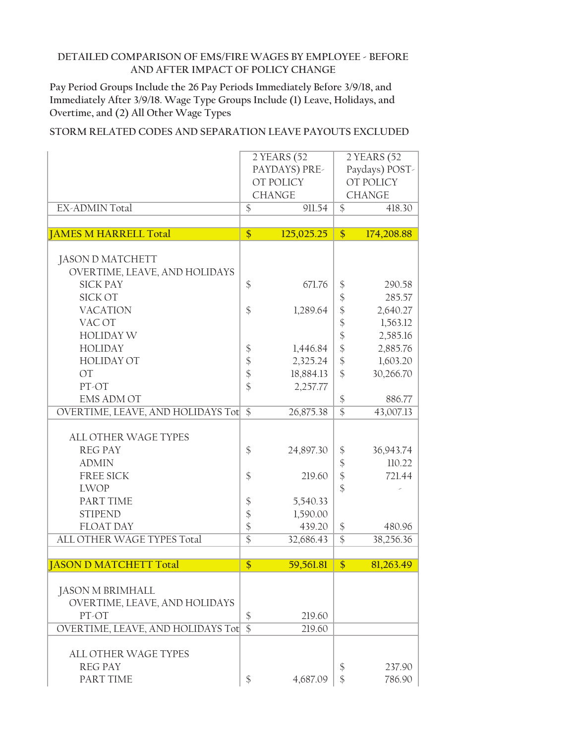DETAILED COMPARISON OF EMS/FIRE WAGES BY EMPLOYEE - BEFORE AND AFTER IMPACT OF POLICY CHANGE

Pay Period Groups Include the 26 Pay Periods Immediately Before 3/9/18, and Immediately After 3/9/18. Wage Type Groups Include (1) Leave, Holidays, and Overtime, and (2) All Other Wage Types

STORM RELATED CODES AND SEPARATION LEAVE PAYOUTS EXCLUDED

| | 2 YEARS (52 PAYDAYS) PRE-OT POLICY CHANGE | 2 YEARS (52 Paydays) POST-OT POLICY CHANGE |
|---|---|---|
| EX-ADMIN Total | $ 911.54 | $ 418.30 |
| | | |
| **JAMES M HARRELL Total** | **$ 125,025.25** | **$ 174,208.88** |
| | | |
| JASON D MATCHETT | | |
| OVERTIME, LEAVE, AND HOLIDAYS | | |
| SICK PAY | $ 671.76 | $ 290.58 |
| SICK OT | | $ 285.57 |
| VACATION | $ 1,289.64 | $ 2,640.27 |
| VAC OT | | $ 1,563.12 |
| HOLIDAY W | | $ 2,585.16 |
| HOLIDAY | $ 1,446.84 | $ 2,885.76 |
| HOLIDAY OT | $ 2,325.24 | $ 1,603.20 |
| OT | $ 18,884.13 | $ 30,266.70 |
| PT-OT | $ 2,257.77 | |
| EMS ADM OT | | $ 886.77 |
| OVERTIME, LEAVE, AND HOLIDAYS Tot | $ 26,875.38 | $ 43,007.13 |
| | | |
| ALL OTHER WAGE TYPES | | |
| REG PAY | $ 24,897.30 | $ 36,943.74 |
| ADMIN | | $ 110.22 |
| FREE SICK | $ 219.60 | $ 721.44 |
| LWOP | | $ - |
| PART TIME | $ 5,540.33 | |
| STIPEND | $ 1,590.00 | |
| FLOAT DAY | $ 439.20 | $ 480.96 |
| ALL OTHER WAGE TYPES Total | $ 32,686.43 | $ 38,256.36 |
| | | |
| **JASON D MATCHETT Total** | **$ 59,561.81** | **$ 81,263.49** |
| | | |
| JASON M BRIMHALL | | |
| OVERTIME, LEAVE, AND HOLIDAYS | | |
| PT-OT | $ 219.60 | |
| OVERTIME, LEAVE, AND HOLIDAYS Tot | $ 219.60 | |
| | | |
| ALL OTHER WAGE TYPES | | |
| REG PAY | | $ 237.90 |
| PART TIME | $ 4,687.09 | $ 786.90 |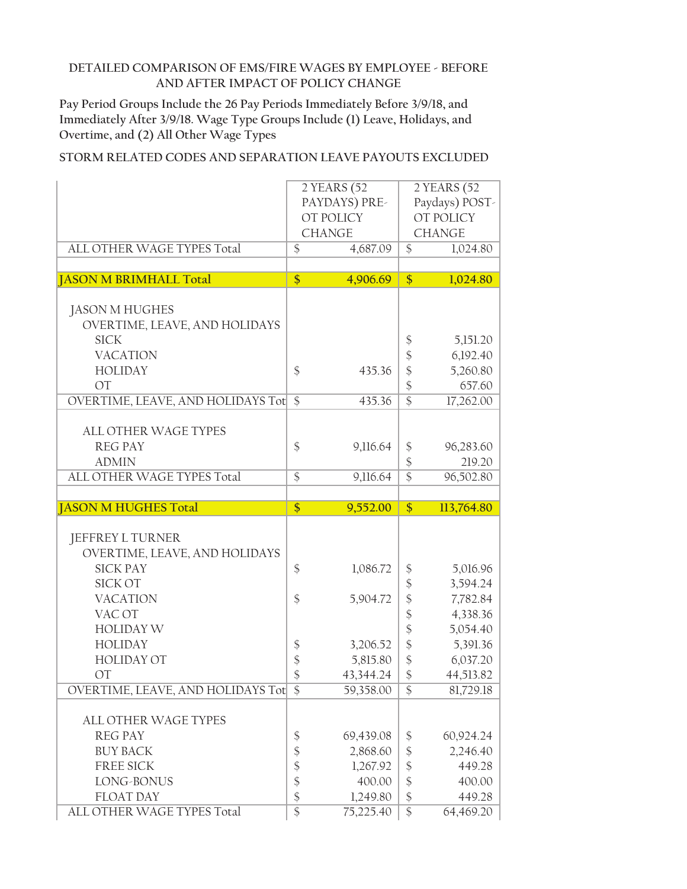DETAILED COMPARISON OF EMS/FIRE WAGES BY EMPLOYEE - BEFORE AND AFTER IMPACT OF POLICY CHANGE

Pay Period Groups Include the 26 Pay Periods Immediately Before 3/9/18, and Immediately After 3/9/18. Wage Type Groups Include (1) Leave, Holidays, and Overtime, and (2) All Other Wage Types

STORM RELATED CODES AND SEPARATION LEAVE PAYOUTS EXCLUDED

| | 2 YEARS (52 PAYDAYS) PRE-OT POLICY CHANGE | 2 YEARS (52 Paydays) POST-OT POLICY CHANGE |
|---|---|---|
| ALL OTHER WAGE TYPES Total | $ 4,687.09 | $ 1,024.80 |
| | | |
| **JASON M BRIMHALL Total** | **$ 4,906.69** | **$ 1,024.80** |
| | | |
| JASON M HUGHES | | |
| OVERTIME, LEAVE, AND HOLIDAYS | | |
| SICK | | $ 5,151.20 |
| VACATION | | $ 6,192.40 |
| HOLIDAY | $ 435.36 | $ 5,260.80 |
| OT | | $ 657.60 |
| OVERTIME, LEAVE, AND HOLIDAYS Tot | $ 435.36 | $ 17,262.00 |
| | | |
| ALL OTHER WAGE TYPES | | |
| REG PAY | $ 9,116.64 | $ 96,283.60 |
| ADMIN | | $ 219.20 |
| ALL OTHER WAGE TYPES Total | $ 9,116.64 | $ 96,502.80 |
| | | |
| **JASON M HUGHES Total** | **$ 9,552.00** | **$ 113,764.80** |
| | | |
| JEFFREY L TURNER | | |
| OVERTIME, LEAVE, AND HOLIDAYS | | |
| SICK PAY | $ 1,086.72 | $ 5,016.96 |
| SICK OT | | $ 3,594.24 |
| VACATION | $ 5,904.72 | $ 7,782.84 |
| VAC OT | | $ 4,338.36 |
| HOLIDAY W | | $ 5,054.40 |
| HOLIDAY | $ 3,206.52 | $ 5,391.36 |
| HOLIDAY OT | $ 5,815.80 | $ 6,037.20 |
| OT | $ 43,344.24 | $ 44,513.82 |
| OVERTIME, LEAVE, AND HOLIDAYS Tot | $ 59,358.00 | $ 81,729.18 |
| | | |
| ALL OTHER WAGE TYPES | | |
| REG PAY | $ 69,439.08 | $ 60,924.24 |
| BUY BACK | $ 2,868.60 | $ 2,246.40 |
| FREE SICK | $ 1,267.92 | $ 449.28 |
| LONG-BONUS | $ 400.00 | $ 400.00 |
| FLOAT DAY | $ 1,249.80 | $ 449.28 |
| ALL OTHER WAGE TYPES Total | $ 75,225.40 | $ 64,469.20 |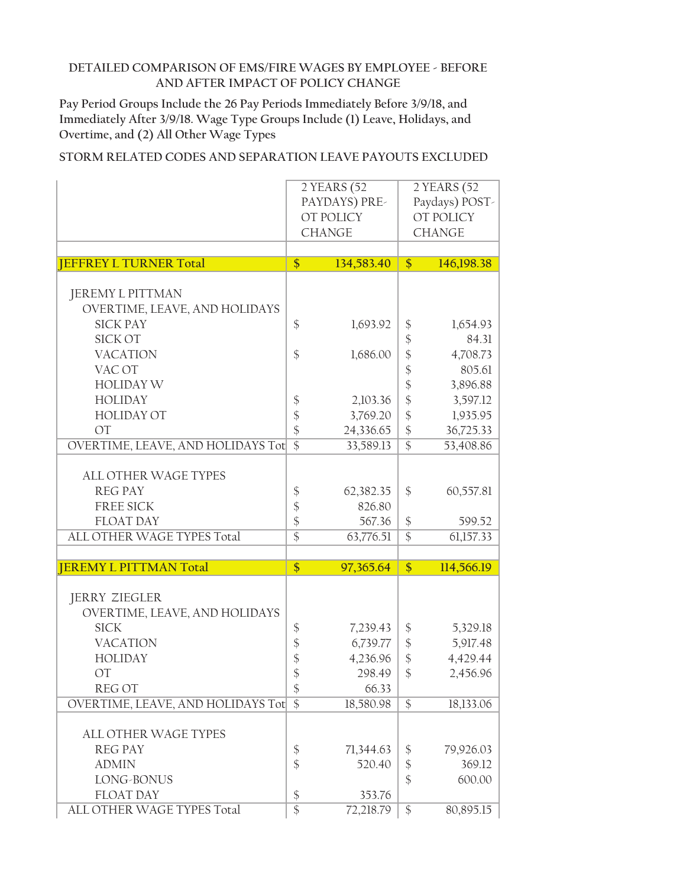DETAILED COMPARISON OF EMS/FIRE WAGES BY EMPLOYEE - BEFORE AND AFTER IMPACT OF POLICY CHANGE

Pay Period Groups Include the 26 Pay Periods Immediately Before 3/9/18, and Immediately After 3/9/18. Wage Type Groups Include (1) Leave, Holidays, and Overtime, and (2) All Other Wage Types

STORM RELATED CODES AND SEPARATION LEAVE PAYOUTS EXCLUDED

| | 2 YEARS (52 PAYDAYS) PRE-OT POLICY CHANGE | 2 YEARS (52 Paydays) POST-OT POLICY CHANGE |
|---|---|---|
| | | |
| **JEFFREY L TURNER Total** | **$ 134,583.40** | **$ 146,198.38** |
| | | |
| JEREMY L PITTMAN | | |
| OVERTIME, LEAVE, AND HOLIDAYS | | |
| SICK PAY | $ 1,693.92 | $ 1,654.93 |
| SICK OT | | $ 84.31 |
| VACATION | $ 1,686.00 | $ 4,708.73 |
| VAC OT | | $ 805.61 |
| HOLIDAY W | | $ 3,896.88 |
| HOLIDAY | $ 2,103.36 | $ 3,597.12 |
| HOLIDAY OT | $ 3,769.20 | $ 1,935.95 |
| OT | $ 24,336.65 | $ 36,725.33 |
| OVERTIME, LEAVE, AND HOLIDAYS Tot | $ 33,589.13 | $ 53,408.86 |
| | | |
| ALL OTHER WAGE TYPES | | |
| REG PAY | $ 62,382.35 | $ 60,557.81 |
| FREE SICK | $ 826.80 | |
| FLOAT DAY | $ 567.36 | $ 599.52 |
| ALL OTHER WAGE TYPES Total | $ 63,776.51 | $ 61,157.33 |
| | | |
| **JEREMY L PITTMAN Total** | **$ 97,365.64** | **$ 114,566.19** |
| | | |
| JERRY ZIEGLER | | |
| OVERTIME, LEAVE, AND HOLIDAYS | | |
| SICK | $ 7,239.43 | $ 5,329.18 |
| VACATION | $ 6,739.77 | $ 5,917.48 |
| HOLIDAY | $ 4,236.96 | $ 4,429.44 |
| OT | $ 298.49 | $ 2,456.96 |
| REG OT | $ 66.33 | |
| OVERTIME, LEAVE, AND HOLIDAYS Tot | $ 18,580.98 | $ 18,133.06 |
| | | |
| ALL OTHER WAGE TYPES | | |
| REG PAY | $ 71,344.63 | $ 79,926.03 |
| ADMIN | $ 520.40 | $ 369.12 |
| LONG-BONUS | | $ 600.00 |
| FLOAT DAY | $ 353.76 | |
| ALL OTHER WAGE TYPES Total | $ 72,218.79 | $ 80,895.15 |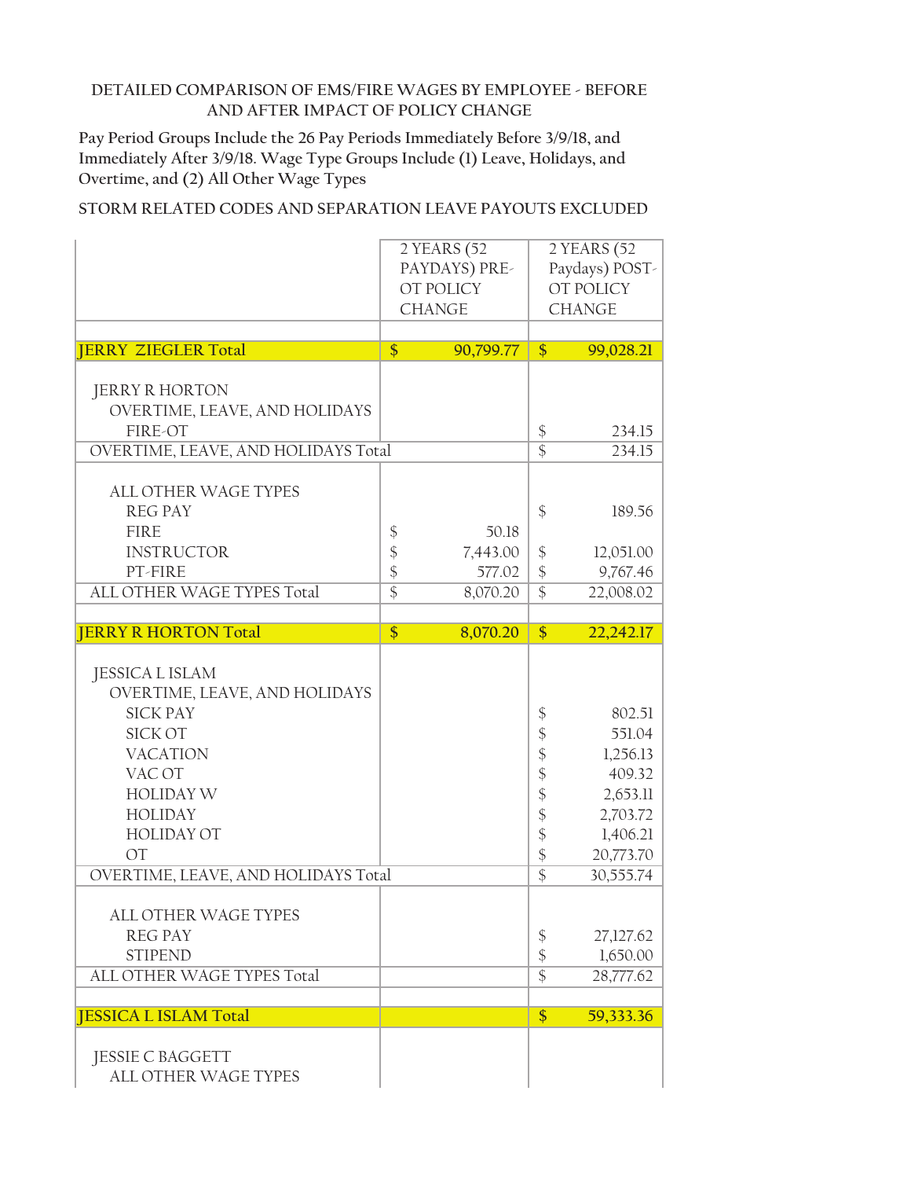DETAILED COMPARISON OF EMS/FIRE WAGES BY EMPLOYEE - BEFORE AND AFTER IMPACT OF POLICY CHANGE

Pay Period Groups Include the 26 Pay Periods Immediately Before 3/9/18, and Immediately After 3/9/18. Wage Type Groups Include (1) Leave, Holidays, and Overtime, and (2) All Other Wage Types

STORM RELATED CODES AND SEPARATION LEAVE PAYOUTS EXCLUDED

| | 2 YEARS (52 PAYDAYS) PRE-OT POLICY CHANGE | 2 Years (52 Paydays) POST-OT POLICY CHANGE |
|---|---|---|
| **JERRY ZIEGLER Total** | **$ 90,799.77** | **$ 99,028.21** |
| JERRY R HORTON | | |
| OVERTIME, LEAVE, AND HOLIDAYS | | |
| FIRE-OT | | $ 234.15 |
| OVERTIME, LEAVE, AND HOLIDAYS Total | | $ 234.15 |
| ALL OTHER WAGE TYPES | | |
| REG PAY | | $ 189.56 |
| FIRE | $ 50.18 | |
| INSTRUCTOR | $ 7,443.00 | $ 12,051.00 |
| PT-FIRE | $ 577.02 | $ 9,767.46 |
| ALL OTHER WAGE TYPES Total | $ 8,070.20 | $ 22,008.02 |
| **JERRY R HORTON Total** | **$ 8,070.20** | **$ 22,242.17** |
| JESSICA L ISLAM | | |
| OVERTIME, LEAVE, AND HOLIDAYS | | |
| SICK PAY | | $ 802.51 |
| SICK OT | | $ 551.04 |
| VACATION | | $ 1,256.13 |
| VAC OT | | $ 409.32 |
| HOLIDAY W | | $ 2,653.11 |
| HOLIDAY | | $ 2,703.72 |
| HOLIDAY OT | | $ 1,406.21 |
| OT | | $ 20,773.70 |
| OVERTIME, LEAVE, AND HOLIDAYS Total | | $ 30,555.74 |
| ALL OTHER WAGE TYPES | | |
| REG PAY | | $ 27,127.62 |
| STIPEND | | $ 1,650.00 |
| ALL OTHER WAGE TYPES Total | | $ 28,777.62 |
| **JESSICA L ISLAM Total** | | **$ 59,333.36** |
| JESSIE C BAGGETT | | |
| ALL OTHER WAGE TYPES | | |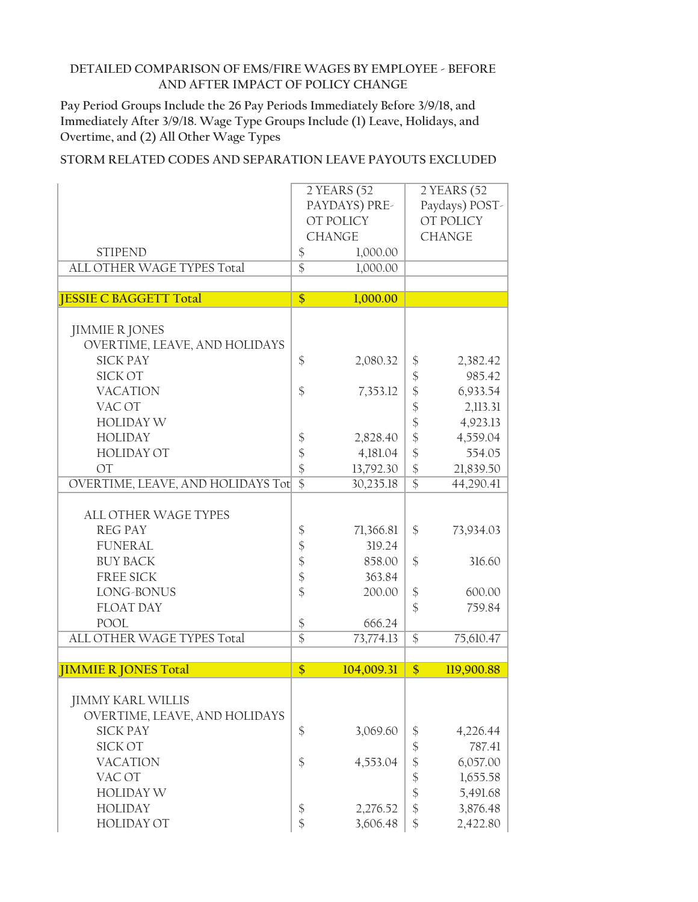DETAILED COMPARISON OF EMS/FIRE WAGES BY EMPLOYEE - BEFORE AND AFTER IMPACT OF POLICY CHANGE

Pay Period Groups Include the 26 Pay Periods Immediately Before 3/9/18, and Immediately After 3/9/18. Wage Type Groups Include (1) Leave, Holidays, and Overtime, and (2) All Other Wage Types

STORM RELATED CODES AND SEPARATION LEAVE PAYOUTS EXCLUDED

| | 2 YEARS (52 PAYDAYS) PRE-OT POLICY CHANGE | 2 YEARS (52 Paydays) POST-OT POLICY CHANGE |
|---|---|---|
| STIPEND | $ 1,000.00 | |
| ALL OTHER WAGE TYPES Total | $ 1,000.00 | |
| | | |
| **JESSIE C BAGGETT Total** | **$ 1,000.00** | |
| | | |
| JIMMIE R JONES | | |
| OVERTIME, LEAVE, AND HOLIDAYS | | |
| SICK PAY | $ 2,080.32 | $ 2,382.42 |
| SICK OT | | $ 985.42 |
| VACATION | $ 7,353.12 | $ 6,933.54 |
| VAC OT | | $ 2,113.31 |
| HOLIDAY W | | $ 4,923.13 |
| HOLIDAY | $ 2,828.40 | $ 4,559.04 |
| HOLIDAY OT | $ 4,181.04 | $ 554.05 |
| OT | $ 13,792.30 | $ 21,839.50 |
| OVERTIME, LEAVE, AND HOLIDAYS Tot | $ 30,235.18 | $ 44,290.41 |
| | | |
| ALL OTHER WAGE TYPES | | |
| REG PAY | $ 71,366.81 | $ 73,934.03 |
| FUNERAL | $ 319.24 | |
| BUY BACK | $ 858.00 | $ 316.60 |
| FREE SICK | $ 363.84 | |
| LONG-BONUS | $ 200.00 | $ 600.00 |
| FLOAT DAY | | $ 759.84 |
| POOL | $ 666.24 | |
| ALL OTHER WAGE TYPES Total | $ 73,774.13 | $ 75,610.47 |
| | | |
| **JIMMIE R JONES Total** | **$ 104,009.31** | **$ 119,900.88** |
| | | |
| JIMMY KARL WILLIS | | |
| OVERTIME, LEAVE, AND HOLIDAYS | | |
| SICK PAY | $ 3,069.60 | $ 4,226.44 |
| SICK OT | | $ 787.41 |
| VACATION | $ 4,553.04 | $ 6,057.00 |
| VAC OT | | $ 1,655.58 |
| HOLIDAY W | | $ 5,491.68 |
| HOLIDAY | $ 2,276.52 | $ 3,876.48 |
| HOLIDAY OT | $ 3,606.48 | $ 2,422.80 |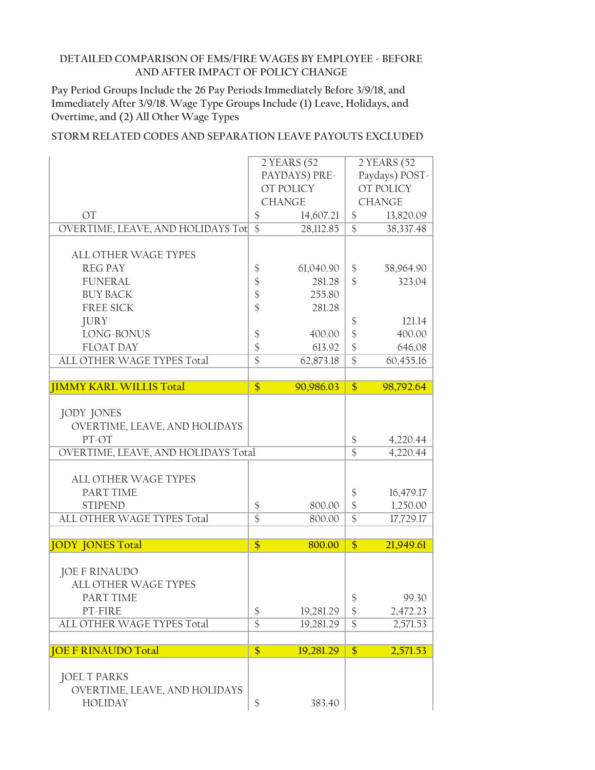DETAILED COMPARISON OF EMS/FIRE WAGES BY EMPLOYEE - BEFORE AND AFTER IMPACT OF POLICY CHANGE

Pay Period Groups Include the 26 Pay Periods Immediately Before 3/9/18, and Immediately After 3/9/18. Wage Type Groups Include (1) Leave, Holidays, and Overtime, and (2) All Other Wage Types

STORM RELATED CODES AND SEPARATION LEAVE PAYOUTS EXCLUDED

| | 2 YEARS (52 PAYDAYS) PRE-OT POLICY CHANGE | 2 YEARS (52 Paydays) POST-OT POLICY CHANGE |
|---|---|---|
| OT | $ 14,607.21 | $ 13,820.09 |
| OVERTIME, LEAVE, AND HOLIDAYS Tot | $ 28,112.85 | $ 38,337.48 |
| | | |
| ALL OTHER WAGE TYPES | | |
| REG PAY | $ 61,040.90 | $ 58,964.90 |
| FUNERAL | $ 281.28 | $ 323.04 |
| BUY BACK | $ 255.80 | |
| FREE SICK | $ 281.28 | |
| JURY | | $ 121.14 |
| LONG-BONUS | $ 400.00 | $ 400.00 |
| FLOAT DAY | $ 613.92 | $ 646.08 |
| ALL OTHER WAGE TYPES Total | $ 62,873.18 | $ 60,455.16 |
| | | |
| **JIMMY KARL WILLIS Total** | **$ 90,986.03** | **$ 98,792.64** |
| | | |
| JODY JONES | | |
| OVERTIME, LEAVE, AND HOLIDAYS | | |
| PT-OT | | $ 4,220.44 |
| OVERTIME, LEAVE, AND HOLIDAYS Total | | $ 4,220.44 |
| | | |
| ALL OTHER WAGE TYPES | | |
| PART TIME | | $ 16,479.17 |
| STIPEND | $ 800.00 | $ 1,250.00 |
| ALL OTHER WAGE TYPES Total | $ 800.00 | $ 17,729.17 |
| | | |
| **JODY JONES Total** | **$ 800.00** | **$ 21,949.61** |
| | | |
| JOE F RINAUDO | | |
| ALL OTHER WAGE TYPES | | |
| PART TIME | | $ 99.30 |
| PT-FIRE | $ 19,281.29 | $ 2,472.23 |
| ALL OTHER WAGE TYPES Total | $ 19,281.29 | $ 2,571.53 |
| | | |
| **JOE F RINAUDO Total** | **$ 19,281.29** | **$ 2,571.53** |
| | | |
| JOEL T PARKS | | |
| OVERTIME, LEAVE, AND HOLIDAYS | | |
| HOLIDAY | $ 383.40 | |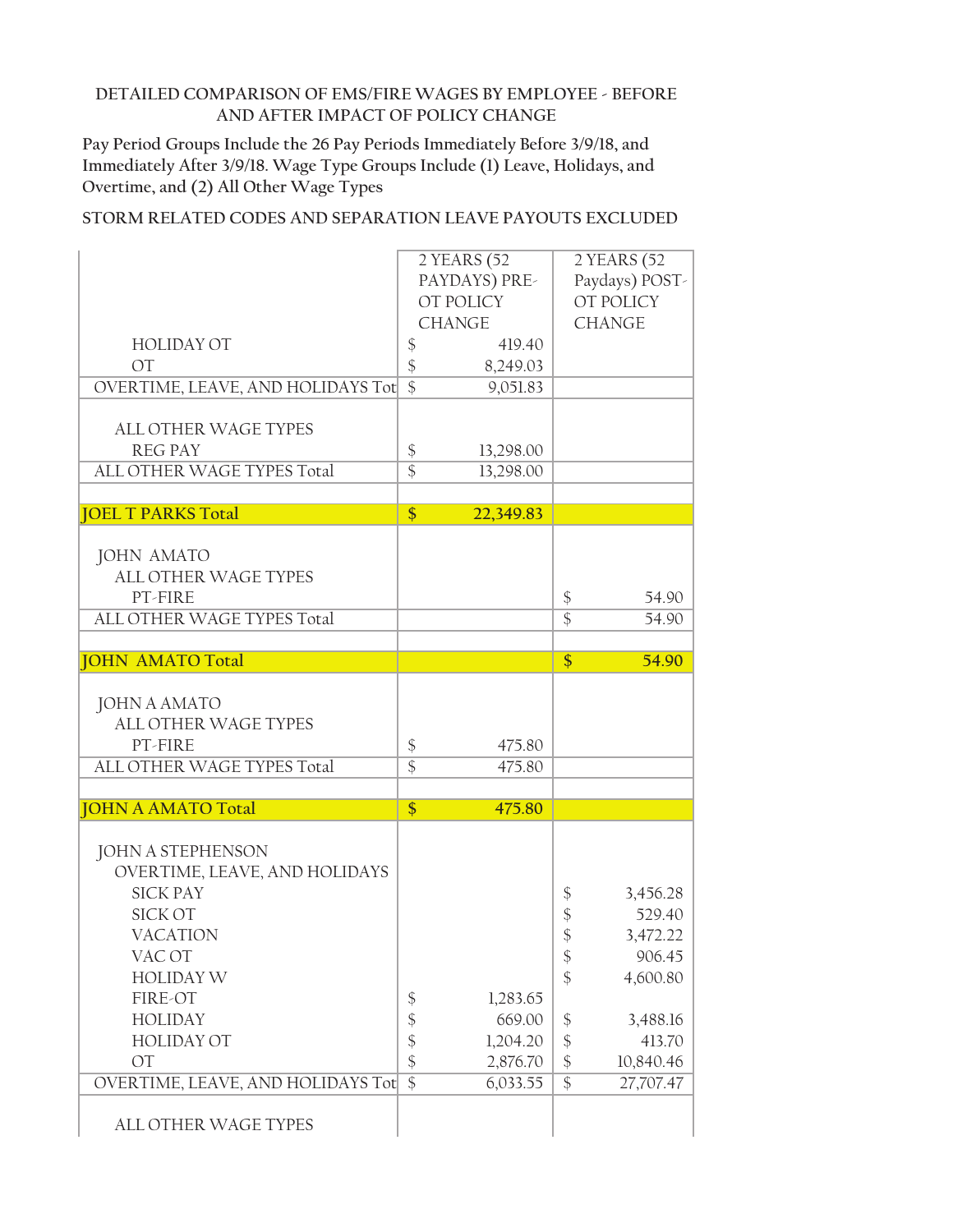DETAILED COMPARISON OF EMS/FIRE WAGES BY EMPLOYEE - BEFORE AND AFTER IMPACT OF POLICY CHANGE

Pay Period Groups Include the 26 Pay Periods Immediately Before 3/9/18, and Immediately After 3/9/18. Wage Type Groups Include (1) Leave, Holidays, and Overtime, and (2) All Other Wage Types

STORM RELATED CODES AND SEPARATION LEAVE PAYOUTS EXCLUDED

| | 2 YEARS (52 PAYDAYS) PRE-OT POLICY CHANGE | 2 YEARS (52 Paydays) POST-OT POLICY CHANGE |
|---|---|---|
| HOLIDAY OT | $ 419.40 | |
| OT | $ 8,249.03 | |
| OVERTIME, LEAVE, AND HOLIDAYS Tot | $ 9,051.83 | |
| | | |
| ALL OTHER WAGE TYPES | | |
| REG PAY | $ 13,298.00 | |
| ALL OTHER WAGE TYPES Total | $ 13,298.00 | |
| | | |
| **JOEL T PARKS Total** | **$ 22,349.83** | |
| | | |
| JOHN AMATO | | |
| ALL OTHER WAGE TYPES | | |
| PT-FIRE | | $ 54.90 |
| ALL OTHER WAGE TYPES Total | | $ 54.90 |
| | | |
| **JOHN AMATO Total** | | **$ 54.90** |
| | | |
| JOHN A AMATO | | |
| ALL OTHER WAGE TYPES | | |
| PT-FIRE | $ 475.80 | |
| ALL OTHER WAGE TYPES Total | $ 475.80 | |
| | | |
| **JOHN A AMATO Total** | **$ 475.80** | |
| | | |
| JOHN A STEPHENSON | | |
| OVERTIME, LEAVE, AND HOLIDAYS | | |
| SICK PAY | | $ 3,456.28 |
| SICK OT | | $ 529.40 |
| VACATION | | $ 3,472.22 |
| VAC OT | | $ 906.45 |
| HOLIDAY W | | $ 4,600.80 |
| FIRE-OT | $ 1,283.65 | |
| HOLIDAY | $ 669.00 | $ 3,488.16 |
| HOLIDAY OT | $ 1,204.20 | $ 413.70 |
| OT | $ 2,876.70 | $ 10,840.46 |
| OVERTIME, LEAVE, AND HOLIDAYS Tot | $ 6,033.55 | $ 27,707.47 |
| | | |
| ALL OTHER WAGE TYPES | | |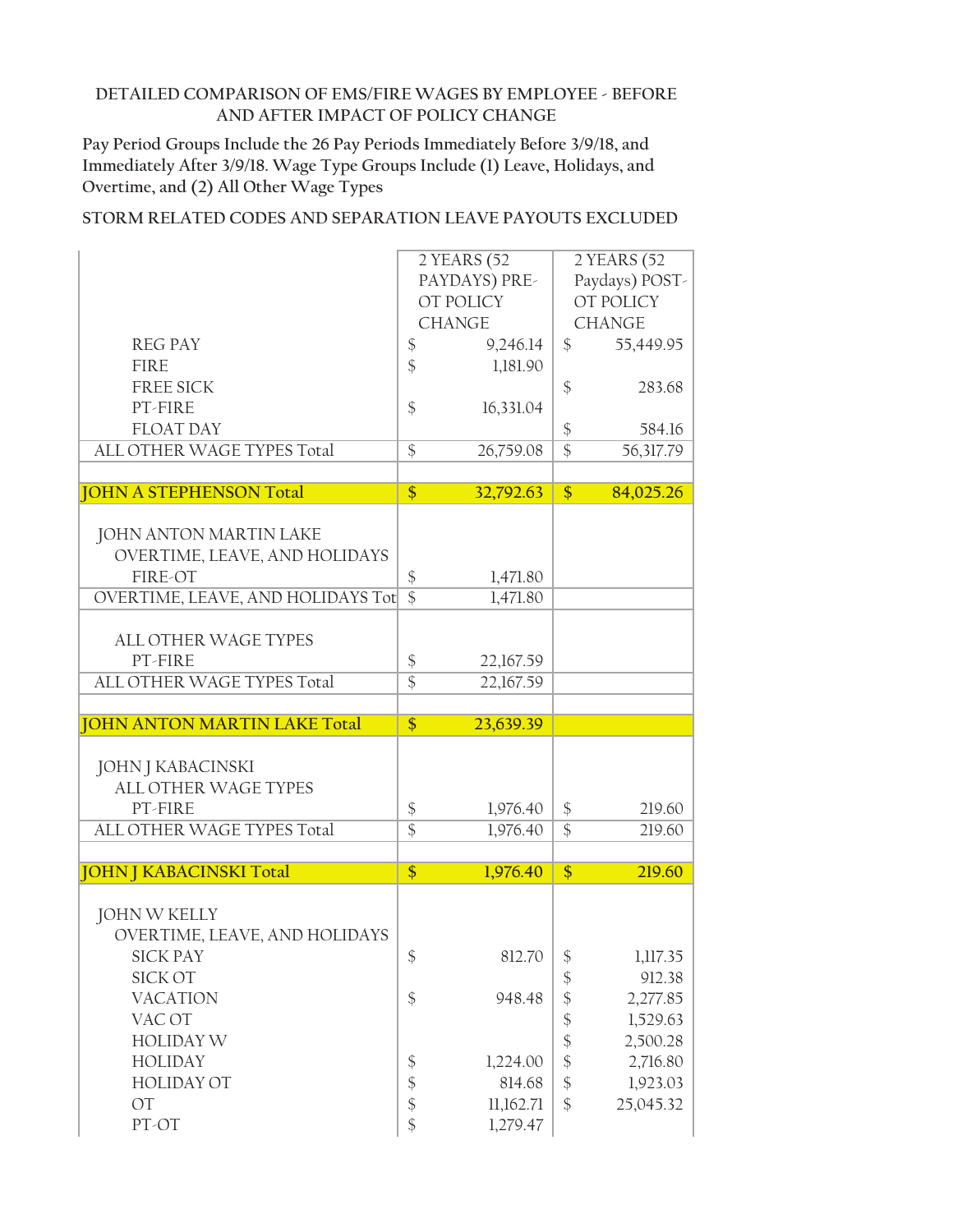DETAILED COMPARISON OF EMS/FIRE WAGES BY EMPLOYEE - BEFORE AND AFTER IMPACT OF POLICY CHANGE

Pay Period Groups Include the 26 Pay Periods Immediately Before 3/9/18, and Immediately After 3/9/18. Wage Type Groups Include (1) Leave, Holidays, and Overtime, and (2) All Other Wage Types

STORM RELATED CODES AND SEPARATION LEAVE PAYOUTS EXCLUDED

| | 2 YEARS (52 PAYDAYS) PRE-OT POLICY CHANGE | 2 YEARS (52 Paydays) POST-OT POLICY CHANGE |
|---|---|---|
| REG PAY | $ 9,246.14 | $ 55,449.95 |
| FIRE | $ 1,181.90 | |
| FREE SICK | | $ 283.68 |
| PT-FIRE | $ 16,331.04 | |
| FLOAT DAY | | $ 584.16 |
| ALL OTHER WAGE TYPES Total | $ 26,759.08 | $ 56,317.79 |
| | | |
| **JOHN A STEPHENSON Total** | **$ 32,792.63** | **$ 84,025.26** |
| | | |
| JOHN ANTON MARTIN LAKE | | |
| OVERTIME, LEAVE, AND HOLIDAYS | | |
| FIRE-OT | $ 1,471.80 | |
| OVERTIME, LEAVE, AND HOLIDAYS Tot | $ 1,471.80 | |
| | | |
| ALL OTHER WAGE TYPES | | |
| PT-FIRE | $ 22,167.59 | |
| ALL OTHER WAGE TYPES Total | $ 22,167.59 | |
| | | |
| **JOHN ANTON MARTIN LAKE Total** | **$ 23,639.39** | |
| | | |
| JOHN J KABACINSKI | | |
| ALL OTHER WAGE TYPES | | |
| PT-FIRE | $ 1,976.40 | $ 219.60 |
| ALL OTHER WAGE TYPES Total | $ 1,976.40 | $ 219.60 |
| | | |
| **JOHN J KABACINSKI Total** | **$ 1,976.40** | **$ 219.60** |
| | | |
| JOHN W KELLY | | |
| OVERTIME, LEAVE, AND HOLIDAYS | | |
| SICK PAY | $ 812.70 | $ 1,117.35 |
| SICK OT | | $ 912.38 |
| VACATION | $ 948.48 | $ 2,277.85 |
| VAC OT | | $ 1,529.63 |
| HOLIDAY W | | $ 2,500.28 |
| HOLIDAY | $ 1,224.00 | $ 2,716.80 |
| HOLIDAY OT | $ 814.68 | $ 1,923.03 |
| OT | $ 11,162.71 | $ 25,045.32 |
| PT-OT | $ 1,279.47 | |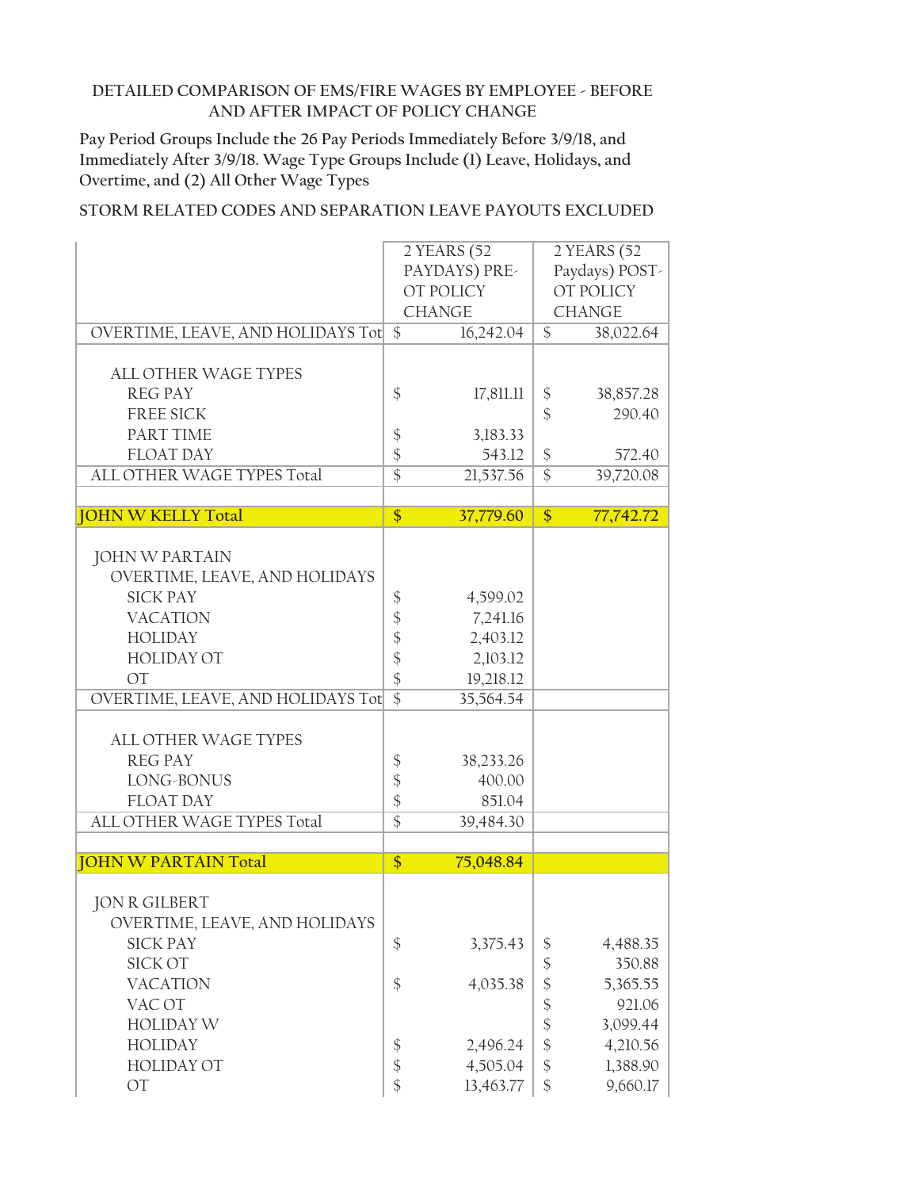DETAILED COMPARISON OF EMS/FIRE WAGES BY EMPLOYEE - BEFORE AND AFTER IMPACT OF POLICY CHANGE

Pay Period Groups Include the 26 Pay Periods Immediately Before 3/9/18, and Immediately After 3/9/18. Wage Type Groups Include (1) Leave, Holidays, and Overtime, and (2) All Other Wage Types

STORM RELATED CODES AND SEPARATION LEAVE PAYOUTS EXCLUDED

| | 2 YEARS (52 PAYDAYS) PRE-OT POLICY CHANGE | 2 YEARS (52 Paydays) POST-OT POLICY CHANGE |
|---|---|---|
| OVERTIME, LEAVE, AND HOLIDAYS Tot | $ 16,242.04 | $ 38,022.64 |
| | | |
| ALL OTHER WAGE TYPES | | |
| REG PAY | $ 17,811.11 | $ 38,857.28 |
| FREE SICK | | $ 290.40 |
| PART TIME | $ 3,183.33 | |
| FLOAT DAY | $ 543.12 | $ 572.40 |
| ALL OTHER WAGE TYPES Total | $ 21,537.56 | $ 39,720.08 |
| | | |
| **JOHN W KELLY Total** | **$ 37,779.60** | **$ 77,742.72** |
| | | |
| JOHN W PARTAIN | | |
| OVERTIME, LEAVE, AND HOLIDAYS | | |
| SICK PAY | $ 4,599.02 | |
| VACATION | $ 7,241.16 | |
| HOLIDAY | $ 2,403.12 | |
| HOLIDAY OT | $ 2,103.12 | |
| OT | $ 19,218.12 | |
| OVERTIME, LEAVE, AND HOLIDAYS Tot | $ 35,564.54 | |
| | | |
| ALL OTHER WAGE TYPES | | |
| REG PAY | $ 38,233.26 | |
| LONG-BONUS | $ 400.00 | |
| FLOAT DAY | $ 851.04 | |
| ALL OTHER WAGE TYPES Total | $ 39,484.30 | |
| | | |
| **JOHN W PARTAIN Total** | **$ 75,048.84** | |
| | | |
| JON R GILBERT | | |
| OVERTIME, LEAVE, AND HOLIDAYS | | |
| SICK PAY | $ 3,375.43 | $ 4,488.35 |
| SICK OT | | $ 350.88 |
| VACATION | $ 4,035.38 | $ 5,365.55 |
| VAC OT | | $ 921.06 |
| HOLIDAY W | | $ 3,099.44 |
| HOLIDAY | $ 2,496.24 | $ 4,210.56 |
| HOLIDAY OT | $ 4,505.04 | $ 1,388.90 |
| OT | $ 13,463.77 | $ 9,660.17 |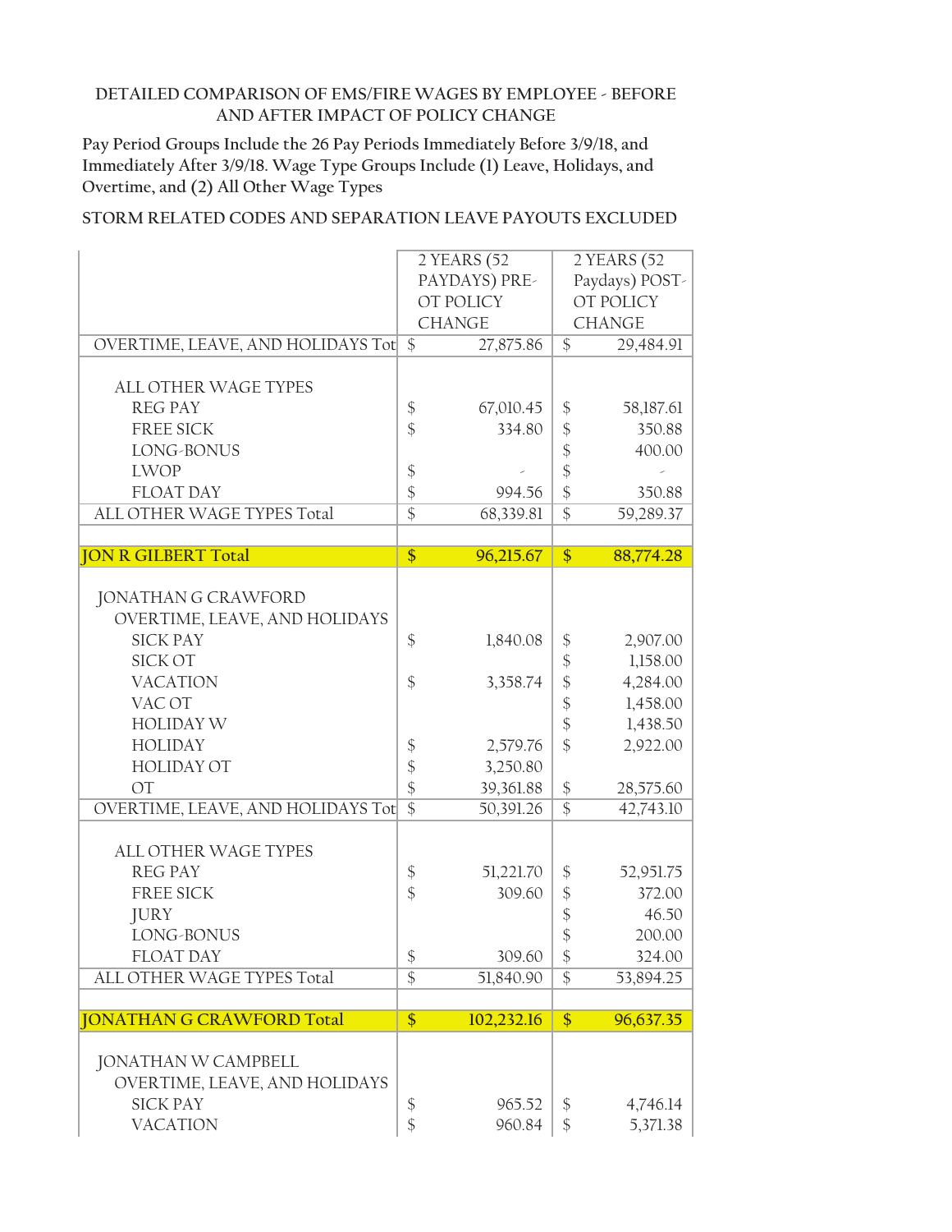DETAILED COMPARISON OF EMS/FIRE WAGES BY EMPLOYEE - BEFORE AND AFTER IMPACT OF POLICY CHANGE

Pay Period Groups Include the 26 Pay Periods Immediately Before 3/9/18, and Immediately After 3/9/18. Wage Type Groups Include (1) Leave, Holidays, and Overtime, and (2) All Other Wage Types

STORM RELATED CODES AND SEPARATION LEAVE PAYOUTS EXCLUDED

| | 2 YEARS (52 PAYDAYS) PRE-OT POLICY CHANGE | 2 YEARS (52 Paydays) POST-OT POLICY CHANGE |
|---|---|---|
| OVERTIME, LEAVE, AND HOLIDAYS Tot | $ 27,875.86 | $ 29,484.91 |
| | | |
| ALL OTHER WAGE TYPES | | |
| REG PAY | $ 67,010.45 | $ 58,187.61 |
| FREE SICK | $ 334.80 | $ 350.88 |
| LONG-BONUS | | $ 400.00 |
| LWOP | $ - | $ - |
| FLOAT DAY | $ 994.56 | $ 350.88 |
| ALL OTHER WAGE TYPES Total | $ 68,339.81 | $ 59,289.37 |
| | | |
| **JON R GILBERT Total** | **$ 96,215.67** | **$ 88,774.28** |
| | | |
| JONATHAN G CRAWFORD | | |
| OVERTIME, LEAVE, AND HOLIDAYS | | |
| SICK PAY | $ 1,840.08 | $ 2,907.00 |
| SICK OT | | $ 1,158.00 |
| VACATION | $ 3,358.74 | $ 4,284.00 |
| VAC OT | | $ 1,458.00 |
| HOLIDAY W | | $ 1,438.50 |
| HOLIDAY | $ 2,579.76 | $ 2,922.00 |
| HOLIDAY OT | $ 3,250.80 | |
| OT | $ 39,361.88 | $ 28,575.60 |
| OVERTIME, LEAVE, AND HOLIDAYS Tot | $ 50,391.26 | $ 42,743.10 |
| | | |
| ALL OTHER WAGE TYPES | | |
| REG PAY | $ 51,221.70 | $ 52,951.75 |
| FREE SICK | $ 309.60 | $ 372.00 |
| JURY | | $ 46.50 |
| LONG-BONUS | | $ 200.00 |
| FLOAT DAY | $ 309.60 | $ 324.00 |
| ALL OTHER WAGE TYPES Total | $ 51,840.90 | $ 53,894.25 |
| | | |
| **JONATHAN G CRAWFORD Total** | **$ 102,232.16** | **$ 96,637.35** |
| | | |
| JONATHAN W CAMPBELL | | |
| OVERTIME, LEAVE, AND HOLIDAYS | | |
| SICK PAY | $ 965.52 | $ 4,746.14 |
| VACATION | $ 960.84 | $ 5,371.38 |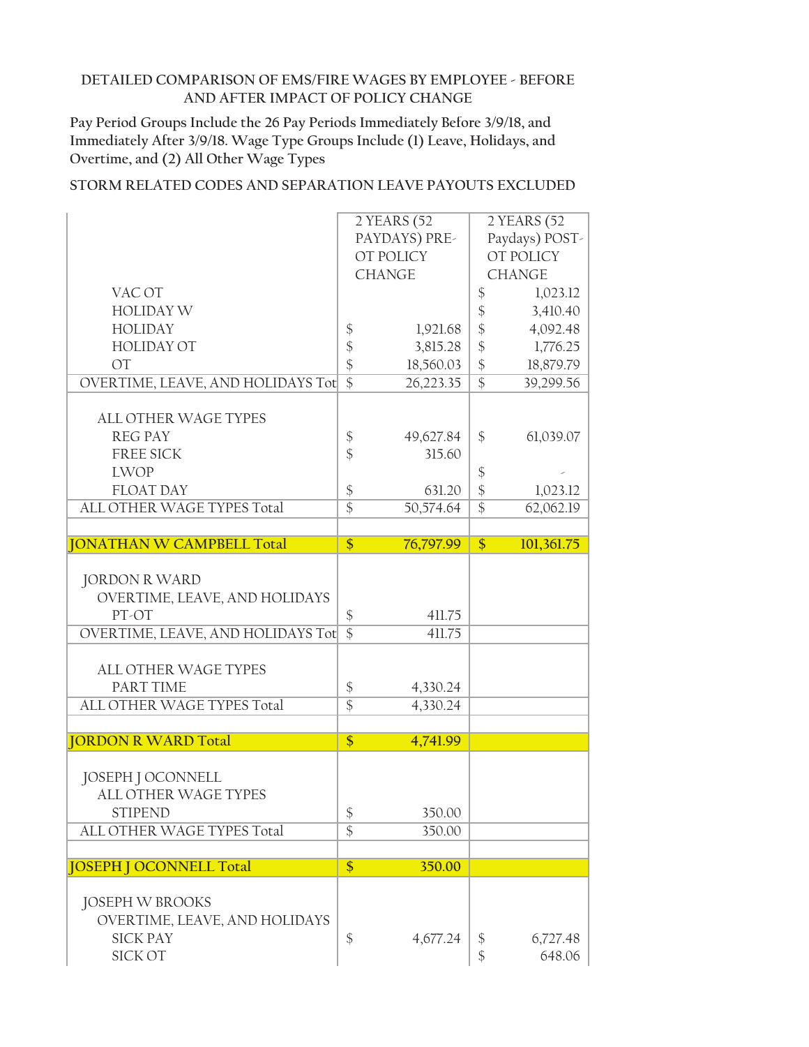DETAILED COMPARISON OF EMS/FIRE WAGES BY EMPLOYEE - BEFORE AND AFTER IMPACT OF POLICY CHANGE

Pay Period Groups Include the 26 Pay Periods Immediately Before 3/9/18, and Immediately After 3/9/18. Wage Type Groups Include (1) Leave, Holidays, and Overtime, and (2) All Other Wage Types

STORM RELATED CODES AND SEPARATION LEAVE PAYOUTS EXCLUDED

| | 2 YEARS (52 PAYDAYS) PRE-OT POLICY CHANGE | 2 YEARS (52 Paydays) POST-OT POLICY CHANGE |
|---|---|---|
| VAC OT | | $ 1,023.12 |
| HOLIDAY W | | $ 3,410.40 |
| HOLIDAY | $ 1,921.68 | $ 4,092.48 |
| HOLIDAY OT | $ 3,815.28 | $ 1,776.25 |
| OT | $ 18,560.03 | $ 18,879.79 |
| OVERTIME, LEAVE, AND HOLIDAYS Tot | $ 26,223.35 | $ 39,299.56 |
| | | |
| ALL OTHER WAGE TYPES | | |
| REG PAY | $ 49,627.84 | $ 61,039.07 |
| FREE SICK | $ 315.60 | |
| LWOP | | $ - |
| FLOAT DAY | $ 631.20 | $ 1,023.12 |
| ALL OTHER WAGE TYPES Total | $ 50,574.64 | $ 62,062.19 |
| | | |
| **JONATHAN W CAMPBELL Total** | **$ 76,797.99** | **$ 101,361.75** |
| | | |
| JORDON R WARD | | |
| OVERTIME, LEAVE, AND HOLIDAYS | | |
| PT-OT | $ 411.75 | |
| OVERTIME, LEAVE, AND HOLIDAYS Tot | $ 411.75 | |
| | | |
| ALL OTHER WAGE TYPES | | |
| PART TIME | $ 4,330.24 | |
| ALL OTHER WAGE TYPES Total | $ 4,330.24 | |
| | | |
| **JORDON R WARD Total** | **$ 4,741.99** | |
| | | |
| JOSEPH J OCONNELL | | |
| ALL OTHER WAGE TYPES | | |
| STIPEND | $ 350.00 | |
| ALL OTHER WAGE TYPES Total | $ 350.00 | |
| | | |
| **JOSEPH J OCONNELL Total** | **$ 350.00** | |
| | | |
| JOSEPH W BROOKS | | |
| OVERTIME, LEAVE, AND HOLIDAYS | | |
| SICK PAY | $ 4,677.24 | $ 6,727.48 |
| SICK OT | | $ 648.06 |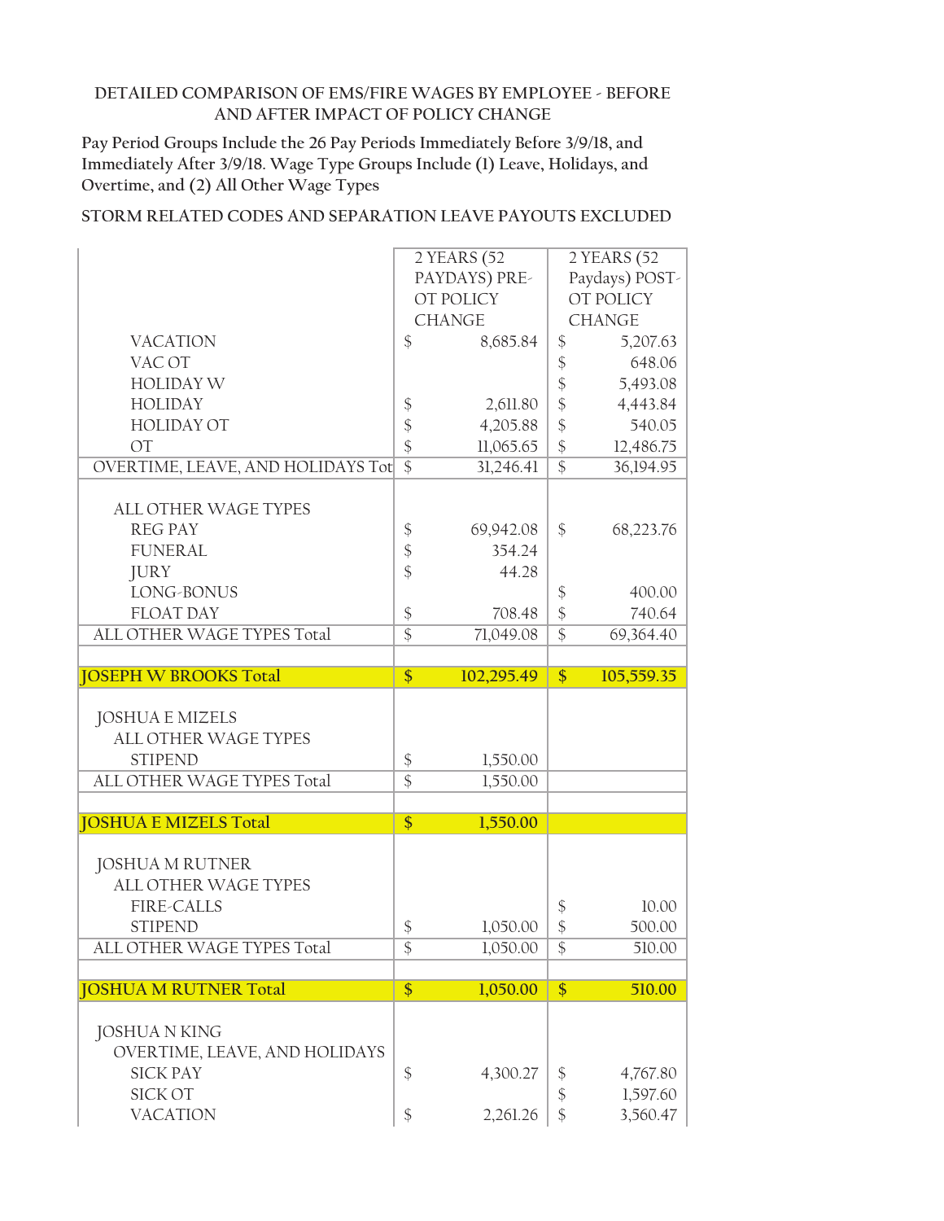DETAILED COMPARISON OF EMS/FIRE WAGES BY EMPLOYEE - BEFORE AND AFTER IMPACT OF POLICY CHANGE

Pay Period Groups Include the 26 Pay Periods Immediately Before 3/9/18, and Immediately After 3/9/18. Wage Type Groups Include (1) Leave, Holidays, and Overtime, and (2) All Other Wage Types

STORM RELATED CODES AND SEPARATION LEAVE PAYOUTS EXCLUDED

| | 2 YEARS (52 PAYDAYS) PRE-OT POLICY CHANGE | 2 YEARS (52 Paydays) POST-OT POLICY CHANGE |
|---|---|---|
| VACATION | $ 8,685.84 | $ 5,207.63 |
| VAC OT | | $ 648.06 |
| HOLIDAY W | | $ 5,493.08 |
| HOLIDAY | $ 2,611.80 | $ 4,443.84 |
| HOLIDAY OT | $ 4,205.88 | $ 540.05 |
| OT | $ 11,065.65 | $ 12,486.75 |
| OVERTIME, LEAVE, AND HOLIDAYS Tot | $ 31,246.41 | $ 36,194.95 |
| | | |
| ALL OTHER WAGE TYPES | | |
| REG PAY | $ 69,942.08 | $ 68,223.76 |
| FUNERAL | $ 354.24 | |
| JURY | $ 44.28 | |
| LONG-BONUS | | $ 400.00 |
| FLOAT DAY | $ 708.48 | $ 740.64 |
| ALL OTHER WAGE TYPES Total | $ 71,049.08 | $ 69,364.40 |
| | | |
| **JOSEPH W BROOKS Total** | **$ 102,295.49** | **$ 105,559.35** |
| | | |
| JOSHUA E MIZELS | | |
| ALL OTHER WAGE TYPES | | |
| STIPEND | $ 1,550.00 | |
| ALL OTHER WAGE TYPES Total | $ 1,550.00 | |
| | | |
| **JOSHUA E MIZELS Total** | **$ 1,550.00** | |
| | | |
| JOSHUA M RUTNER | | |
| ALL OTHER WAGE TYPES | | |
| FIRE-CALLS | | $ 10.00 |
| STIPEND | $ 1,050.00 | $ 500.00 |
| ALL OTHER WAGE TYPES Total | $ 1,050.00 | $ 510.00 |
| | | |
| **JOSHUA M RUTNER Total** | **$ 1,050.00** | **$ 510.00** |
| | | |
| JOSHUA N KING | | |
| OVERTIME, LEAVE, AND HOLIDAYS | | |
| SICK PAY | $ 4,300.27 | $ 4,767.80 |
| SICK OT | | $ 1,597.60 |
| VACATION | $ 2,261.26 | $ 3,560.47 |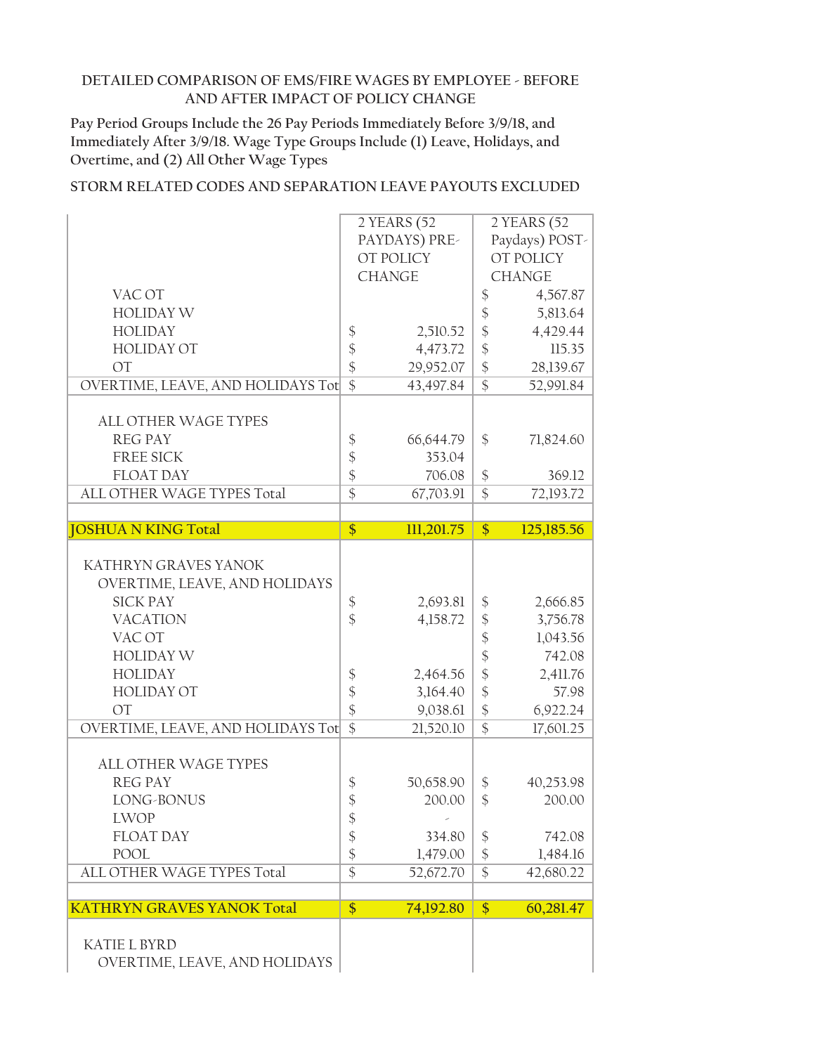DETAILED COMPARISON OF EMS/FIRE WAGES BY EMPLOYEE - BEFORE AND AFTER IMPACT OF POLICY CHANGE

Pay Period Groups Include the 26 Pay Periods Immediately Before 3/9/18, and Immediately After 3/9/18. Wage Type Groups Include (1) Leave, Holidays, and Overtime, and (2) All Other Wage Types

STORM RELATED CODES AND SEPARATION LEAVE PAYOUTS EXCLUDED

| | 2 YEARS (52 PAYDAYS) PRE-OT POLICY CHANGE | 2 YEARS (52 Paydays) POST-OT POLICY CHANGE |
|---|---|---|
| VAC OT | | $ 4,567.87 |
| HOLIDAY W | | $ 5,813.64 |
| HOLIDAY | $ 2,510.52 | $ 4,429.44 |
| HOLIDAY OT | $ 4,473.72 | $ 115.35 |
| OT | $ 29,952.07 | $ 28,139.67 |
| OVERTIME, LEAVE, AND HOLIDAYS Tot | $ 43,497.84 | $ 52,991.84 |
| | | |
| ALL OTHER WAGE TYPES | | |
| REG PAY | $ 66,644.79 | $ 71,824.60 |
| FREE SICK | $ 353.04 | |
| FLOAT DAY | $ 706.08 | $ 369.12 |
| ALL OTHER WAGE TYPES Total | $ 67,703.91 | $ 72,193.72 |
| | | |
| **JOSHUA N KING Total** | **$ 111,201.75** | **$ 125,185.56** |
| | | |
| KATHRYN GRAVES YANOK | | |
| OVERTIME, LEAVE, AND HOLIDAYS | | |
| SICK PAY | $ 2,693.81 | $ 2,666.85 |
| VACATION | $ 4,158.72 | $ 3,756.78 |
| VAC OT | | $ 1,043.56 |
| HOLIDAY W | | $ 742.08 |
| HOLIDAY | $ 2,464.56 | $ 2,411.76 |
| HOLIDAY OT | $ 3,164.40 | $ 57.98 |
| OT | $ 9,038.61 | $ 6,922.24 |
| OVERTIME, LEAVE, AND HOLIDAYS Tot | $ 21,520.10 | $ 17,601.25 |
| | | |
| ALL OTHER WAGE TYPES | | |
| REG PAY | $ 50,658.90 | $ 40,253.98 |
| LONG-BONUS | $ 200.00 | $ 200.00 |
| LWOP | $ - | |
| FLOAT DAY | $ 334.80 | $ 742.08 |
| POOL | $ 1,479.00 | $ 1,484.16 |
| ALL OTHER WAGE TYPES Total | $ 52,672.70 | $ 42,680.22 |
| | | |
| **KATHRYN GRAVES YANOK Total** | **$ 74,192.80** | **$ 60,281.47** |
| | | |
| KATIE L BYRD | | |
| OVERTIME, LEAVE, AND HOLIDAYS | | |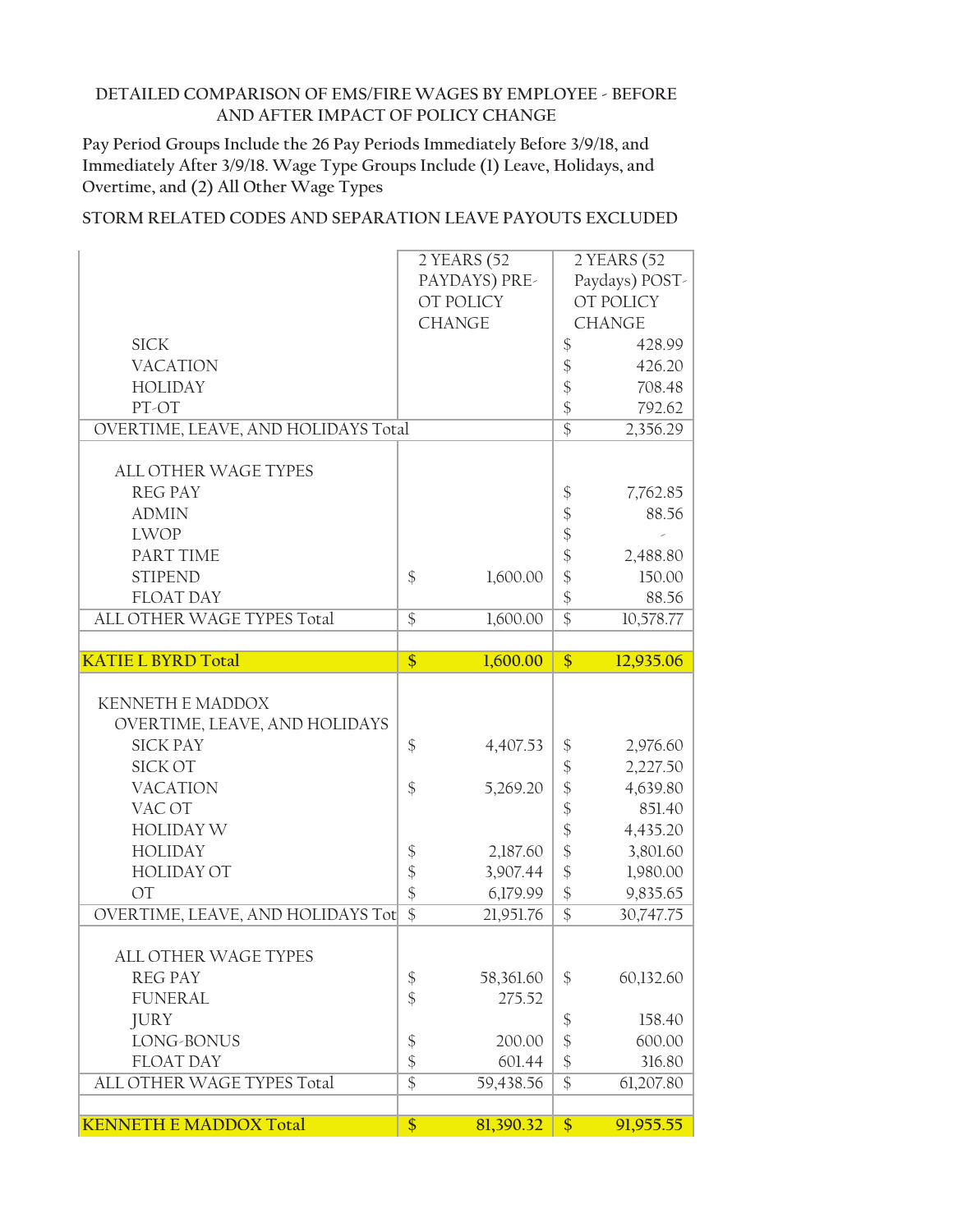DETAILED COMPARISON OF EMS/FIRE WAGES BY EMPLOYEE - BEFORE AND AFTER IMPACT OF POLICY CHANGE

Pay Period Groups Include the 26 Pay Periods Immediately Before 3/9/18, and Immediately After 3/9/18. Wage Type Groups Include (1) Leave, Holidays, and Overtime, and (2) All Other Wage Types

STORM RELATED CODES AND SEPARATION LEAVE PAYOUTS EXCLUDED

| | 2 YEARS (52 PAYDAYS) PRE-OT POLICY CHANGE | 2 YEARS (52 Paydays) POST-OT POLICY CHANGE |
|---|---|---|
| SICK | | $ 428.99 |
| VACATION | | $ 426.20 |
| HOLIDAY | | $ 708.48 |
| PT-OT | | $ 792.62 |
| OVERTIME, LEAVE, AND HOLIDAYS Total | | $ 2,356.29 |
| | | |
| ALL OTHER WAGE TYPES | | |
| REG PAY | | $ 7,762.85 |
| ADMIN | | $ 88.56 |
| LWOP | | $ - |
| PART TIME | | $ 2,488.80 |
| STIPEND | $ 1,600.00 | $ 150.00 |
| FLOAT DAY | | $ 88.56 |
| ALL OTHER WAGE TYPES Total | $ 1,600.00 | $ 10,578.77 |
| | | |
| **KATIE L BYRD Total** | **$ 1,600.00** | **$ 12,935.06** |
| | | |
| KENNETH E MADDOX | | |
| OVERTIME, LEAVE, AND HOLIDAYS | | |
| SICK PAY | $ 4,407.53 | $ 2,976.60 |
| SICK OT | | $ 2,227.50 |
| VACATION | $ 5,269.20 | $ 4,639.80 |
| VAC OT | | $ 851.40 |
| HOLIDAY W | | $ 4,435.20 |
| HOLIDAY | $ 2,187.60 | $ 3,801.60 |
| HOLIDAY OT | $ 3,907.44 | $ 1,980.00 |
| OT | $ 6,179.99 | $ 9,835.65 |
| OVERTIME, LEAVE, AND HOLIDAYS Tot | $ 21,951.76 | $ 30,747.75 |
| | | |
| ALL OTHER WAGE TYPES | | |
| REG PAY | $ 58,361.60 | $ 60,132.60 |
| FUNERAL | $ 275.52 | |
| JURY | | $ 158.40 |
| LONG-BONUS | $ 200.00 | $ 600.00 |
| FLOAT DAY | $ 601.44 | $ 316.80 |
| ALL OTHER WAGE TYPES Total | $ 59,438.56 | $ 61,207.80 |
| | | |
| **KENNETH E MADDOX Total** | **$ 81,390.32** | **$ 91,955.55** |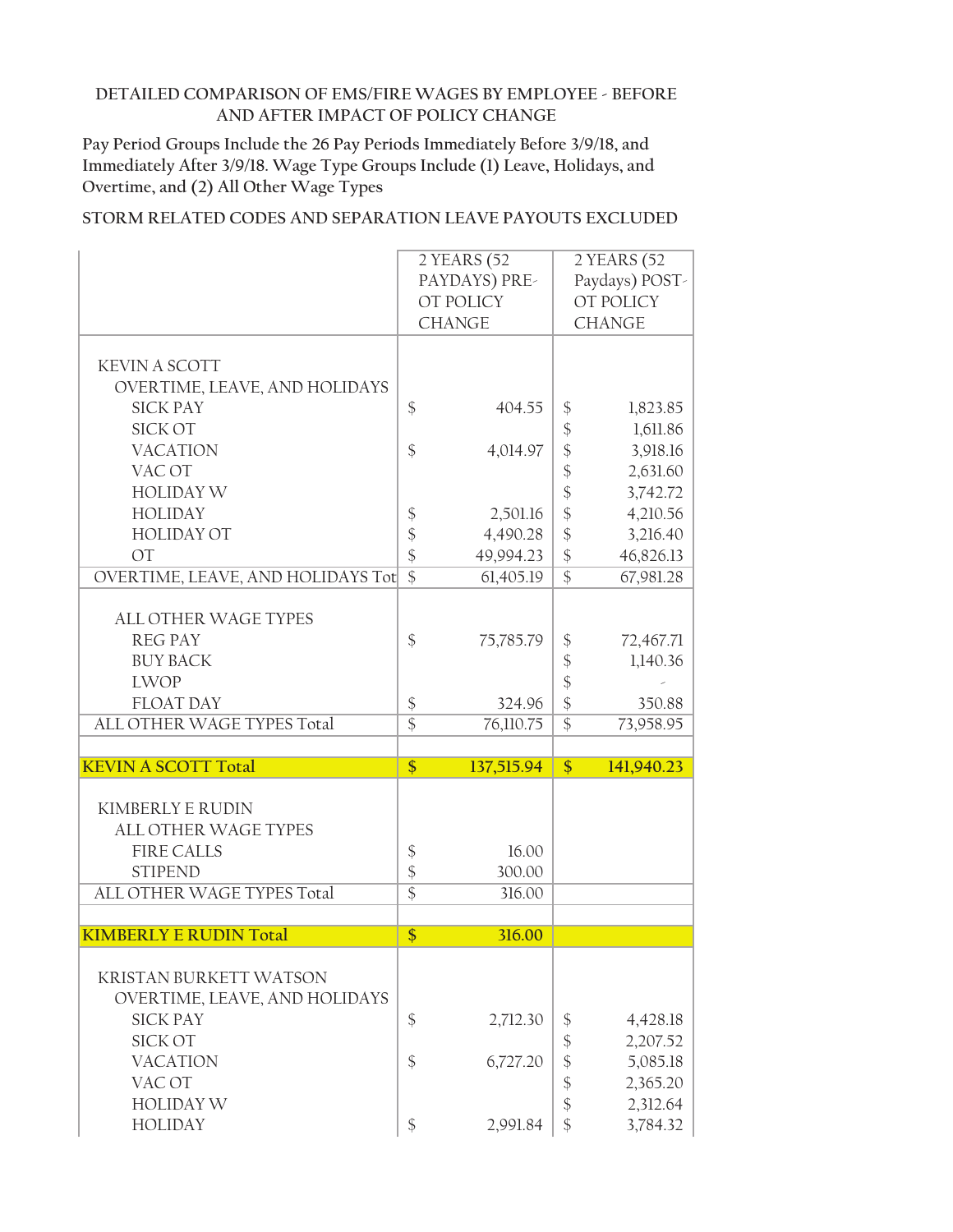DETAILED COMPARISON OF EMS/FIRE WAGES BY EMPLOYEE - BEFORE AND AFTER IMPACT OF POLICY CHANGE

Pay Period Groups Include the 26 Pay Periods Immediately Before 3/9/18, and Immediately After 3/9/18. Wage Type Groups Include (1) Leave, Holidays, and Overtime, and (2) All Other Wage Types

STORM RELATED CODES AND SEPARATION LEAVE PAYOUTS EXCLUDED

| | 2 YEARS (52 PAYDAYS) PRE-OT POLICY CHANGE | 2 YEARS (52 Paydays) POST-OT POLICY CHANGE |
|---|---|---|
| KEVIN A SCOTT | | |
| OVERTIME, LEAVE, AND HOLIDAYS | | |
| SICK PAY | $ 404.55 | $ 1,823.85 |
| SICK OT | | $ 1,611.86 |
| VACATION | $ 4,014.97 | $ 3,918.16 |
| VAC OT | | $ 2,631.60 |
| HOLIDAY W | | $ 3,742.72 |
| HOLIDAY | $ 2,501.16 | $ 4,210.56 |
| HOLIDAY OT | $ 4,490.28 | $ 3,216.40 |
| OT | $ 49,994.23 | $ 46,826.13 |
| OVERTIME, LEAVE, AND HOLIDAYS Tot | $ 61,405.19 | $ 67,981.28 |
| ALL OTHER WAGE TYPES | | |
| REG PAY | $ 75,785.79 | $ 72,467.71 |
| BUY BACK | | $ 1,140.36 |
| LWOP | | $ - |
| FLOAT DAY | $ 324.96 | $ 350.88 |
| ALL OTHER WAGE TYPES Total | $ 76,110.75 | $ 73,958.95 |
| **KEVIN A SCOTT Total** | **$ 137,515.94** | **$ 141,940.23** |
| KIMBERLY E RUDIN | | |
| ALL OTHER WAGE TYPES | | |
| FIRE CALLS | $ 16.00 | |
| STIPEND | $ 300.00 | |
| ALL OTHER WAGE TYPES Total | $ 316.00 | |
| **KIMBERLY E RUDIN Total** | **$ 316.00** | |
| KRISTAN BURKETT WATSON | | |
| OVERTIME, LEAVE, AND HOLIDAYS | | |
| SICK PAY | $ 2,712.30 | $ 4,428.18 |
| SICK OT | | $ 2,207.52 |
| VACATION | $ 6,727.20 | $ 5,085.18 |
| VAC OT | | $ 2,365.20 |
| HOLIDAY W | | $ 2,312.64 |
| HOLIDAY | $ 2,991.84 | $ 3,784.32 |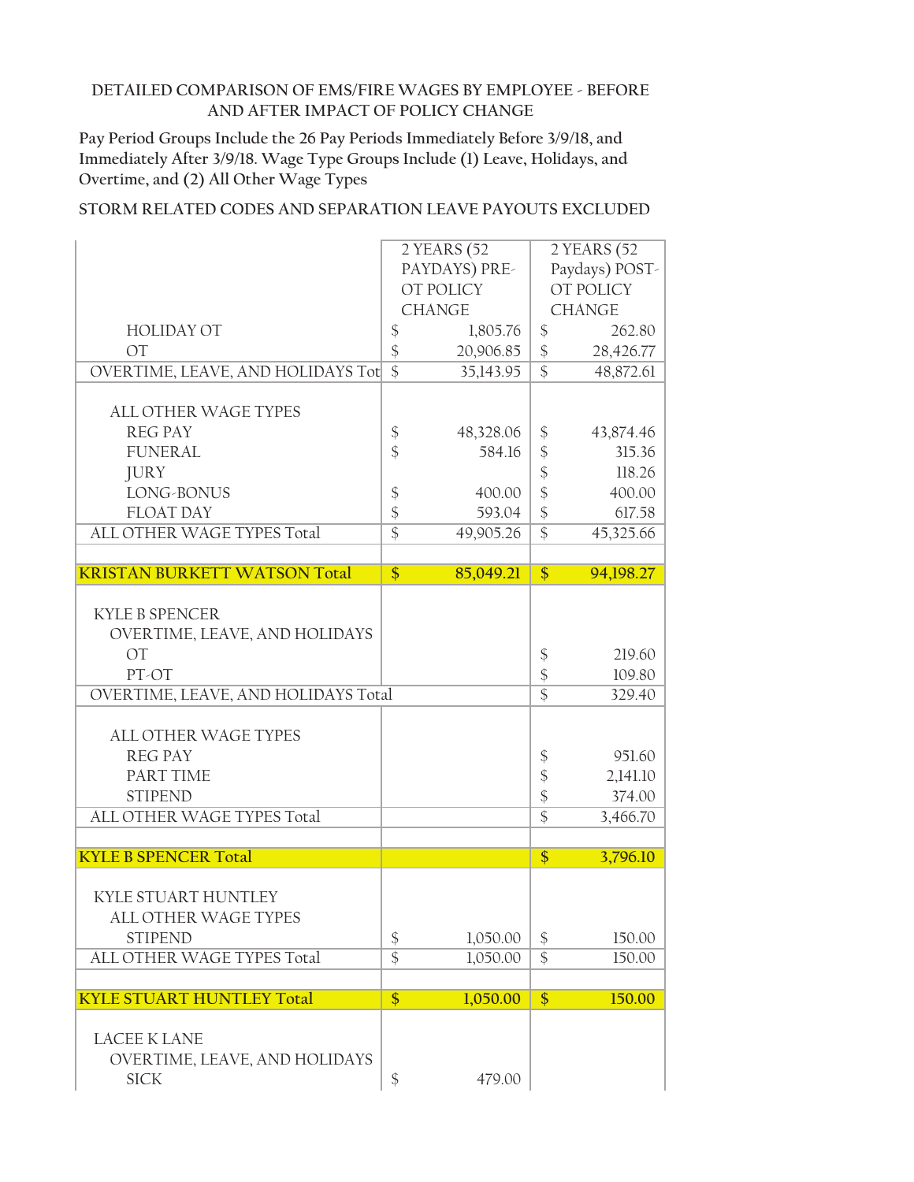DETAILED COMPARISON OF EMS/FIRE WAGES BY EMPLOYEE - BEFORE AND AFTER IMPACT OF POLICY CHANGE

Pay Period Groups Include the 26 Pay Periods Immediately Before 3/9/18, and Immediately After 3/9/18. Wage Type Groups Include (1) Leave, Holidays, and Overtime, and (2) All Other Wage Types

STORM RELATED CODES AND SEPARATION LEAVE PAYOUTS EXCLUDED

| | 2 YEARS (52 PAYDAYS) PRE-OT POLICY CHANGE | 2 YEARS (52 Paydays) POST-OT POLICY CHANGE |
|---|---|---|
| HOLIDAY OT | $ 1,805.76 | $ 262.80 |
| OT | $ 20,906.85 | $ 28,426.77 |
| OVERTIME, LEAVE, AND HOLIDAYS Tot | $ 35,143.95 | $ 48,872.61 |
| | | |
| ALL OTHER WAGE TYPES | | |
| REG PAY | $ 48,328.06 | $ 43,874.46 |
| FUNERAL | $ 584.16 | $ 315.36 |
| JURY | | $ 118.26 |
| LONG-BONUS | $ 400.00 | $ 400.00 |
| FLOAT DAY | $ 593.04 | $ 617.58 |
| ALL OTHER WAGE TYPES Total | $ 49,905.26 | $ 45,325.66 |
| | | |
| **KRISTAN BURKETT WATSON Total** | **$ 85,049.21** | **$ 94,198.27** |
| | | |
| KYLE B SPENCER | | |
| OVERTIME, LEAVE, AND HOLIDAYS | | |
| OT | | $ 219.60 |
| PT-OT | | $ 109.80 |
| OVERTIME, LEAVE, AND HOLIDAYS Total | | $ 329.40 |
| | | |
| ALL OTHER WAGE TYPES | | |
| REG PAY | | $ 951.60 |
| PART TIME | | $ 2,141.10 |
| STIPEND | | $ 374.00 |
| ALL OTHER WAGE TYPES Total | | $ 3,466.70 |
| | | |
| **KYLE B SPENCER Total** | | **$ 3,796.10** |
| | | |
| KYLE STUART HUNTLEY | | |
| ALL OTHER WAGE TYPES | | |
| STIPEND | $ 1,050.00 | $ 150.00 |
| ALL OTHER WAGE TYPES Total | $ 1,050.00 | $ 150.00 |
| | | |
| **KYLE STUART HUNTLEY Total** | **$ 1,050.00** | **$ 150.00** |
| | | |
| LACEE K LANE | | |
| OVERTIME, LEAVE, AND HOLIDAYS | | |
| SICK | $ 479.00 | |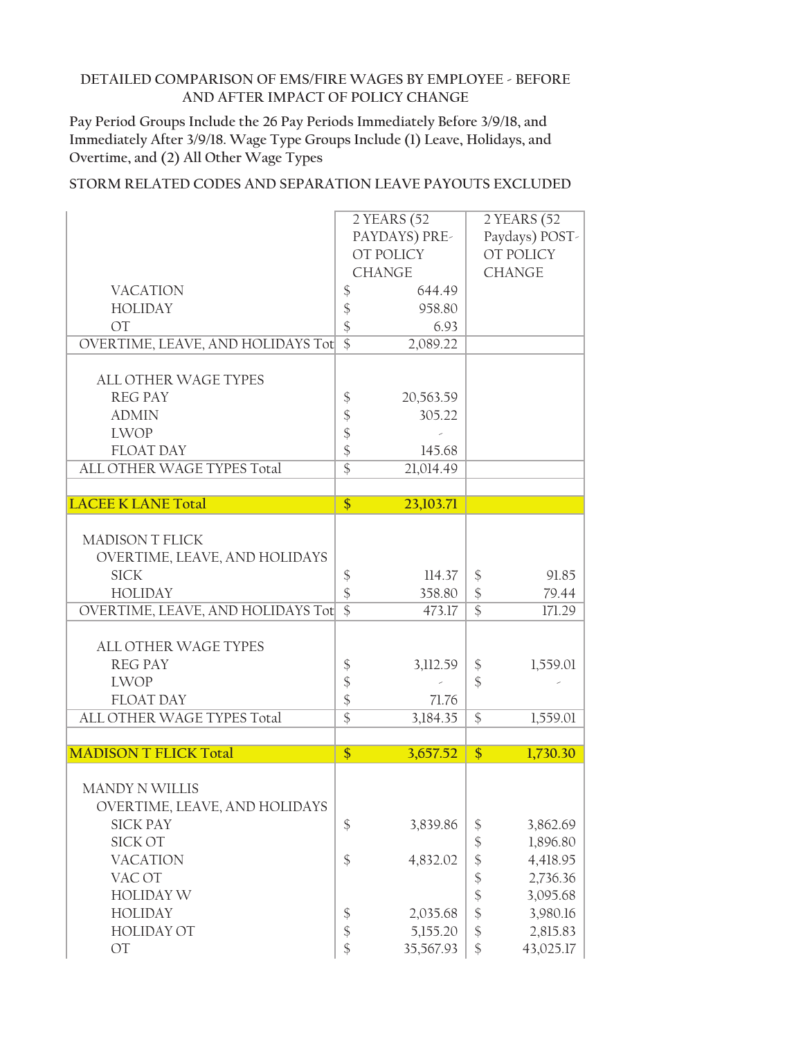DETAILED COMPARISON OF EMS/FIRE WAGES BY EMPLOYEE - BEFORE AND AFTER IMPACT OF POLICY CHANGE

Pay Period Groups Include the 26 Pay Periods Immediately Before 3/9/18, and Immediately After 3/9/18. Wage Type Groups Include (1) Leave, Holidays, and Overtime, and (2) All Other Wage Types

STORM RELATED CODES AND SEPARATION LEAVE PAYOUTS EXCLUDED

| | 2 YEARS (52 PAYDAYS) PRE-OT POLICY CHANGE | 2 YEARS (52 Paydays) POST-OT POLICY CHANGE |
|---|---|---|
| VACATION | $ 644.49 | |
| HOLIDAY | $ 958.80 | |
| OT | $ 6.93 | |
| OVERTIME, LEAVE, AND HOLIDAYS Tot | $ 2,089.22 | |
| | | |
| ALL OTHER WAGE TYPES | | |
| REG PAY | $ 20,563.59 | |
| ADMIN | $ 305.22 | |
| LWOP | $ - | |
| FLOAT DAY | $ 145.68 | |
| ALL OTHER WAGE TYPES Total | $ 21,014.49 | |
| | | |
| **LACEE K LANE Total** | **$ 23,103.71** | |
| | | |
| MADISON T FLICK | | |
| OVERTIME, LEAVE, AND HOLIDAYS | | |
| SICK | $ 114.37 | $ 91.85 |
| HOLIDAY | $ 358.80 | $ 79.44 |
| OVERTIME, LEAVE, AND HOLIDAYS Tot | $ 473.17 | $ 171.29 |
| | | |
| ALL OTHER WAGE TYPES | | |
| REG PAY | $ 3,112.59 | $ 1,559.01 |
| LWOP | $ - | $ - |
| FLOAT DAY | $ 71.76 | |
| ALL OTHER WAGE TYPES Total | $ 3,184.35 | $ 1,559.01 |
| | | |
| **MADISON T FLICK Total** | **$ 3,657.52** | **$ 1,730.30** |
| | | |
| MANDY N WILLIS | | |
| OVERTIME, LEAVE, AND HOLIDAYS | | |
| SICK PAY | $ 3,839.86 | $ 3,862.69 |
| SICK OT | | $ 1,896.80 |
| VACATION | $ 4,832.02 | $ 4,418.95 |
| VAC OT | | $ 2,736.36 |
| HOLIDAY W | | $ 3,095.68 |
| HOLIDAY | $ 2,035.68 | $ 3,980.16 |
| HOLIDAY OT | $ 5,155.20 | $ 2,815.83 |
| OT | $ 35,567.93 | $ 43,025.17 |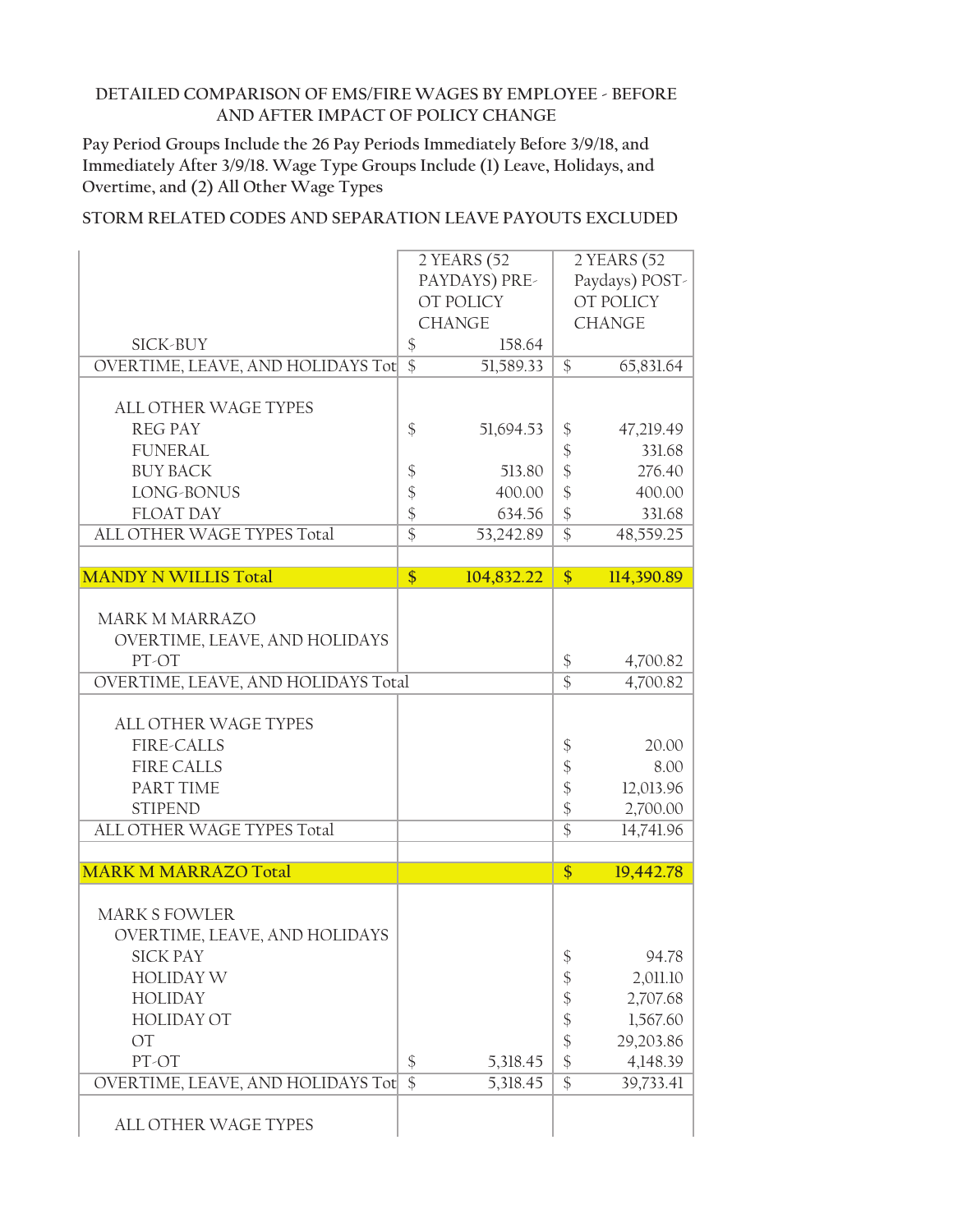DETAILED COMPARISON OF EMS/FIRE WAGES BY EMPLOYEE - BEFORE AND AFTER IMPACT OF POLICY CHANGE

Pay Period Groups Include the 26 Pay Periods Immediately Before 3/9/18, and Immediately After 3/9/18. Wage Type Groups Include (1) Leave, Holidays, and Overtime, and (2) All Other Wage Types

STORM RELATED CODES AND SEPARATION LEAVE PAYOUTS EXCLUDED

| | 2 YEARS (52 PAYDAYS) PRE-OT POLICY CHANGE | 2 YEARS (52 Paydays) POST-OT POLICY CHANGE |
|---|---|---|
| SICK-BUY | $ 158.64 | |
| OVERTIME, LEAVE, AND HOLIDAYS Tot | $ 51,589.33 | $ 65,831.64 |
| | | |
| ALL OTHER WAGE TYPES | | |
| REG PAY | $ 51,694.53 | $ 47,219.49 |
| FUNERAL | | $ 331.68 |
| BUY BACK | $ 513.80 | $ 276.40 |
| LONG-BONUS | $ 400.00 | $ 400.00 |
| FLOAT DAY | $ 634.56 | $ 331.68 |
| ALL OTHER WAGE TYPES Total | $ 53,242.89 | $ 48,559.25 |
| | | |
| **MANDY N WILLIS Total** | **$ 104,832.22** | **$ 114,390.89** |
| | | |
| MARK M MARRAZO | | |
| OVERTIME, LEAVE, AND HOLIDAYS | | |
| PT-OT | | $ 4,700.82 |
| OVERTIME, LEAVE, AND HOLIDAYS Total | | $ 4,700.82 |
| | | |
| ALL OTHER WAGE TYPES | | |
| FIRE-CALLS | | $ 20.00 |
| FIRE CALLS | | $ 8.00 |
| PART TIME | | $ 12,013.96 |
| STIPEND | | $ 2,700.00 |
| ALL OTHER WAGE TYPES Total | | $ 14,741.96 |
| | | |
| **MARK M MARRAZO Total** | | **$ 19,442.78** |
| | | |
| MARK S FOWLER | | |
| OVERTIME, LEAVE, AND HOLIDAYS | | |
| SICK PAY | | $ 94.78 |
| HOLIDAY W | | $ 2,011.10 |
| HOLIDAY | | $ 2,707.68 |
| HOLIDAY OT | | $ 1,567.60 |
| OT | | $ 29,203.86 |
| PT-OT | $ 5,318.45 | $ 4,148.39 |
| OVERTIME, LEAVE, AND HOLIDAYS Tot | $ 5,318.45 | $ 39,733.41 |
| | | |
| ALL OTHER WAGE TYPES | | |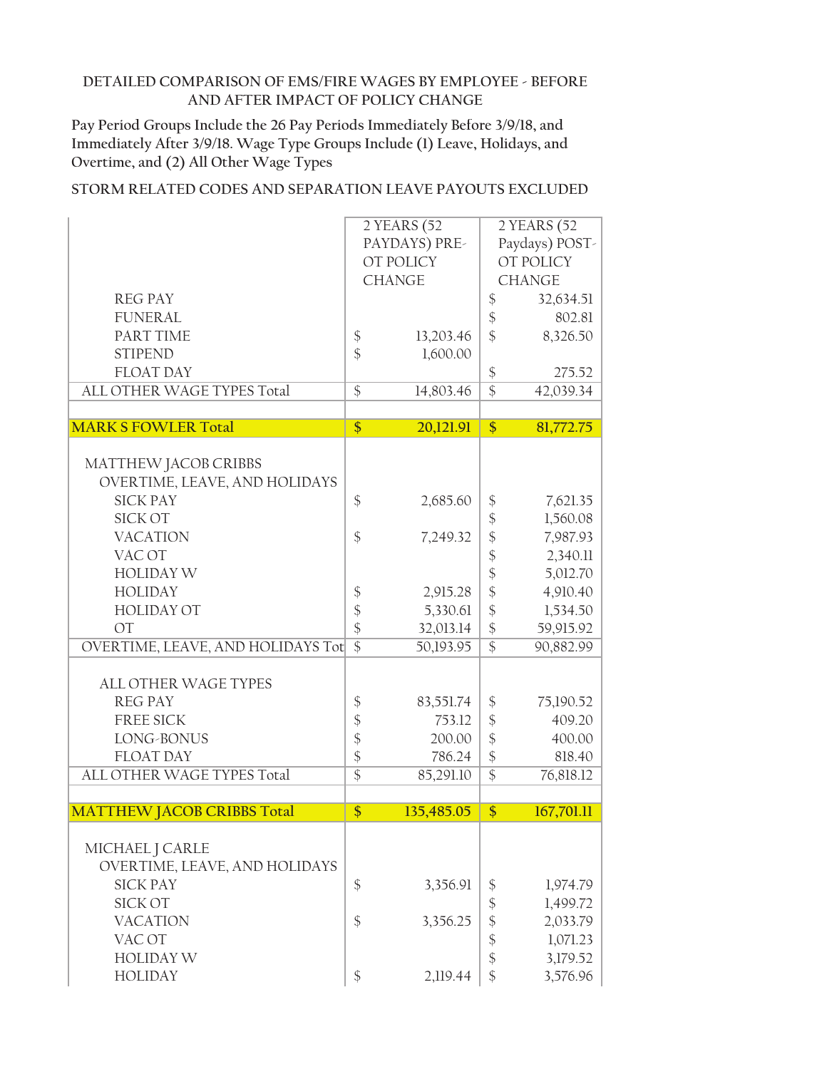DETAILED COMPARISON OF EMS/FIRE WAGES BY EMPLOYEE - BEFORE AND AFTER IMPACT OF POLICY CHANGE

Pay Period Groups Include the 26 Pay Periods Immediately Before 3/9/18, and Immediately After 3/9/18. Wage Type Groups Include (1) Leave, Holidays, and Overtime, and (2) All Other Wage Types

STORM RELATED CODES AND SEPARATION LEAVE PAYOUTS EXCLUDED

| | 2 YEARS (52 PAYDAYS) PRE-OT POLICY CHANGE | 2 YEARS (52 Paydays) POST-OT POLICY CHANGE |
|---|---|---|
| REG PAY | | $ 32,634.51 |
| FUNERAL | | $ 802.81 |
| PART TIME | $ 13,203.46 | $ 8,326.50 |
| STIPEND | $ 1,600.00 | |
| FLOAT DAY | | $ 275.52 |
| ALL OTHER WAGE TYPES Total | $ 14,803.46 | $ 42,039.34 |
| | | |
| **MARK S FOWLER Total** | **$ 20,121.91** | **$ 81,772.75** |
| | | |
| MATTHEW JACOB CRIBBS | | |
| OVERTIME, LEAVE, AND HOLIDAYS | | |
| SICK PAY | $ 2,685.60 | $ 7,621.35 |
| SICK OT | | $ 1,560.08 |
| VACATION | $ 7,249.32 | $ 7,987.93 |
| VAC OT | | $ 2,340.11 |
| HOLIDAY W | | $ 5,012.70 |
| HOLIDAY | $ 2,915.28 | $ 4,910.40 |
| HOLIDAY OT | $ 5,330.61 | $ 1,534.50 |
| OT | $ 32,013.14 | $ 59,915.92 |
| OVERTIME, LEAVE, AND HOLIDAYS Tot | $ 50,193.95 | $ 90,882.99 |
| | | |
| ALL OTHER WAGE TYPES | | |
| REG PAY | $ 83,551.74 | $ 75,190.52 |
| FREE SICK | $ 753.12 | $ 409.20 |
| LONG-BONUS | $ 200.00 | $ 400.00 |
| FLOAT DAY | $ 786.24 | $ 818.40 |
| ALL OTHER WAGE TYPES Total | $ 85,291.10 | $ 76,818.12 |
| | | |
| **MATTHEW JACOB CRIBBS Total** | **$ 135,485.05** | **$ 167,701.11** |
| | | |
| MICHAEL J CARLE | | |
| OVERTIME, LEAVE, AND HOLIDAYS | | |
| SICK PAY | $ 3,356.91 | $ 1,974.79 |
| SICK OT | | $ 1,499.72 |
| VACATION | $ 3,356.25 | $ 2,033.79 |
| VAC OT | | $ 1,071.23 |
| HOLIDAY W | | $ 3,179.52 |
| HOLIDAY | $ 2,119.44 | $ 3,576.96 |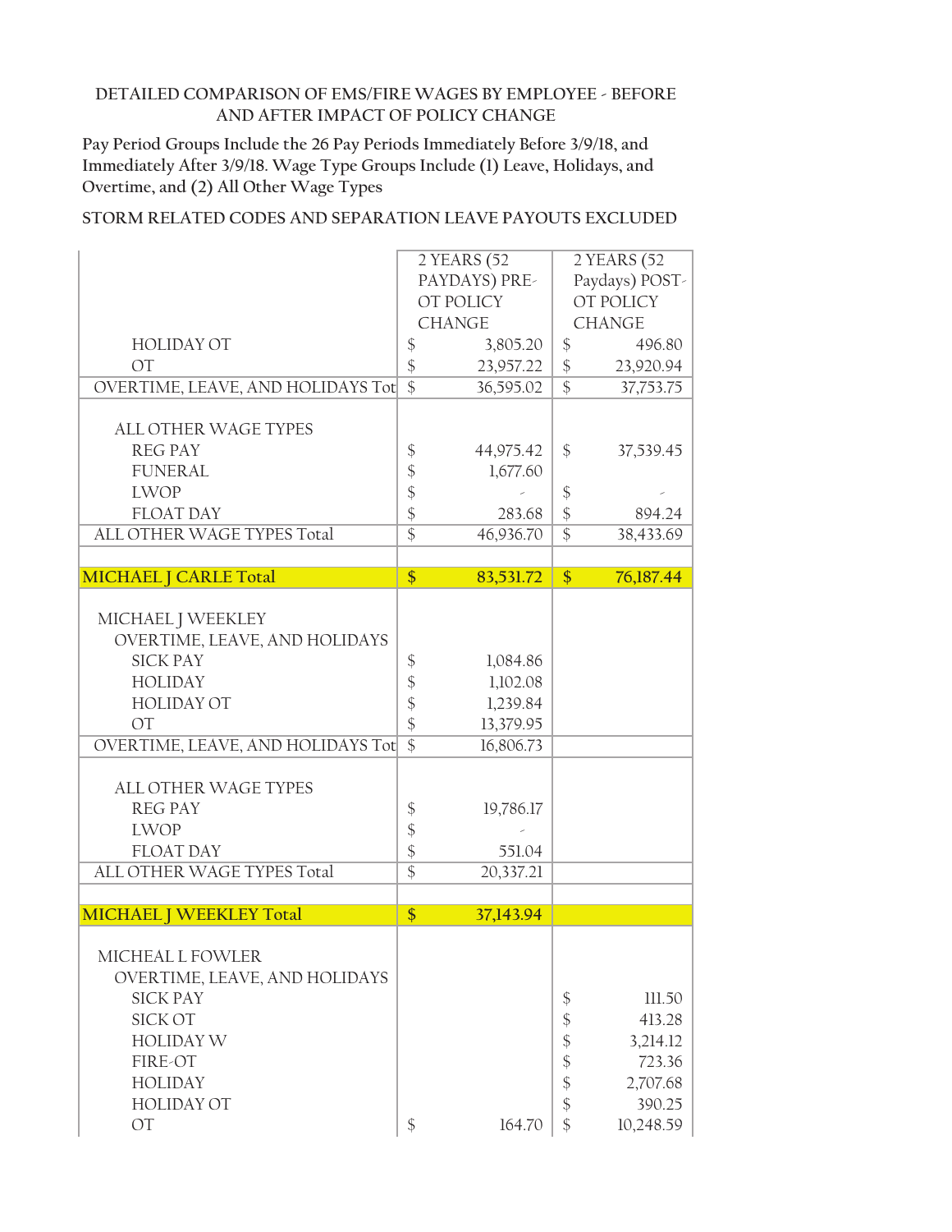DETAILED COMPARISON OF EMS/FIRE WAGES BY EMPLOYEE - BEFORE AND AFTER IMPACT OF POLICY CHANGE

Pay Period Groups Include the 26 Pay Periods Immediately Before 3/9/18, and Immediately After 3/9/18. Wage Type Groups Include (1) Leave, Holidays, and Overtime, and (2) All Other Wage Types

STORM RELATED CODES AND SEPARATION LEAVE PAYOUTS EXCLUDED

| | 2 YEARS (52 PAYDAYS) PRE-OT POLICY CHANGE | 2 YEARS (52 Paydays) POST-OT POLICY CHANGE |
|---|---|---|
| HOLIDAY OT | $ 3,805.20 | $ 496.80 |
| OT | $ 23,957.22 | $ 23,920.94 |
| OVERTIME, LEAVE, AND HOLIDAYS Tot | $ 36,595.02 | $ 37,753.75 |
| | | |
| ALL OTHER WAGE TYPES | | |
| REG PAY | $ 44,975.42 | $ 37,539.45 |
| FUNERAL | $ 1,677.60 | |
| LWOP | $ - | $ - |
| FLOAT DAY | $ 283.68 | $ 894.24 |
| ALL OTHER WAGE TYPES Total | $ 46,936.70 | $ 38,433.69 |
| | | |
| **MICHAEL J CARLE Total** | **$ 83,531.72** | **$ 76,187.44** |
| | | |
| MICHAEL J WEEKLEY | | |
| OVERTIME, LEAVE, AND HOLIDAYS | | |
| SICK PAY | $ 1,084.86 | |
| HOLIDAY | $ 1,102.08 | |
| HOLIDAY OT | $ 1,239.84 | |
| OT | $ 13,379.95 | |
| OVERTIME, LEAVE, AND HOLIDAYS Tot | $ 16,806.73 | |
| | | |
| ALL OTHER WAGE TYPES | | |
| REG PAY | $ 19,786.17 | |
| LWOP | $ - | |
| FLOAT DAY | $ 551.04 | |
| ALL OTHER WAGE TYPES Total | $ 20,337.21 | |
| | | |
| **MICHAEL J WEEKLEY Total** | **$ 37,143.94** | |
| | | |
| MICHEAL L FOWLER | | |
| OVERTIME, LEAVE, AND HOLIDAYS | | |
| SICK PAY | | $ 111.50 |
| SICK OT | | $ 413.28 |
| HOLIDAY W | | $ 3,214.12 |
| FIRE-OT | | $ 723.36 |
| HOLIDAY | | $ 2,707.68 |
| HOLIDAY OT | | $ 390.25 |
| OT | $ 164.70 | $ 10,248.59 |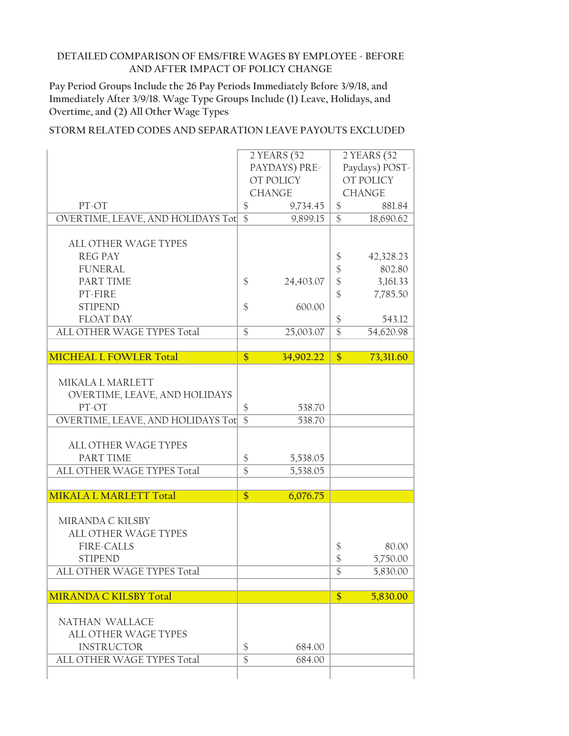DETAILED COMPARISON OF EMS/FIRE WAGES BY EMPLOYEE - BEFORE AND AFTER IMPACT OF POLICY CHANGE

Pay Period Groups Include the 26 Pay Periods Immediately Before 3/9/18, and Immediately After 3/9/18. Wage Type Groups Include (1) Leave, Holidays, and Overtime, and (2) All Other Wage Types

STORM RELATED CODES AND SEPARATION LEAVE PAYOUTS EXCLUDED

| | 2 YEARS (52 PAYDAYS) PRE-OT POLICY CHANGE | 2 YEARS (52 Paydays) POST-OT POLICY CHANGE |
|---|---|---|
| PT-OT | $ 9,734.45 | $ 881.84 |
| OVERTIME, LEAVE, AND HOLIDAYS Tot | $ 9,899.15 | $ 18,690.62 |
| | | |
| ALL OTHER WAGE TYPES | | |
| REG PAY | | $ 42,328.23 |
| FUNERAL | | $ 802.80 |
| PART TIME | $ 24,403.07 | $ 3,161.33 |
| PT-FIRE | | $ 7,785.50 |
| STIPEND | $ 600.00 | |
| FLOAT DAY | | $ 543.12 |
| ALL OTHER WAGE TYPES Total | $ 25,003.07 | $ 54,620.98 |
| | | |
| **MICHEAL L FOWLER Total** | **$ 34,902.22** | **$ 73,311.60** |
| | | |
| MIKALA L MARLETT | | |
| OVERTIME, LEAVE, AND HOLIDAYS | | |
| PT-OT | $ 538.70 | |
| OVERTIME, LEAVE, AND HOLIDAYS Tot | $ 538.70 | |
| | | |
| ALL OTHER WAGE TYPES | | |
| PART TIME | $ 5,538.05 | |
| ALL OTHER WAGE TYPES Total | $ 5,538.05 | |
| | | |
| **MIKALA L MARLETT Total** | **$ 6,076.75** | |
| | | |
| MIRANDA C KILSBY | | |
| ALL OTHER WAGE TYPES | | |
| FIRE-CALLS | | $ 80.00 |
| STIPEND | | $ 5,750.00 |
| ALL OTHER WAGE TYPES Total | | $ 5,830.00 |
| | | |
| **MIRANDA C KILSBY Total** | | **$ 5,830.00** |
| | | |
| NATHAN WALLACE | | |
| ALL OTHER WAGE TYPES | | |
| INSTRUCTOR | $ 684.00 | |
| ALL OTHER WAGE TYPES Total | $ 684.00 | |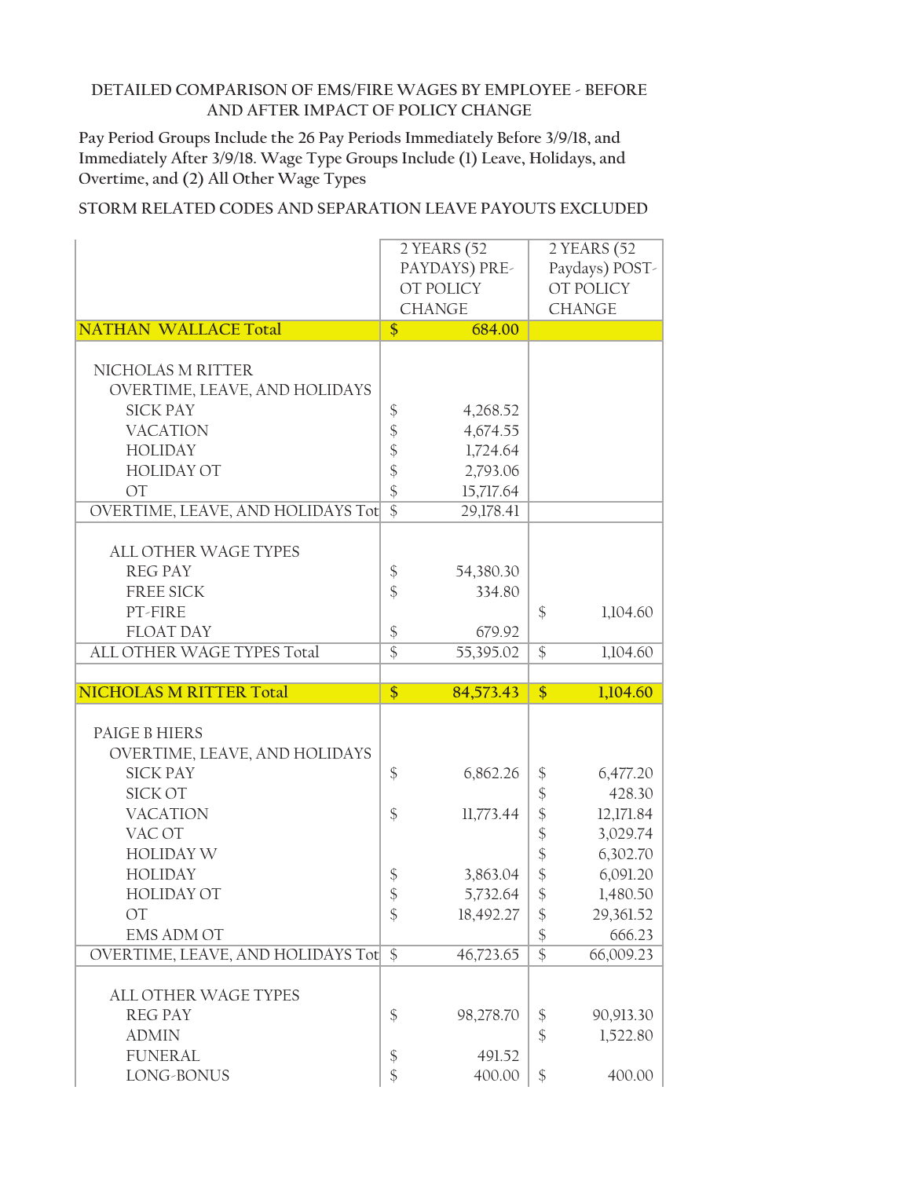DETAILED COMPARISON OF EMS/FIRE WAGES BY EMPLOYEE - BEFORE AND AFTER IMPACT OF POLICY CHANGE

Pay Period Groups Include the 26 Pay Periods Immediately Before 3/9/18, and Immediately After 3/9/18. Wage Type Groups Include (1) Leave, Holidays, and Overtime, and (2) All Other Wage Types

STORM RELATED CODES AND SEPARATION LEAVE PAYOUTS EXCLUDED

| | 2 YEARS (52 PAYDAYS) PRE-OT POLICY CHANGE | 2 YEARS (52 Paydays) POST-OT POLICY CHANGE |
|---|---|---|
| **NATHAN WALLACE Total** | **$ 684.00** | |
| | | |
| NICHOLAS M RITTER | | |
| OVERTIME, LEAVE, AND HOLIDAYS | | |
| SICK PAY | $ 4,268.52 | |
| VACATION | $ 4,674.55 | |
| HOLIDAY | $ 1,724.64 | |
| HOLIDAY OT | $ 2,793.06 | |
| OT | $ 15,717.64 | |
| OVERTIME, LEAVE, AND HOLIDAYS Tot | $ 29,178.41 | |
| | | |
| ALL OTHER WAGE TYPES | | |
| REG PAY | $ 54,380.30 | |
| FREE SICK | $ 334.80 | |
| PT-FIRE | | $ 1,104.60 |
| FLOAT DAY | $ 679.92 | |
| ALL OTHER WAGE TYPES Total | $ 55,395.02 | $ 1,104.60 |
| | | |
| **NICHOLAS M RITTER Total** | **$ 84,573.43** | **$ 1,104.60** |
| | | |
| PAIGE B HIERS | | |
| OVERTIME, LEAVE, AND HOLIDAYS | | |
| SICK PAY | $ 6,862.26 | $ 6,477.20 |
| SICK OT | | $ 428.30 |
| VACATION | $ 11,773.44 | $ 12,171.84 |
| VAC OT | | $ 3,029.74 |
| HOLIDAY W | | $ 6,302.70 |
| HOLIDAY | $ 3,863.04 | $ 6,091.20 |
| HOLIDAY OT | $ 5,732.64 | $ 1,480.50 |
| OT | $ 18,492.27 | $ 29,361.52 |
| EMS ADM OT | | $ 666.23 |
| OVERTIME, LEAVE, AND HOLIDAYS Tot | $ 46,723.65 | $ 66,009.23 |
| | | |
| ALL OTHER WAGE TYPES | | |
| REG PAY | $ 98,278.70 | $ 90,913.30 |
| ADMIN | | $ 1,522.80 |
| FUNERAL | $ 491.52 | |
| LONG-BONUS | $ 400.00 | $ 400.00 |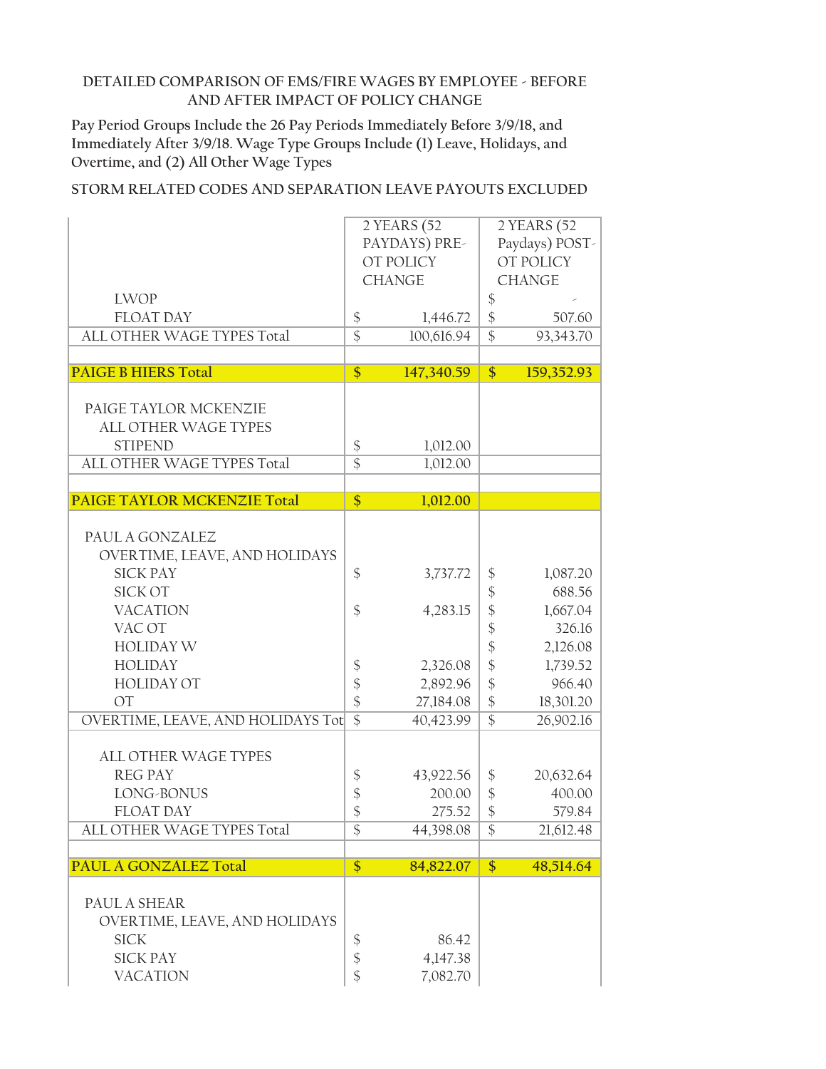DETAILED COMPARISON OF EMS/FIRE WAGES BY EMPLOYEE - BEFORE AND AFTER IMPACT OF POLICY CHANGE

Pay Period Groups Include the 26 Pay Periods Immediately Before 3/9/18, and Immediately After 3/9/18. Wage Type Groups Include (1) Leave, Holidays, and Overtime, and (2) All Other Wage Types

STORM RELATED CODES AND SEPARATION LEAVE PAYOUTS EXCLUDED

| | 2 YEARS (52 PAYDAYS) PRE-OT POLICY CHANGE | 2 YEARS (52 Paydays) POST-OT POLICY CHANGE |
|---|---|---|
| LWOP | | $ - |
| FLOAT DAY | $ 1,446.72 | $ 507.60 |
| ALL OTHER WAGE TYPES Total | $ 100,616.94 | $ 93,343.70 |
| | | |
| **PAIGE B HIERS Total** | **$ 147,340.59** | **$ 159,352.93** |
| | | |
| PAIGE TAYLOR MCKENZIE | | |
| ALL OTHER WAGE TYPES | | |
| STIPEND | $ 1,012.00 | |
| ALL OTHER WAGE TYPES Total | $ 1,012.00 | |
| | | |
| **PAIGE TAYLOR MCKENZIE Total** | **$ 1,012.00** | |
| | | |
| PAUL A GONZALEZ | | |
| OVERTIME, LEAVE, AND HOLIDAYS | | |
| SICK PAY | $ 3,737.72 | $ 1,087.20 |
| SICK OT | | $ 688.56 |
| VACATION | $ 4,283.15 | $ 1,667.04 |
| VAC OT | | $ 326.16 |
| HOLIDAY W | | $ 2,126.08 |
| HOLIDAY | $ 2,326.08 | $ 1,739.52 |
| HOLIDAY OT | $ 2,892.96 | $ 966.40 |
| OT | $ 27,184.08 | $ 18,301.20 |
| OVERTIME, LEAVE, AND HOLIDAYS Tot | $ 40,423.99 | $ 26,902.16 |
| | | |
| ALL OTHER WAGE TYPES | | |
| REG PAY | $ 43,922.56 | $ 20,632.64 |
| LONG-BONUS | $ 200.00 | $ 400.00 |
| FLOAT DAY | $ 275.52 | $ 579.84 |
| ALL OTHER WAGE TYPES Total | $ 44,398.08 | $ 21,612.48 |
| | | |
| **PAUL A GONZALEZ Total** | **$ 84,822.07** | **$ 48,514.64** |
| | | |
| PAUL A SHEAR | | |
| OVERTIME, LEAVE, AND HOLIDAYS | | |
| SICK | $ 86.42 | |
| SICK PAY | $ 4,147.38 | |
| VACATION | $ 7,082.70 | |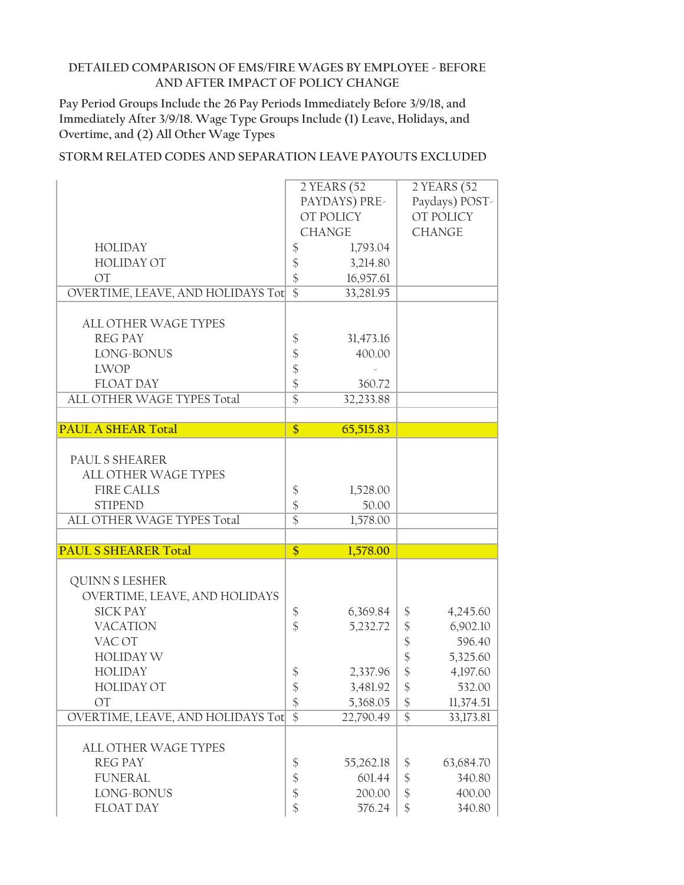DETAILED COMPARISON OF EMS/FIRE WAGES BY EMPLOYEE - BEFORE AND AFTER IMPACT OF POLICY CHANGE

Pay Period Groups Include the 26 Pay Periods Immediately Before 3/9/18, and Immediately After 3/9/18. Wage Type Groups Include (1) Leave, Holidays, and Overtime, and (2) All Other Wage Types

STORM RELATED CODES AND SEPARATION LEAVE PAYOUTS EXCLUDED

| | 2 YEARS (52 PAYDAYS) PRE-OT POLICY CHANGE | 2 YEARS (52 Paydays) POST-OT POLICY CHANGE |
|---|---|---|
| HOLIDAY | $ 1,793.04 | |
| HOLIDAY OT | $ 3,214.80 | |
| OT | $ 16,957.61 | |
| OVERTIME, LEAVE, AND HOLIDAYS Tot | $ 33,281.95 | |
| | | |
| ALL OTHER WAGE TYPES | | |
| REG PAY | $ 31,473.16 | |
| LONG-BONUS | $ 400.00 | |
| LWOP | $ - | |
| FLOAT DAY | $ 360.72 | |
| ALL OTHER WAGE TYPES Total | $ 32,233.88 | |
| | | |
| **PAUL A SHEAR Total** | **$ 65,515.83** | |
| | | |
| PAUL S SHEARER | | |
| ALL OTHER WAGE TYPES | | |
| FIRE CALLS | $ 1,528.00 | |
| STIPEND | $ 50.00 | |
| ALL OTHER WAGE TYPES Total | $ 1,578.00 | |
| | | |
| **PAUL S SHEARER Total** | **$ 1,578.00** | |
| | | |
| QUINN S LESHER | | |
| OVERTIME, LEAVE, AND HOLIDAYS | | |
| SICK PAY | $ 6,369.84 | $ 4,245.60 |
| VACATION | $ 5,232.72 | $ 6,902.10 |
| VAC OT | | $ 596.40 |
| HOLIDAY W | | $ 5,325.60 |
| HOLIDAY | $ 2,337.96 | $ 4,197.60 |
| HOLIDAY OT | $ 3,481.92 | $ 532.00 |
| OT | $ 5,368.05 | $ 11,374.51 |
| OVERTIME, LEAVE, AND HOLIDAYS Tot | $ 22,790.49 | $ 33,173.81 |
| | | |
| ALL OTHER WAGE TYPES | | |
| REG PAY | $ 55,262.18 | $ 63,684.70 |
| FUNERAL | $ 601.44 | $ 340.80 |
| LONG-BONUS | $ 200.00 | $ 400.00 |
| FLOAT DAY | $ 576.24 | $ 340.80 |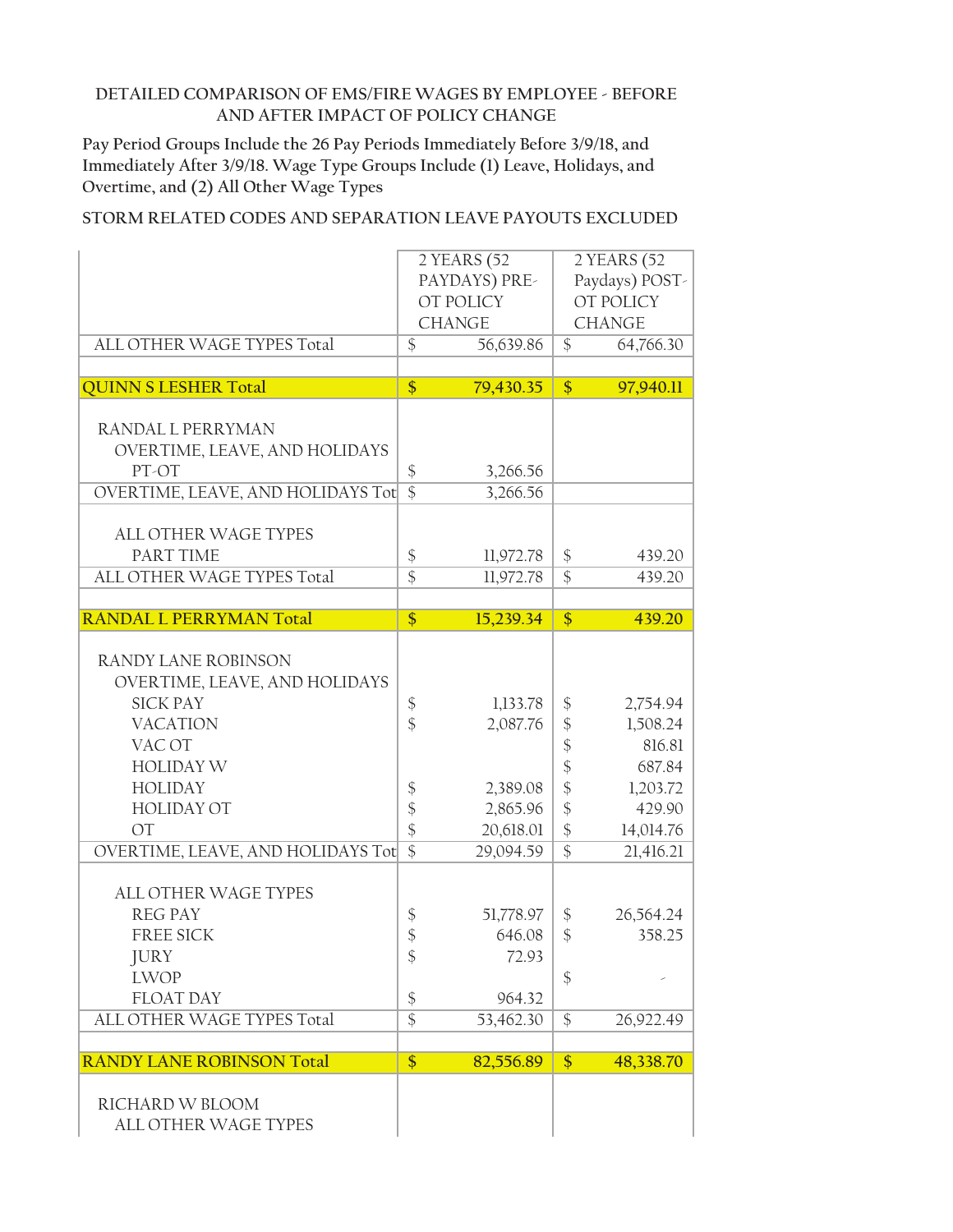DETAILED COMPARISON OF EMS/FIRE WAGES BY EMPLOYEE - BEFORE AND AFTER IMPACT OF POLICY CHANGE

Pay Period Groups Include the 26 Pay Periods Immediately Before 3/9/18, and Immediately After 3/9/18. Wage Type Groups Include (1) Leave, Holidays, and Overtime, and (2) All Other Wage Types

STORM RELATED CODES AND SEPARATION LEAVE PAYOUTS EXCLUDED

| | 2 YEARS (52 PAYDAYS) PRE-OT POLICY CHANGE | 2 YEARS (52 Paydays) POST-OT POLICY CHANGE |
|---|---|---|
| ALL OTHER WAGE TYPES Total | $ 56,639.86 | $ 64,766.30 |
| | | |
| **QUINN S LESHER Total** | **$ 79,430.35** | **$ 97,940.11** |
| | | |
| RANDAL L PERRYMAN | | |
| OVERTIME, LEAVE, AND HOLIDAYS | | |
| PT-OT | $ 3,266.56 | |
| OVERTIME, LEAVE, AND HOLIDAYS Tot | $ 3,266.56 | |
| | | |
| ALL OTHER WAGE TYPES | | |
| PART TIME | $ 11,972.78 | $ 439.20 |
| ALL OTHER WAGE TYPES Total | $ 11,972.78 | $ 439.20 |
| | | |
| **RANDAL L PERRYMAN Total** | **$ 15,239.34** | **$ 439.20** |
| | | |
| RANDY LANE ROBINSON | | |
| OVERTIME, LEAVE, AND HOLIDAYS | | |
| SICK PAY | $ 1,133.78 | $ 2,754.94 |
| VACATION | $ 2,087.76 | $ 1,508.24 |
| VAC OT | | $ 816.81 |
| HOLIDAY W | | $ 687.84 |
| HOLIDAY | $ 2,389.08 | $ 1,203.72 |
| HOLIDAY OT | $ 2,865.96 | $ 429.90 |
| OT | $ 20,618.01 | $ 14,014.76 |
| OVERTIME, LEAVE, AND HOLIDAYS Tot | $ 29,094.59 | $ 21,416.21 |
| | | |
| ALL OTHER WAGE TYPES | | |
| REG PAY | $ 51,778.97 | $ 26,564.24 |
| FREE SICK | $ 646.08 | $ 358.25 |
| JURY | $ 72.93 | |
| LWOP | | $ - |
| FLOAT DAY | $ 964.32 | |
| ALL OTHER WAGE TYPES Total | $ 53,462.30 | $ 26,922.49 |
| | | |
| **RANDY LANE ROBINSON Total** | **$ 82,556.89** | **$ 48,338.70** |
| | | |
| RICHARD W BLOOM | | |
| ALL OTHER WAGE TYPES | | |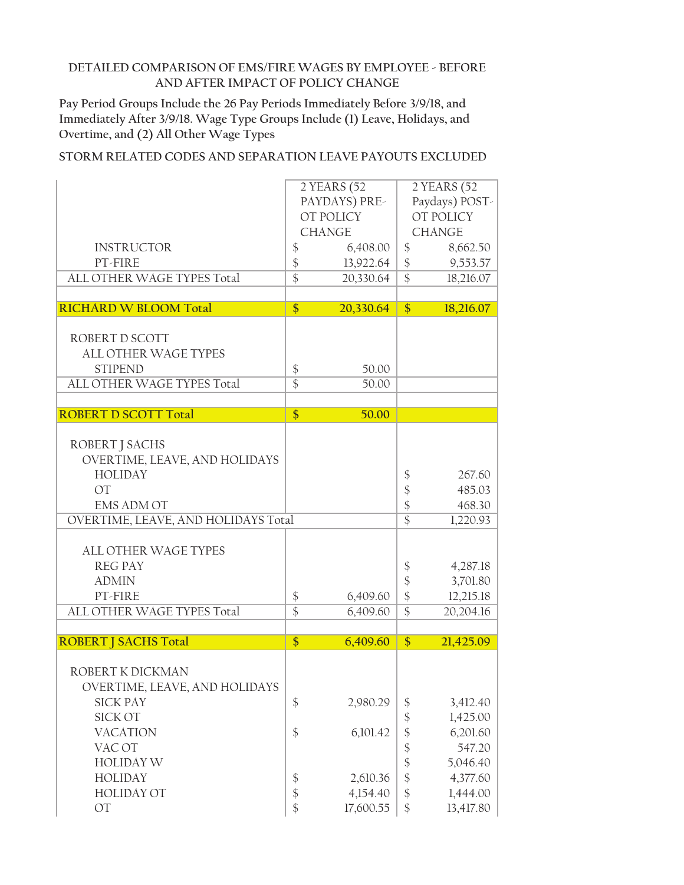DETAILED COMPARISON OF EMS/FIRE WAGES BY EMPLOYEE - BEFORE AND AFTER IMPACT OF POLICY CHANGE

Pay Period Groups Include the 26 Pay Periods Immediately Before 3/9/18, and Immediately After 3/9/18. Wage Type Groups Include (1) Leave, Holidays, and Overtime, and (2) All Other Wage Types

STORM RELATED CODES AND SEPARATION LEAVE PAYOUTS EXCLUDED

| | 2 YEARS (52 PAYDAYS) PRE-OT POLICY CHANGE | 2 YEARS (52 Paydays) POST-OT POLICY CHANGE |
|---|---|---|
| INSTRUCTOR | $ 6,408.00 | $ 8,662.50 |
| PT-FIRE | $ 13,922.64 | $ 9,553.57 |
| ALL OTHER WAGE TYPES Total | $ 20,330.64 | $ 18,216.07 |
| | | |
| **RICHARD W BLOOM Total** | **$ 20,330.64** | **$ 18,216.07** |
| | | |
| ROBERT D SCOTT | | |
| ALL OTHER WAGE TYPES | | |
| STIPEND | $ 50.00 | |
| ALL OTHER WAGE TYPES Total | $ 50.00 | |
| | | |
| **ROBERT D SCOTT Total** | **$ 50.00** | |
| | | |
| ROBERT J SACHS | | |
| OVERTIME, LEAVE, AND HOLIDAYS | | |
| HOLIDAY | | $ 267.60 |
| OT | | $ 485.03 |
| EMS ADM OT | | $ 468.30 |
| OVERTIME, LEAVE, AND HOLIDAYS Total | | $ 1,220.93 |
| | | |
| ALL OTHER WAGE TYPES | | |
| REG PAY | | $ 4,287.18 |
| ADMIN | | $ 3,701.80 |
| PT-FIRE | $ 6,409.60 | $ 12,215.18 |
| ALL OTHER WAGE TYPES Total | $ 6,409.60 | $ 20,204.16 |
| | | |
| **ROBERT J SACHS Total** | **$ 6,409.60** | **$ 21,425.09** |
| | | |
| ROBERT K DICKMAN | | |
| OVERTIME, LEAVE, AND HOLIDAYS | | |
| SICK PAY | $ 2,980.29 | $ 3,412.40 |
| SICK OT | | $ 1,425.00 |
| VACATION | $ 6,101.42 | $ 6,201.60 |
| VAC OT | | $ 547.20 |
| HOLIDAY W | | $ 5,046.40 |
| HOLIDAY | $ 2,610.36 | $ 4,377.60 |
| HOLIDAY OT | $ 4,154.40 | $ 1,444.00 |
| OT | $ 17,600.55 | $ 13,417.80 |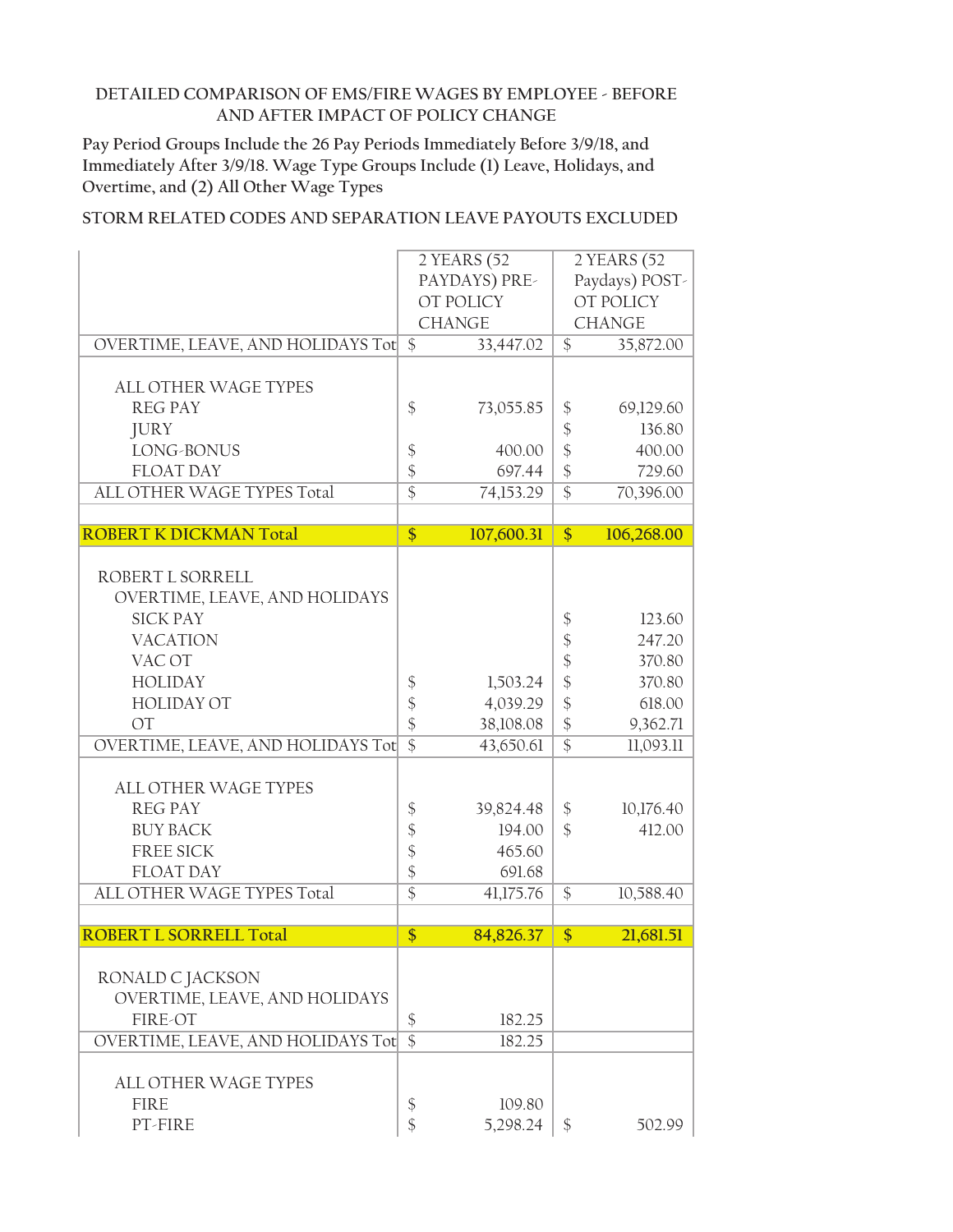DETAILED COMPARISON OF EMS/FIRE WAGES BY EMPLOYEE - BEFORE AND AFTER IMPACT OF POLICY CHANGE

Pay Period Groups Include the 26 Pay Periods Immediately Before 3/9/18, and Immediately After 3/9/18. Wage Type Groups Include (1) Leave, Holidays, and Overtime, and (2) All Other Wage Types

STORM RELATED CODES AND SEPARATION LEAVE PAYOUTS EXCLUDED

| | 2 YEARS (52 PAYDAYS) PRE-OT POLICY CHANGE | 2 YEARS (52 Paydays) POST-OT POLICY CHANGE |
|---|---|---|
| OVERTIME, LEAVE, AND HOLIDAYS Tot | $ 33,447.02 | $ 35,872.00 |
| | | |
| ALL OTHER WAGE TYPES | | |
| REG PAY | $ 73,055.85 | $ 69,129.60 |
| JURY | | $ 136.80 |
| LONG-BONUS | $ 400.00 | $ 400.00 |
| FLOAT DAY | $ 697.44 | $ 729.60 |
| ALL OTHER WAGE TYPES Total | $ 74,153.29 | $ 70,396.00 |
| | | |
| **ROBERT K DICKMAN Total** | **$ 107,600.31** | **$ 106,268.00** |
| | | |
| ROBERT L SORRELL | | |
| OVERTIME, LEAVE, AND HOLIDAYS | | |
| SICK PAY | | $ 123.60 |
| VACATION | | $ 247.20 |
| VAC OT | | $ 370.80 |
| HOLIDAY | $ 1,503.24 | $ 370.80 |
| HOLIDAY OT | $ 4,039.29 | $ 618.00 |
| OT | $ 38,108.08 | $ 9,362.71 |
| OVERTIME, LEAVE, AND HOLIDAYS Tot | $ 43,650.61 | $ 11,093.11 |
| | | |
| ALL OTHER WAGE TYPES | | |
| REG PAY | $ 39,824.48 | $ 10,176.40 |
| BUY BACK | $ 194.00 | $ 412.00 |
| FREE SICK | $ 465.60 | |
| FLOAT DAY | $ 691.68 | |
| ALL OTHER WAGE TYPES Total | $ 41,175.76 | $ 10,588.40 |
| | | |
| **ROBERT L SORRELL Total** | **$ 84,826.37** | **$ 21,681.51** |
| | | |
| RONALD C JACKSON | | |
| OVERTIME, LEAVE, AND HOLIDAYS | | |
| FIRE-OT | $ 182.25 | |
| OVERTIME, LEAVE, AND HOLIDAYS Tot | $ 182.25 | |
| | | |
| ALL OTHER WAGE TYPES | | |
| FIRE | $ 109.80 | |
| PT-FIRE | $ 5,298.24 | $ 502.99 |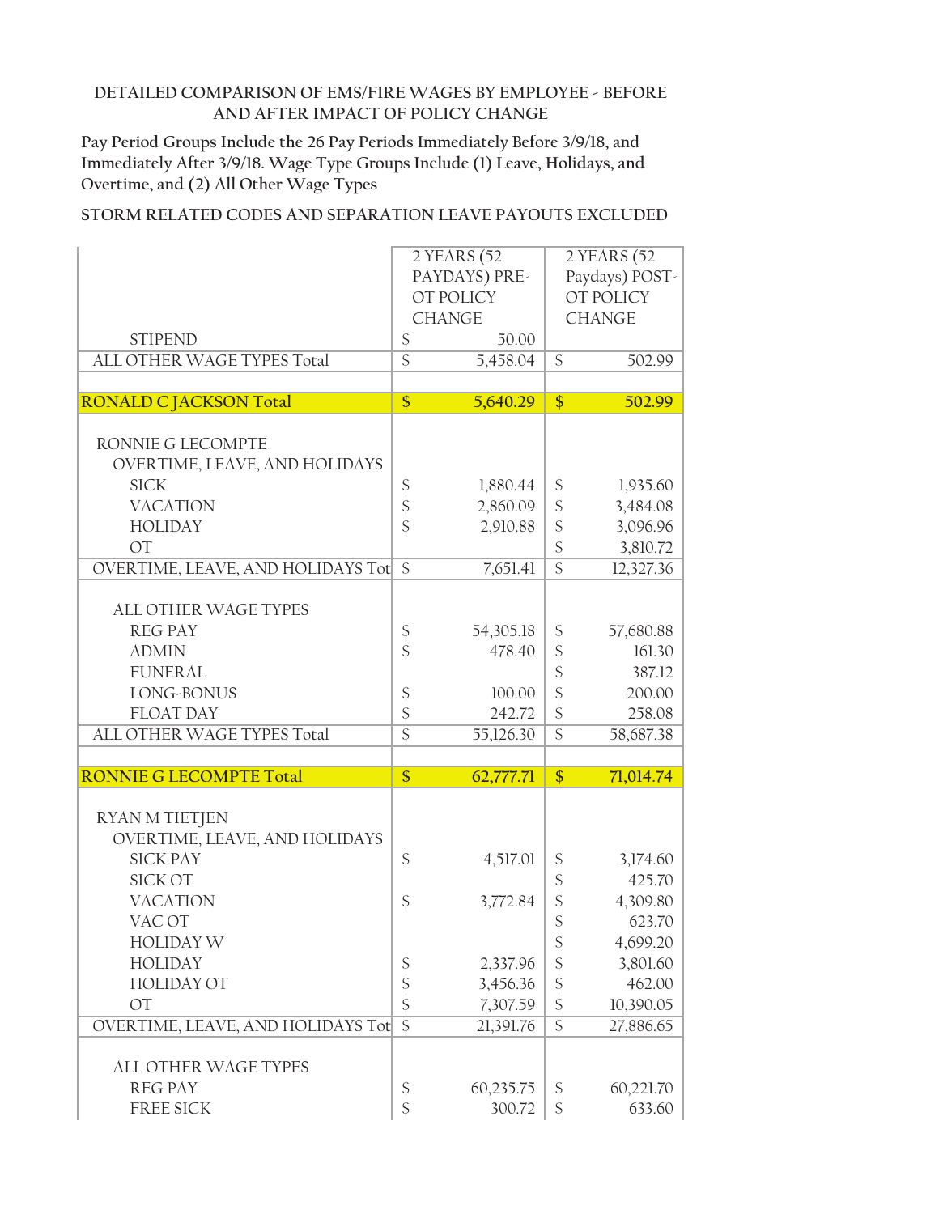DETAILED COMPARISON OF EMS/FIRE WAGES BY EMPLOYEE - BEFORE AND AFTER IMPACT OF POLICY CHANGE

Pay Period Groups Include the 26 Pay Periods Immediately Before 3/9/18, and Immediately After 3/9/18. Wage Type Groups Include (1) Leave, Holidays, and Overtime, and (2) All Other Wage Types

STORM RELATED CODES AND SEPARATION LEAVE PAYOUTS EXCLUDED

| | 2 YEARS (52 PAYDAYS) PRE-OT POLICY CHANGE | 2 YEARS (52 Paydays) POST-OT POLICY CHANGE |
|---|---|---|
| STIPEND | $ 50.00 | |
| ALL OTHER WAGE TYPES Total | $ 5,458.04 | $ 502.99 |
| | | |
| **RONALD C JACKSON Total** | **$ 5,640.29** | **$ 502.99** |
| | | |
| RONNIE G LECOMPTE | | |
| OVERTIME, LEAVE, AND HOLIDAYS | | |
| SICK | $ 1,880.44 | $ 1,935.60 |
| VACATION | $ 2,860.09 | $ 3,484.08 |
| HOLIDAY | $ 2,910.88 | $ 3,096.96 |
| OT | | $ 3,810.72 |
| OVERTIME, LEAVE, AND HOLIDAYS Tot | $ 7,651.41 | $ 12,327.36 |
| | | |
| ALL OTHER WAGE TYPES | | |
| REG PAY | $ 54,305.18 | $ 57,680.88 |
| ADMIN | $ 478.40 | $ 161.30 |
| FUNERAL | | $ 387.12 |
| LONG-BONUS | $ 100.00 | $ 200.00 |
| FLOAT DAY | $ 242.72 | $ 258.08 |
| ALL OTHER WAGE TYPES Total | $ 55,126.30 | $ 58,687.38 |
| | | |
| **RONNIE G LECOMPTE Total** | **$ 62,777.71** | **$ 71,014.74** |
| | | |
| RYAN M TIETJEN | | |
| OVERTIME, LEAVE, AND HOLIDAYS | | |
| SICK PAY | $ 4,517.01 | $ 3,174.60 |
| SICK OT | | $ 425.70 |
| VACATION | $ 3,772.84 | $ 4,309.80 |
| VAC OT | | $ 623.70 |
| HOLIDAY W | | $ 4,699.20 |
| HOLIDAY | $ 2,337.96 | $ 3,801.60 |
| HOLIDAY OT | $ 3,456.36 | $ 462.00 |
| OT | $ 7,307.59 | $ 10,390.05 |
| OVERTIME, LEAVE, AND HOLIDAYS Tot | $ 21,391.76 | $ 27,886.65 |
| | | |
| ALL OTHER WAGE TYPES | | |
| REG PAY | $ 60,235.75 | $ 60,221.70 |
| FREE SICK | $ 300.72 | $ 633.60 |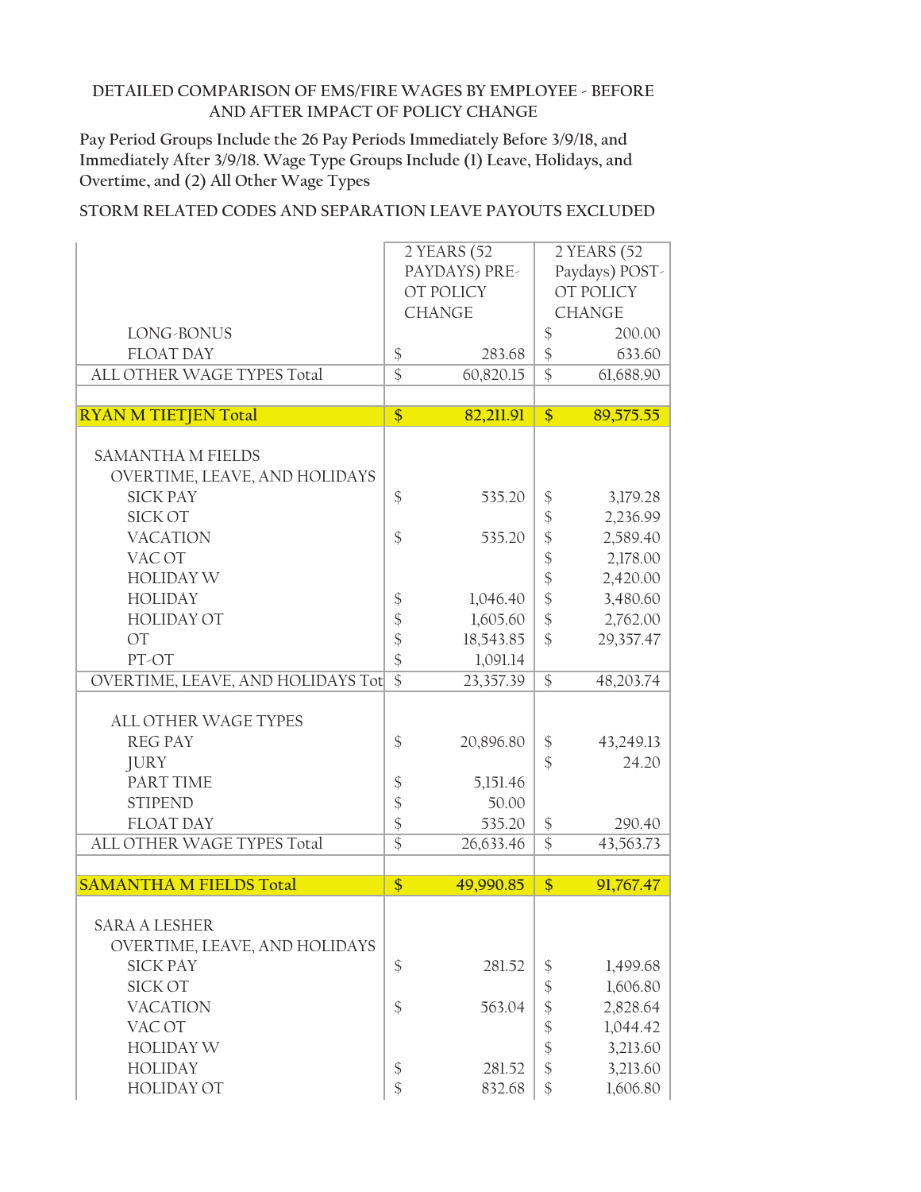DETAILED COMPARISON OF EMS/FIRE WAGES BY EMPLOYEE - BEFORE AND AFTER IMPACT OF POLICY CHANGE

Pay Period Groups Include the 26 Pay Periods Immediately Before 3/9/18, and Immediately After 3/9/18. Wage Type Groups Include (1) Leave, Holidays, and Overtime, and (2) All Other Wage Types

STORM RELATED CODES AND SEPARATION LEAVE PAYOUTS EXCLUDED

| | 2 YEARS (52 PAYDAYS) PRE-OT POLICY CHANGE | 2 Years (52 Paydays) POST-OT POLICY CHANGE |
|---|---|---|
| LONG-BONUS | | $ 200.00 |
| FLOAT DAY | $ 283.68 | $ 633.60 |
| ALL OTHER WAGE TYPES Total | $ 60,820.15 | $ 61,688.90 |
| | | |
| **RYAN M TIETJEN Total** | **$ 82,211.91** | **$ 89,575.55** |
| | | |
| SAMANTHA M FIELDS | | |
| OVERTIME, LEAVE, AND HOLIDAYS | | |
| SICK PAY | $ 535.20 | $ 3,179.28 |
| SICK OT | | $ 2,236.99 |
| VACATION | $ 535.20 | $ 2,589.40 |
| VAC OT | | $ 2,178.00 |
| HOLIDAY W | | $ 2,420.00 |
| HOLIDAY | $ 1,046.40 | $ 3,480.60 |
| HOLIDAY OT | $ 1,605.60 | $ 2,762.00 |
| OT | $ 18,543.85 | $ 29,357.47 |
| PT-OT | $ 1,091.14 | |
| OVERTIME, LEAVE, AND HOLIDAYS Tot | $ 23,357.39 | $ 48,203.74 |
| | | |
| ALL OTHER WAGE TYPES | | |
| REG PAY | $ 20,896.80 | $ 43,249.13 |
| JURY | | $ 24.20 |
| PART TIME | $ 5,151.46 | |
| STIPEND | $ 50.00 | |
| FLOAT DAY | $ 535.20 | $ 290.40 |
| ALL OTHER WAGE TYPES Total | $ 26,633.46 | $ 43,563.73 |
| | | |
| **SAMANTHA M FIELDS Total** | **$ 49,990.85** | **$ 91,767.47** |
| | | |
| SARA A LESHER | | |
| OVERTIME, LEAVE, AND HOLIDAYS | | |
| SICK PAY | $ 281.52 | $ 1,499.68 |
| SICK OT | | $ 1,606.80 |
| VACATION | $ 563.04 | $ 2,828.64 |
| VAC OT | | $ 1,044.42 |
| HOLIDAY W | | $ 3,213.60 |
| HOLIDAY | $ 281.52 | $ 3,213.60 |
| HOLIDAY OT | $ 832.68 | $ 1,606.80 |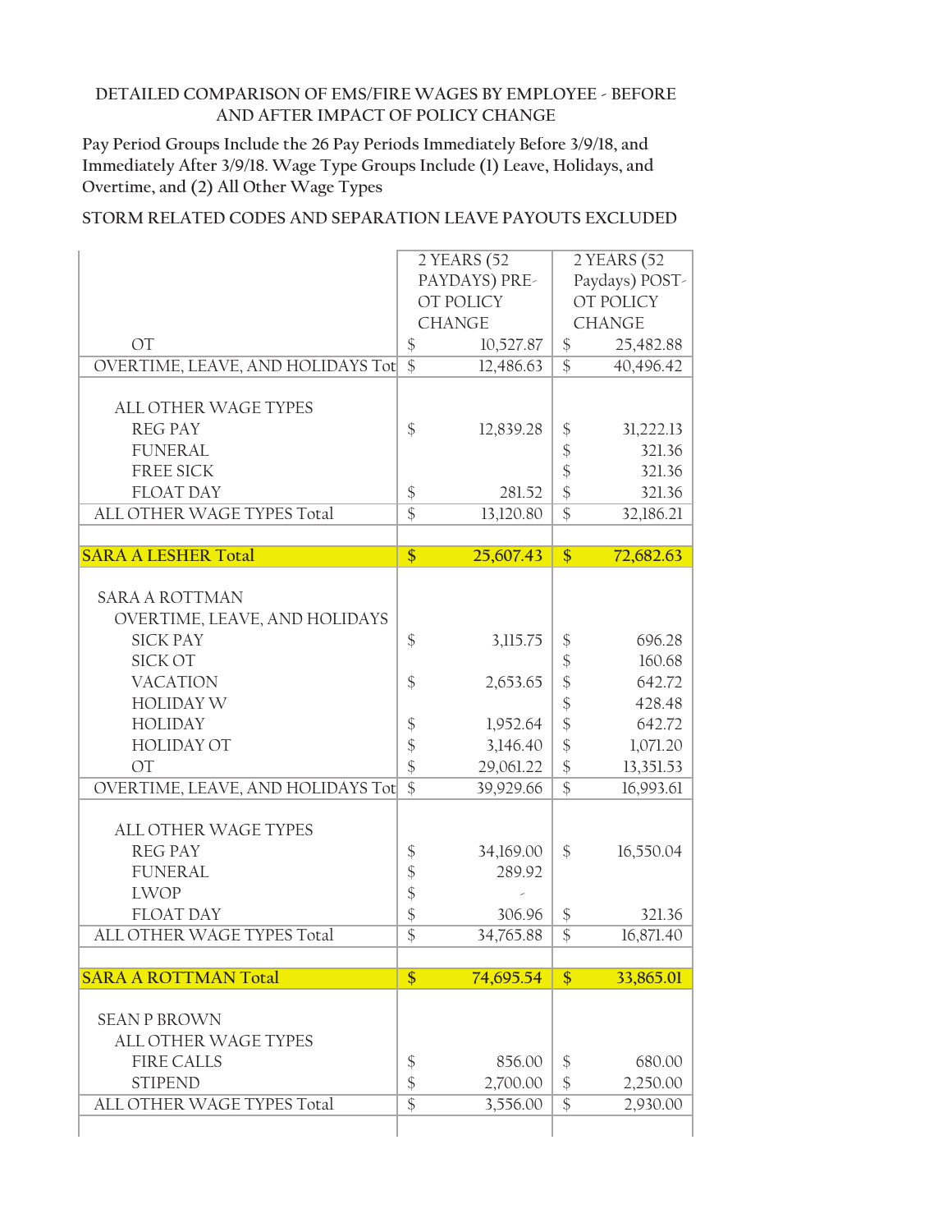DETAILED COMPARISON OF EMS/FIRE WAGES BY EMPLOYEE - BEFORE AND AFTER IMPACT OF POLICY CHANGE

Pay Period Groups Include the 26 Pay Periods Immediately Before 3/9/18, and Immediately After 3/9/18. Wage Type Groups Include (1) Leave, Holidays, and Overtime, and (2) All Other Wage Types

STORM RELATED CODES AND SEPARATION LEAVE PAYOUTS EXCLUDED

| | 2 YEARS (52 PAYDAYS) PRE-OT POLICY CHANGE | 2 YEARS (52 Paydays) POST-OT POLICY CHANGE |
|---|---|---|
| OT | $ 10,527.87 | $ 25,482.88 |
| OVERTIME, LEAVE, AND HOLIDAYS Tot | $ 12,486.63 | $ 40,496.42 |
| | | |
| ALL OTHER WAGE TYPES | | |
| REG PAY | $ 12,839.28 | $ 31,222.13 |
| FUNERAL | | $ 321.36 |
| FREE SICK | | $ 321.36 |
| FLOAT DAY | $ 281.52 | $ 321.36 |
| ALL OTHER WAGE TYPES Total | $ 13,120.80 | $ 32,186.21 |
| | | |
| **SARA A LESHER Total** | **$ 25,607.43** | **$ 72,682.63** |
| | | |
| SARA A ROTTMAN | | |
| OVERTIME, LEAVE, AND HOLIDAYS | | |
| SICK PAY | $ 3,115.75 | $ 696.28 |
| SICK OT | | $ 160.68 |
| VACATION | $ 2,653.65 | $ 642.72 |
| HOLIDAY W | | $ 428.48 |
| HOLIDAY | $ 1,952.64 | $ 642.72 |
| HOLIDAY OT | $ 3,146.40 | $ 1,071.20 |
| OT | $ 29,061.22 | $ 13,351.53 |
| OVERTIME, LEAVE, AND HOLIDAYS Tot | $ 39,929.66 | $ 16,993.61 |
| | | |
| ALL OTHER WAGE TYPES | | |
| REG PAY | $ 34,169.00 | $ 16,550.04 |
| FUNERAL | $ 289.92 | |
| LWOP | $ - | |
| FLOAT DAY | $ 306.96 | $ 321.36 |
| ALL OTHER WAGE TYPES Total | $ 34,765.88 | $ 16,871.40 |
| | | |
| **SARA A ROTTMAN Total** | **$ 74,695.54** | **$ 33,865.01** |
| | | |
| SEAN P BROWN | | |
| ALL OTHER WAGE TYPES | | |
| FIRE CALLS | $ 856.00 | $ 680.00 |
| STIPEND | $ 2,700.00 | $ 2,250.00 |
| ALL OTHER WAGE TYPES Total | $ 3,556.00 | $ 2,930.00 |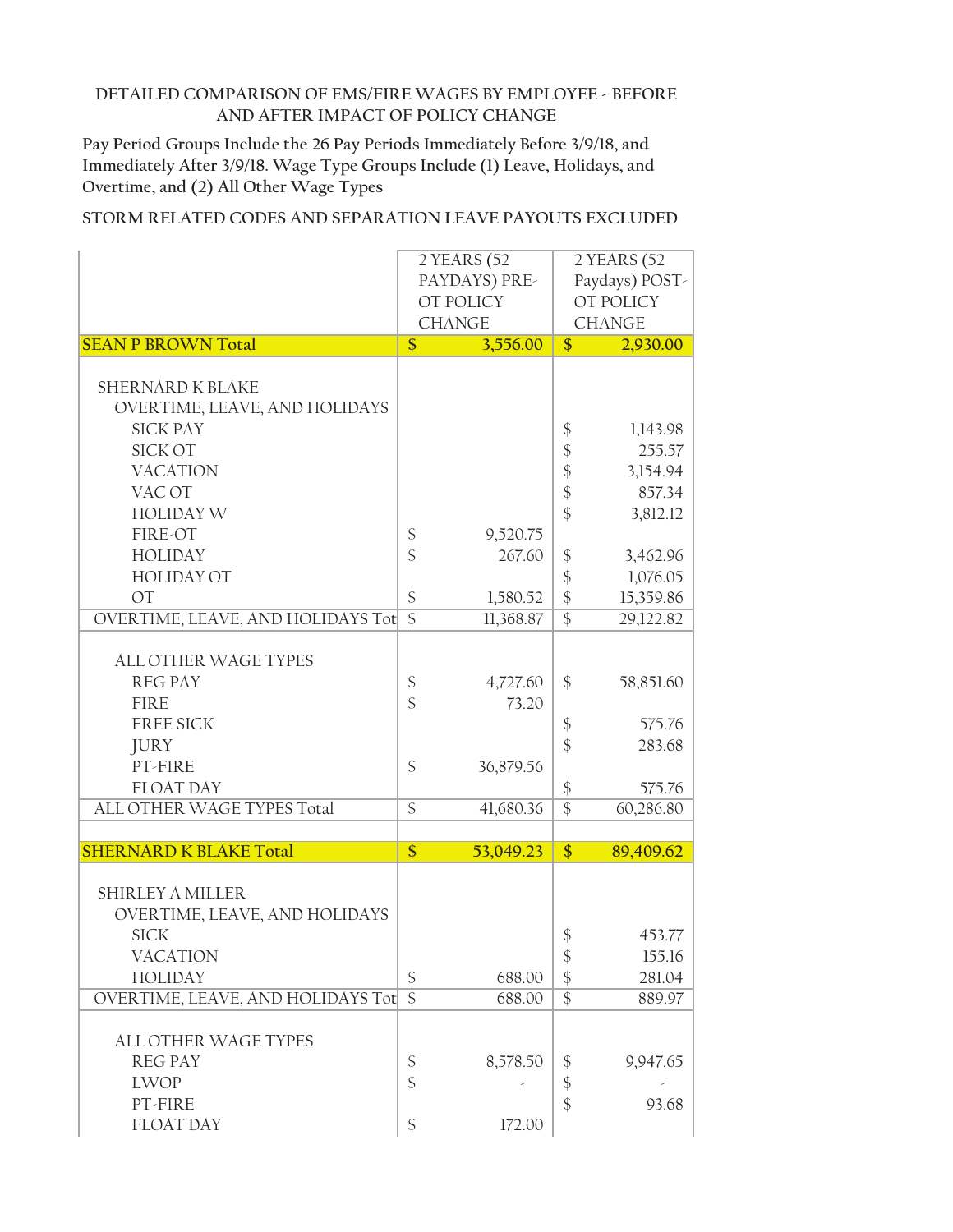DETAILED COMPARISON OF EMS/FIRE WAGES BY EMPLOYEE - BEFORE AND AFTER IMPACT OF POLICY CHANGE

Pay Period Groups Include the 26 Pay Periods Immediately Before 3/9/18, and Immediately After 3/9/18. Wage Type Groups Include (1) Leave, Holidays, and Overtime, and (2) All Other Wage Types

STORM RELATED CODES AND SEPARATION LEAVE PAYOUTS EXCLUDED

| | 2 YEARS (52 PAYDAYS) PRE-OT POLICY CHANGE | 2 YEARS (52 Paydays) POST-OT POLICY CHANGE |
|---|---|---|
| **SEAN P BROWN Total** | **$ 3,556.00** | **$ 2,930.00** |
| | | |
| SHERNARD K BLAKE | | |
| OVERTIME, LEAVE, AND HOLIDAYS | | |
| SICK PAY | | $ 1,143.98 |
| SICK OT | | $ 255.57 |
| VACATION | | $ 3,154.94 |
| VAC OT | | $ 857.34 |
| HOLIDAY W | | $ 3,812.12 |
| FIRE-OT | $ 9,520.75 | |
| HOLIDAY | $ 267.60 | $ 3,462.96 |
| HOLIDAY OT | | $ 1,076.05 |
| OT | $ 1,580.52 | $ 15,359.86 |
| OVERTIME, LEAVE, AND HOLIDAYS Tot | $ 11,368.87 | $ 29,122.82 |
| | | |
| ALL OTHER WAGE TYPES | | |
| REG PAY | $ 4,727.60 | $ 58,851.60 |
| FIRE | $ 73.20 | |
| FREE SICK | | $ 575.76 |
| JURY | | $ 283.68 |
| PT-FIRE | $ 36,879.56 | |
| FLOAT DAY | | $ 575.76 |
| ALL OTHER WAGE TYPES Total | $ 41,680.36 | $ 60,286.80 |
| | | |
| **SHERNARD K BLAKE Total** | **$ 53,049.23** | **$ 89,409.62** |
| | | |
| SHIRLEY A MILLER | | |
| OVERTIME, LEAVE, AND HOLIDAYS | | |
| SICK | | $ 453.77 |
| VACATION | | $ 155.16 |
| HOLIDAY | $ 688.00 | $ 281.04 |
| OVERTIME, LEAVE, AND HOLIDAYS Tot | $ 688.00 | $ 889.97 |
| | | |
| ALL OTHER WAGE TYPES | | |
| REG PAY | $ 8,578.50 | $ 9,947.65 |
| LWOP | $ - | $ - |
| PT-FIRE | | $ 93.68 |
| FLOAT DAY | $ 172.00 | |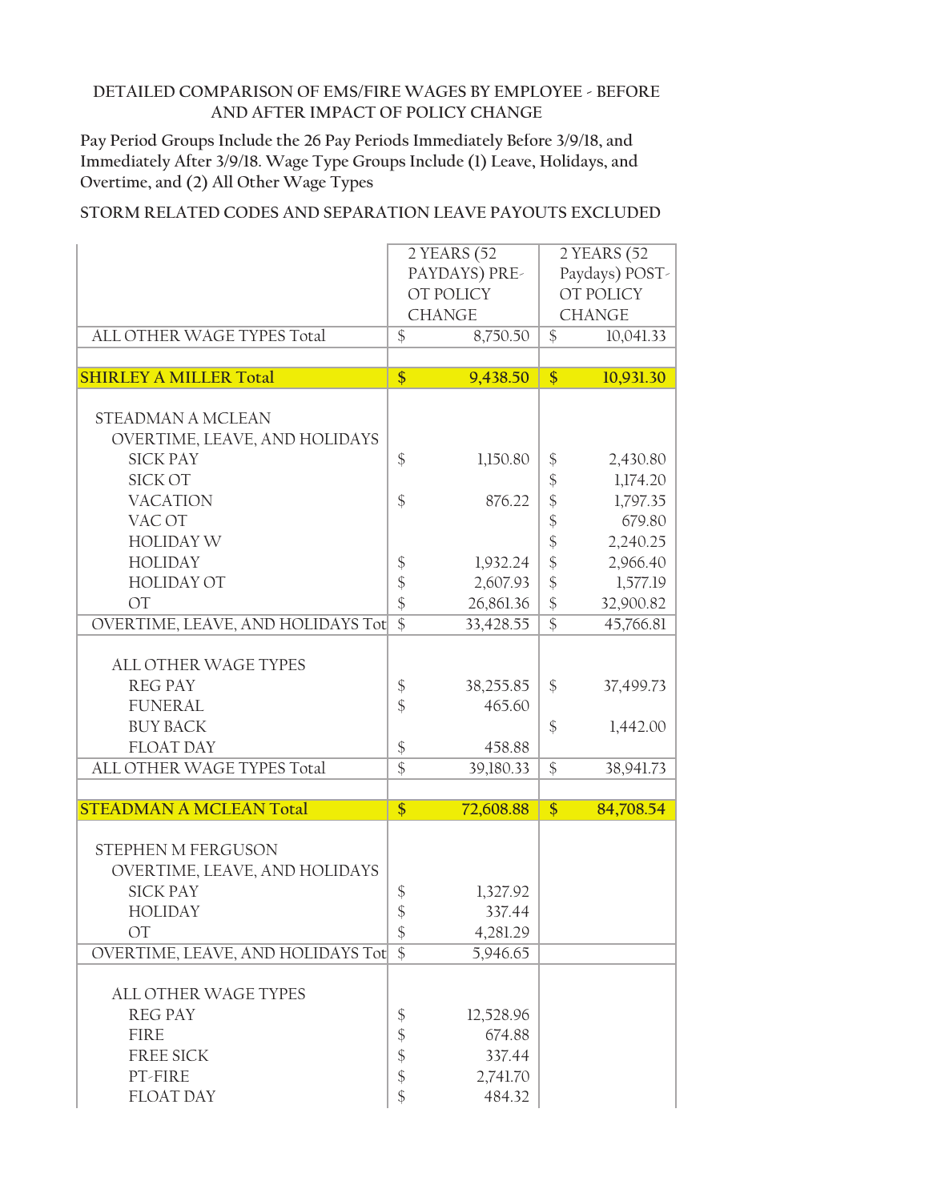DETAILED COMPARISON OF EMS/FIRE WAGES BY EMPLOYEE - BEFORE AND AFTER IMPACT OF POLICY CHANGE

Pay Period Groups Include the 26 Pay Periods Immediately Before 3/9/18, and Immediately After 3/9/18. Wage Type Groups Include (1) Leave, Holidays, and Overtime, and (2) All Other Wage Types

STORM RELATED CODES AND SEPARATION LEAVE PAYOUTS EXCLUDED

| | 2 YEARS (52 PAYDAYS) PRE-OT POLICY CHANGE | 2 YEARS (52 Paydays) POST-OT POLICY CHANGE |
|---|---|---|
| ALL OTHER WAGE TYPES Total | $ 8,750.50 | $ 10,041.33 |
| | | |
| **SHIRLEY A MILLER Total** | **$ 9,438.50** | **$ 10,931.30** |
| | | |
| STEADMAN A MCLEAN | | |
| OVERTIME, LEAVE, AND HOLIDAYS | | |
| SICK PAY | $ 1,150.80 | $ 2,430.80 |
| SICK OT | | $ 1,174.20 |
| VACATION | $ 876.22 | $ 1,797.35 |
| VAC OT | | $ 679.80 |
| HOLIDAY W | | $ 2,240.25 |
| HOLIDAY | $ 1,932.24 | $ 2,966.40 |
| HOLIDAY OT | $ 2,607.93 | $ 1,577.19 |
| OT | $ 26,861.36 | $ 32,900.82 |
| OVERTIME, LEAVE, AND HOLIDAYS Tot | $ 33,428.55 | $ 45,766.81 |
| | | |
| ALL OTHER WAGE TYPES | | |
| REG PAY | $ 38,255.85 | $ 37,499.73 |
| FUNERAL | $ 465.60 | |
| BUY BACK | | $ 1,442.00 |
| FLOAT DAY | $ 458.88 | |
| ALL OTHER WAGE TYPES Total | $ 39,180.33 | $ 38,941.73 |
| | | |
| **STEADMAN A MCLEAN Total** | **$ 72,608.88** | **$ 84,708.54** |
| | | |
| STEPHEN M FERGUSON | | |
| OVERTIME, LEAVE, AND HOLIDAYS | | |
| SICK PAY | $ 1,327.92 | |
| HOLIDAY | $ 337.44 | |
| OT | $ 4,281.29 | |
| OVERTIME, LEAVE, AND HOLIDAYS Tot | $ 5,946.65 | |
| | | |
| ALL OTHER WAGE TYPES | | |
| REG PAY | $ 12,528.96 | |
| FIRE | $ 674.88 | |
| FREE SICK | $ 337.44 | |
| PT-FIRE | $ 2,741.70 | |
| FLOAT DAY | $ 484.32 | |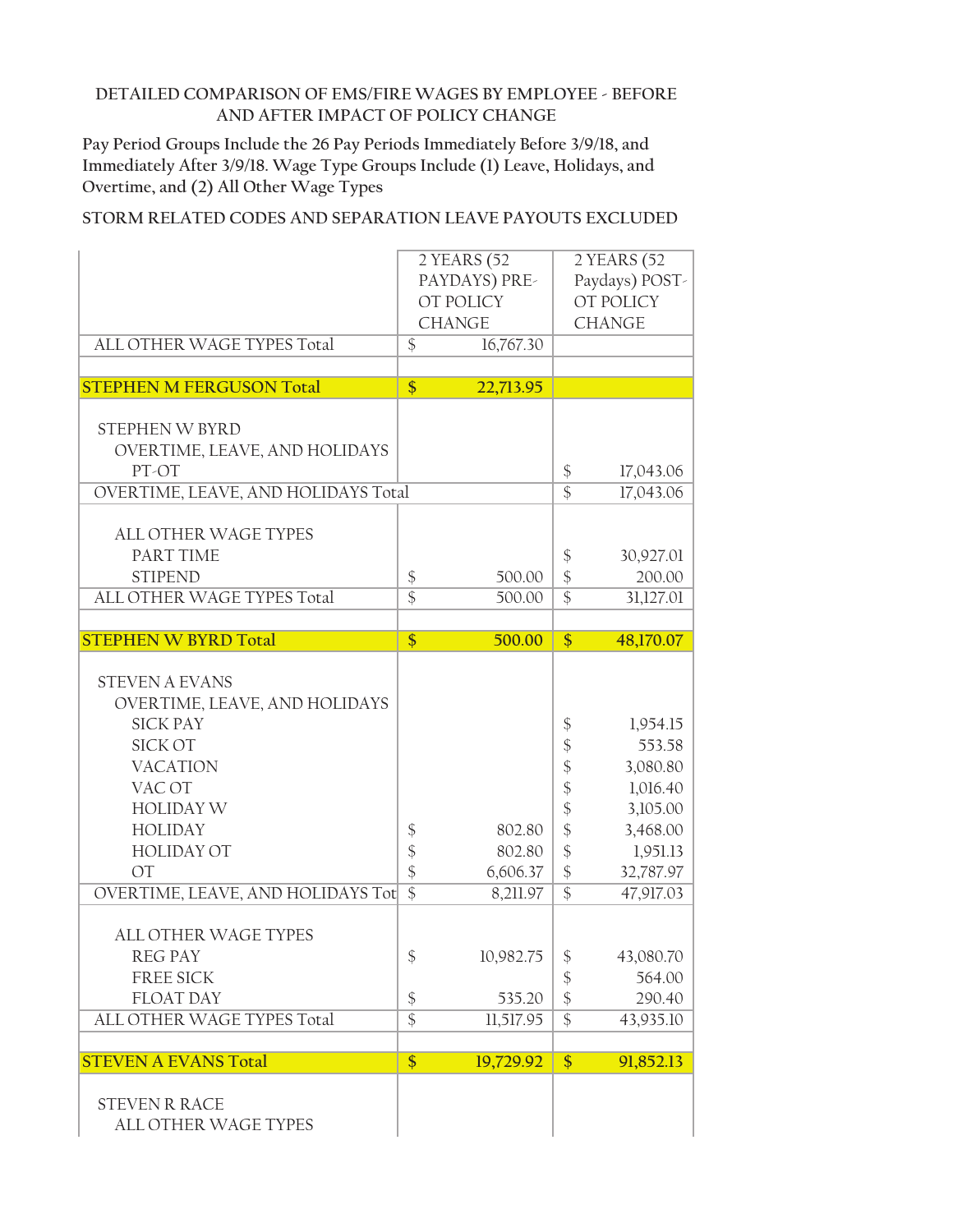DETAILED COMPARISON OF EMS/FIRE WAGES BY EMPLOYEE - BEFORE AND AFTER IMPACT OF POLICY CHANGE

Pay Period Groups Include the 26 Pay Periods Immediately Before 3/9/18, and Immediately After 3/9/18. Wage Type Groups Include (1) Leave, Holidays, and Overtime, and (2) All Other Wage Types

STORM RELATED CODES AND SEPARATION LEAVE PAYOUTS EXCLUDED

| | 2 YEARS (52 PAYDAYS) PRE-OT POLICY CHANGE | 2 YEARS (52 Paydays) POST-OT POLICY CHANGE |
|---|---|---|
| ALL OTHER WAGE TYPES Total | $ 16,767.30 | |
| | | |
| **STEPHEN M FERGUSON Total** | **$ 22,713.95** | |
| STEPHEN W BYRD | | |
| OVERTIME, LEAVE, AND HOLIDAYS | | |
| PT-OT | | $ 17,043.06 |
| OVERTIME, LEAVE, AND HOLIDAYS Total | | $ 17,043.06 |
| ALL OTHER WAGE TYPES | | |
| PART TIME | | $ 30,927.01 |
| STIPEND | $ 500.00 | $ 200.00 |
| ALL OTHER WAGE TYPES Total | $ 500.00 | $ 31,127.01 |
| | | |
| **STEPHEN W BYRD Total** | **$ 500.00** | **$ 48,170.07** |
| STEVEN A EVANS | | |
| OVERTIME, LEAVE, AND HOLIDAYS | | |
| SICK PAY | | $ 1,954.15 |
| SICK OT | | $ 553.58 |
| VACATION | | $ 3,080.80 |
| VAC OT | | $ 1,016.40 |
| HOLIDAY W | | $ 3,105.00 |
| HOLIDAY | $ 802.80 | $ 3,468.00 |
| HOLIDAY OT | $ 802.80 | $ 1,951.13 |
| OT | $ 6,606.37 | $ 32,787.97 |
| OVERTIME, LEAVE, AND HOLIDAYS Tot | $ 8,211.97 | $ 47,917.03 |
| ALL OTHER WAGE TYPES | | |
| REG PAY | $ 10,982.75 | $ 43,080.70 |
| FREE SICK | | $ 564.00 |
| FLOAT DAY | $ 535.20 | $ 290.40 |
| ALL OTHER WAGE TYPES Total | $ 11,517.95 | $ 43,935.10 |
| | | |
| **STEVEN A EVANS Total** | **$ 19,729.92** | **$ 91,852.13** |
| STEVEN R RACE | | |
| ALL OTHER WAGE TYPES | | |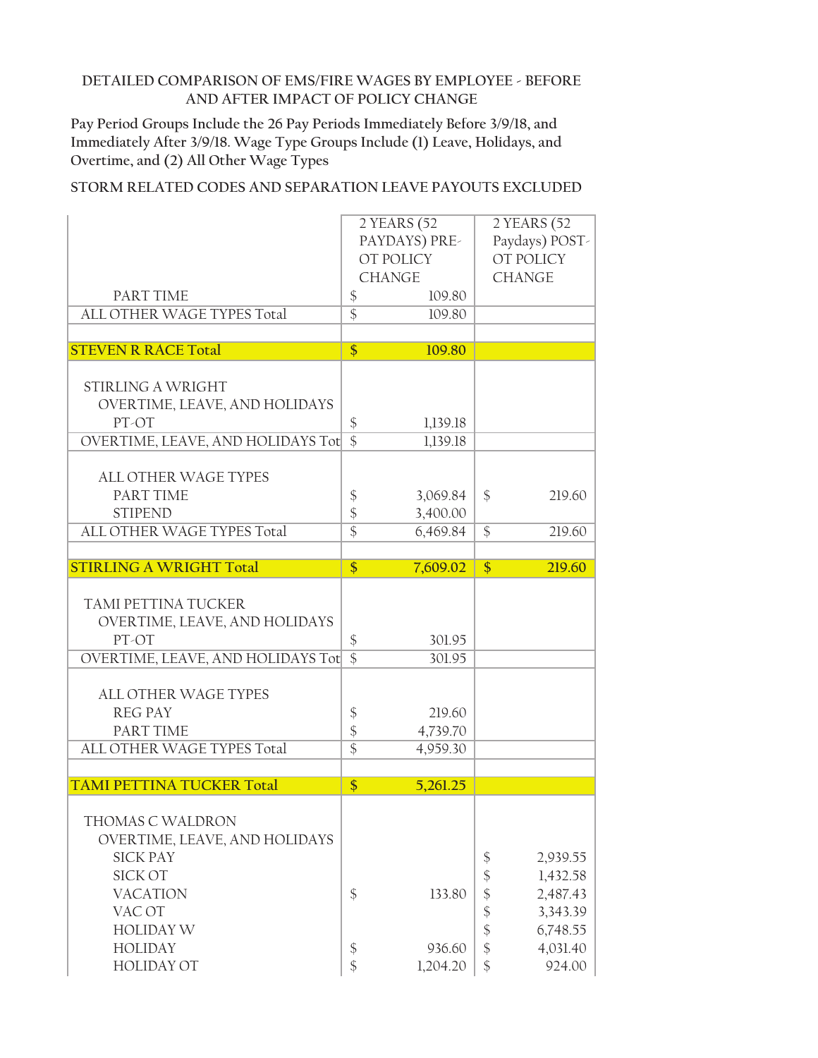DETAILED COMPARISON OF EMS/FIRE WAGES BY EMPLOYEE - BEFORE AND AFTER IMPACT OF POLICY CHANGE

Pay Period Groups Include the 26 Pay Periods Immediately Before 3/9/18, and Immediately After 3/9/18. Wage Type Groups Include (1) Leave, Holidays, and Overtime, and (2) All Other Wage Types

STORM RELATED CODES AND SEPARATION LEAVE PAYOUTS EXCLUDED

| | 2 YEARS (52 PAYDAYS) PRE-OT POLICY CHANGE | 2 YEARS (52 Paydays) POST-OT POLICY CHANGE |
|---|---|---|
| PART TIME | $ 109.80 | |
| ALL OTHER WAGE TYPES Total | $ 109.80 | |
| | | |
| **STEVEN R RACE Total** | **$ 109.80** | |
| | | |
| STIRLING A WRIGHT | | |
| OVERTIME, LEAVE, AND HOLIDAYS | | |
| PT-OT | $ 1,139.18 | |
| OVERTIME, LEAVE, AND HOLIDAYS Tot | $ 1,139.18 | |
| | | |
| ALL OTHER WAGE TYPES | | |
| PART TIME | $ 3,069.84 | $ 219.60 |
| STIPEND | $ 3,400.00 | |
| ALL OTHER WAGE TYPES Total | $ 6,469.84 | $ 219.60 |
| | | |
| **STIRLING A WRIGHT Total** | **$ 7,609.02** | **$ 219.60** |
| | | |
| TAMI PETTINA TUCKER | | |
| OVERTIME, LEAVE, AND HOLIDAYS | | |
| PT-OT | $ 301.95 | |
| OVERTIME, LEAVE, AND HOLIDAYS Tot | $ 301.95 | |
| | | |
| ALL OTHER WAGE TYPES | | |
| REG PAY | $ 219.60 | |
| PART TIME | $ 4,739.70 | |
| ALL OTHER WAGE TYPES Total | $ 4,959.30 | |
| | | |
| **TAMI PETTINA TUCKER Total** | **$ 5,261.25** | |
| | | |
| THOMAS C WALDRON | | |
| OVERTIME, LEAVE, AND HOLIDAYS | | |
| SICK PAY | | $ 2,939.55 |
| SICK OT | | $ 1,432.58 |
| VACATION | $ 133.80 | $ 2,487.43 |
| VAC OT | | $ 3,343.39 |
| HOLIDAY W | | $ 6,748.55 |
| HOLIDAY | $ 936.60 | $ 4,031.40 |
| HOLIDAY OT | $ 1,204.20 | $ 924.00 |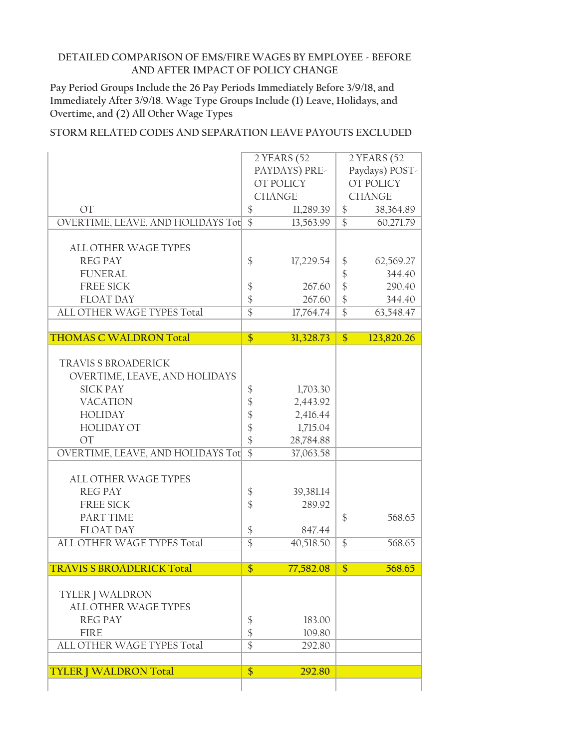DETAILED COMPARISON OF EMS/FIRE WAGES BY EMPLOYEE - BEFORE AND AFTER IMPACT OF POLICY CHANGE

Pay Period Groups Include the 26 Pay Periods Immediately Before 3/9/18, and Immediately After 3/9/18. Wage Type Groups Include (1) Leave, Holidays, and Overtime, and (2) All Other Wage Types

STORM RELATED CODES AND SEPARATION LEAVE PAYOUTS EXCLUDED

| | 2 YEARS (52 PAYDAYS) PRE-OT POLICY CHANGE | 2 YEARS (52 Paydays) POST-OT POLICY CHANGE |
|---|---|---|
| OT | $ 11,289.39 | $ 38,364.89 |
| OVERTIME, LEAVE, AND HOLIDAYS Tot | $ 13,563.99 | $ 60,271.79 |
| | | |
| ALL OTHER WAGE TYPES | | |
| REG PAY | $ 17,229.54 | $ 62,569.27 |
| FUNERAL | | $ 344.40 |
| FREE SICK | $ 267.60 | $ 290.40 |
| FLOAT DAY | $ 267.60 | $ 344.40 |
| ALL OTHER WAGE TYPES Total | $ 17,764.74 | $ 63,548.47 |
| | | |
| **THOMAS C WALDRON Total** | **$ 31,328.73** | **$ 123,820.26** |
| | | |
| TRAVIS S BROADERICK | | |
| OVERTIME, LEAVE, AND HOLIDAYS | | |
| SICK PAY | $ 1,703.30 | |
| VACATION | $ 2,443.92 | |
| HOLIDAY | $ 2,416.44 | |
| HOLIDAY OT | $ 1,715.04 | |
| OT | $ 28,784.88 | |
| OVERTIME, LEAVE, AND HOLIDAYS Tot | $ 37,063.58 | |
| | | |
| ALL OTHER WAGE TYPES | | |
| REG PAY | $ 39,381.14 | |
| FREE SICK | $ 289.92 | |
| PART TIME | | $ 568.65 |
| FLOAT DAY | $ 847.44 | |
| ALL OTHER WAGE TYPES Total | $ 40,518.50 | $ 568.65 |
| | | |
| **TRAVIS S BROADERICK Total** | **$ 77,582.08** | **$ 568.65** |
| | | |
| TYLER J WALDRON | | |
| ALL OTHER WAGE TYPES | | |
| REG PAY | $ 183.00 | |
| FIRE | $ 109.80 | |
| ALL OTHER WAGE TYPES Total | $ 292.80 | |
| | | |
| **TYLER J WALDRON Total** | **$ 292.80** | |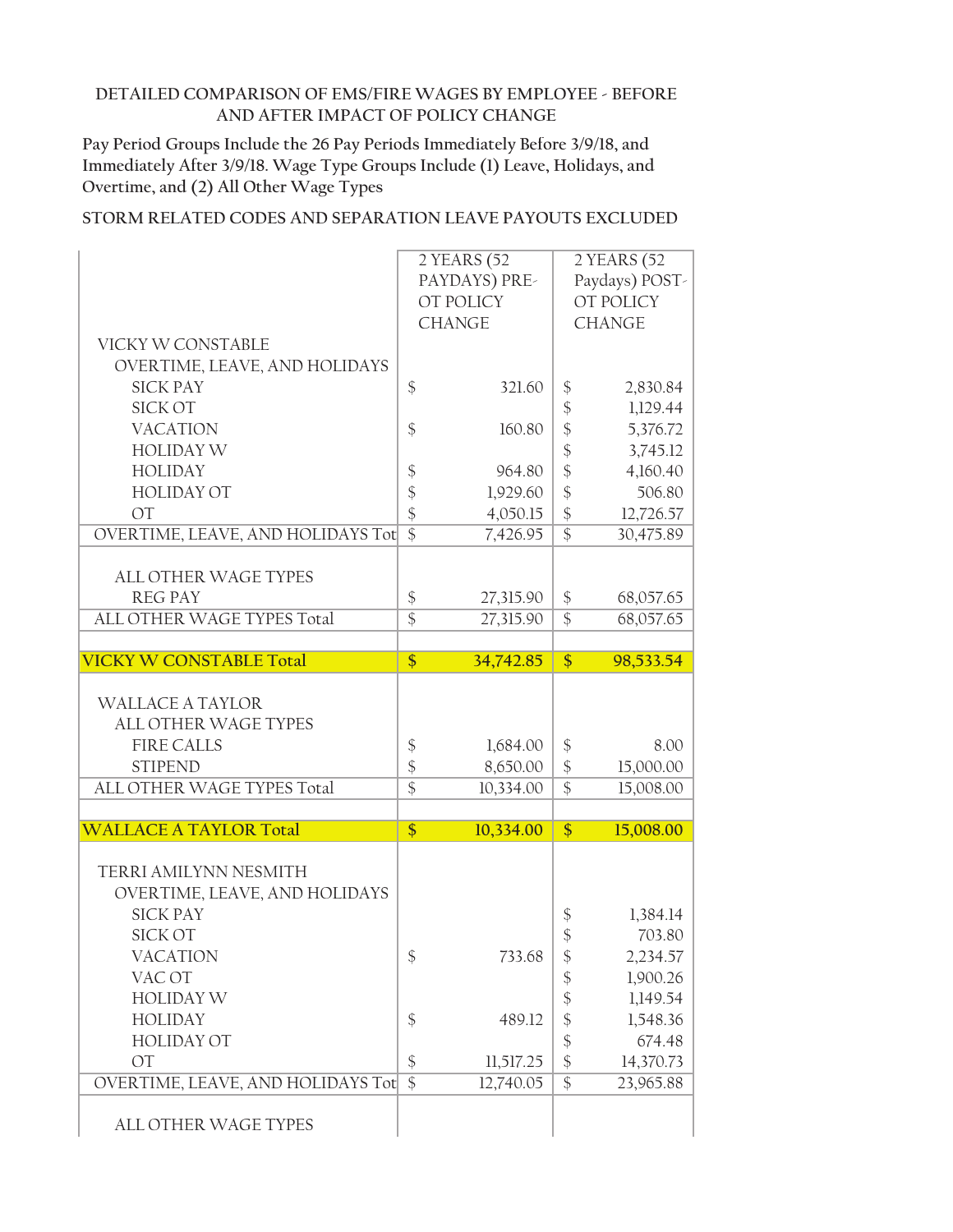DETAILED COMPARISON OF EMS/FIRE WAGES BY EMPLOYEE - BEFORE AND AFTER IMPACT OF POLICY CHANGE

Pay Period Groups Include the 26 Pay Periods Immediately Before 3/9/18, and Immediately After 3/9/18. Wage Type Groups Include (1) Leave, Holidays, and Overtime, and (2) All Other Wage Types

STORM RELATED CODES AND SEPARATION LEAVE PAYOUTS EXCLUDED

| | 2 YEARS (52 PAYDAYS) PRE-OT POLICY CHANGE | 2 YEARS (52 Paydays) POST-OT POLICY CHANGE |
|---|---|---|
| VICKY W CONSTABLE | | |
| OVERTIME, LEAVE, AND HOLIDAYS | | |
| SICK PAY | $ 321.60 | $ 2,830.84 |
| SICK OT | | $ 1,129.44 |
| VACATION | $ 160.80 | $ 5,376.72 |
| HOLIDAY W | | $ 3,745.12 |
| HOLIDAY | $ 964.80 | $ 4,160.40 |
| HOLIDAY OT | $ 1,929.60 | $ 506.80 |
| OT | $ 4,050.15 | $ 12,726.57 |
| OVERTIME, LEAVE, AND HOLIDAYS Tot | $ 7,426.95 | $ 30,475.89 |
| ALL OTHER WAGE TYPES | | |
| REG PAY | $ 27,315.90 | $ 68,057.65 |
| ALL OTHER WAGE TYPES Total | $ 27,315.90 | $ 68,057.65 |
| **VICKY W CONSTABLE Total** | **$ 34,742.85** | **$ 98,533.54** |
| WALLACE A TAYLOR | | |
| ALL OTHER WAGE TYPES | | |
| FIRE CALLS | $ 1,684.00 | $ 8.00 |
| STIPEND | $ 8,650.00 | $ 15,000.00 |
| ALL OTHER WAGE TYPES Total | $ 10,334.00 | $ 15,008.00 |
| **WALLACE A TAYLOR Total** | **$ 10,334.00** | **$ 15,008.00** |
| TERRI AMILYNN NESMITH | | |
| OVERTIME, LEAVE, AND HOLIDAYS | | |
| SICK PAY | | $ 1,384.14 |
| SICK OT | | $ 703.80 |
| VACATION | $ 733.68 | $ 2,234.57 |
| VAC OT | | $ 1,900.26 |
| HOLIDAY W | | $ 1,149.54 |
| HOLIDAY | $ 489.12 | $ 1,548.36 |
| HOLIDAY OT | | $ 674.48 |
| OT | $ 11,517.25 | $ 14,370.73 |
| OVERTIME, LEAVE, AND HOLIDAYS Tot | $ 12,740.05 | $ 23,965.88 |
| ALL OTHER WAGE TYPES | | |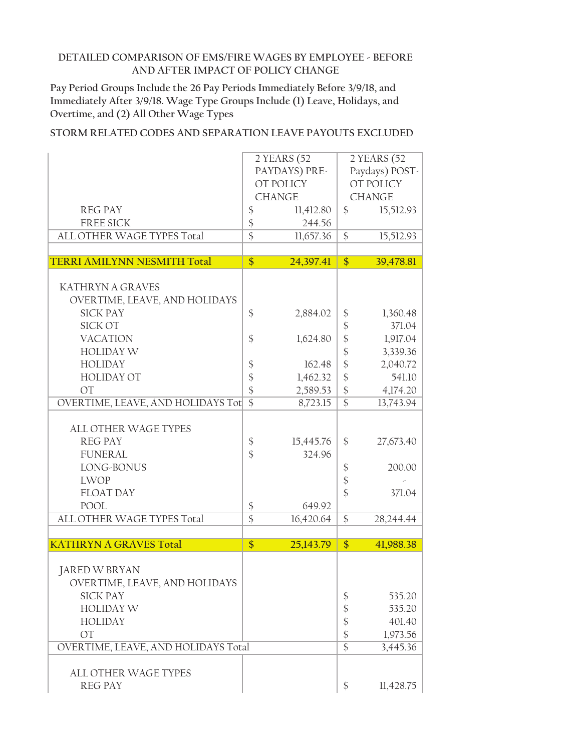DETAILED COMPARISON OF EMS/FIRE WAGES BY EMPLOYEE - BEFORE AND AFTER IMPACT OF POLICY CHANGE

Pay Period Groups Include the 26 Pay Periods Immediately Before 3/9/18, and Immediately After 3/9/18. Wage Type Groups Include (1) Leave, Holidays, and Overtime, and (2) All Other Wage Types

STORM RELATED CODES AND SEPARATION LEAVE PAYOUTS EXCLUDED

| | 2 YEARS (52 PAYDAYS) PRE-OT POLICY CHANGE | 2 YEARS (52 Paydays) POST-OT POLICY CHANGE |
|---|---|---|
| REG PAY | $ 11,412.80 | $ 15,512.93 |
| FREE SICK | $ 244.56 | |
| ALL OTHER WAGE TYPES Total | $ 11,657.36 | $ 15,512.93 |
| | | |
| **TERRI AMILYNN NESMITH Total** | **$ 24,397.41** | **$ 39,478.81** |
| | | |
| KATHRYN A GRAVES | | |
| OVERTIME, LEAVE, AND HOLIDAYS | | |
| SICK PAY | $ 2,884.02 | $ 1,360.48 |
| SICK OT | | $ 371.04 |
| VACATION | $ 1,624.80 | $ 1,917.04 |
| HOLIDAY W | | $ 3,339.36 |
| HOLIDAY | $ 162.48 | $ 2,040.72 |
| HOLIDAY OT | $ 1,462.32 | $ 541.10 |
| OT | $ 2,589.53 | $ 4,174.20 |
| OVERTIME, LEAVE, AND HOLIDAYS Tot | $ 8,723.15 | $ 13,743.94 |
| | | |
| ALL OTHER WAGE TYPES | | |
| REG PAY | $ 15,445.76 | $ 27,673.40 |
| FUNERAL | $ 324.96 | |
| LONG-BONUS | | $ 200.00 |
| LWOP | | $ - |
| FLOAT DAY | | $ 371.04 |
| POOL | $ 649.92 | |
| ALL OTHER WAGE TYPES Total | $ 16,420.64 | $ 28,244.44 |
| | | |
| **KATHRYN A GRAVES Total** | **$ 25,143.79** | **$ 41,988.38** |
| | | |
| JARED W BRYAN | | |
| OVERTIME, LEAVE, AND HOLIDAYS | | |
| SICK PAY | | $ 535.20 |
| HOLIDAY W | | $ 535.20 |
| HOLIDAY | | $ 401.40 |
| OT | | $ 1,973.56 |
| OVERTIME, LEAVE, AND HOLIDAYS Total | | $ 3,445.36 |
| | | |
| ALL OTHER WAGE TYPES | | |
| REG PAY | | $ 11,428.75 |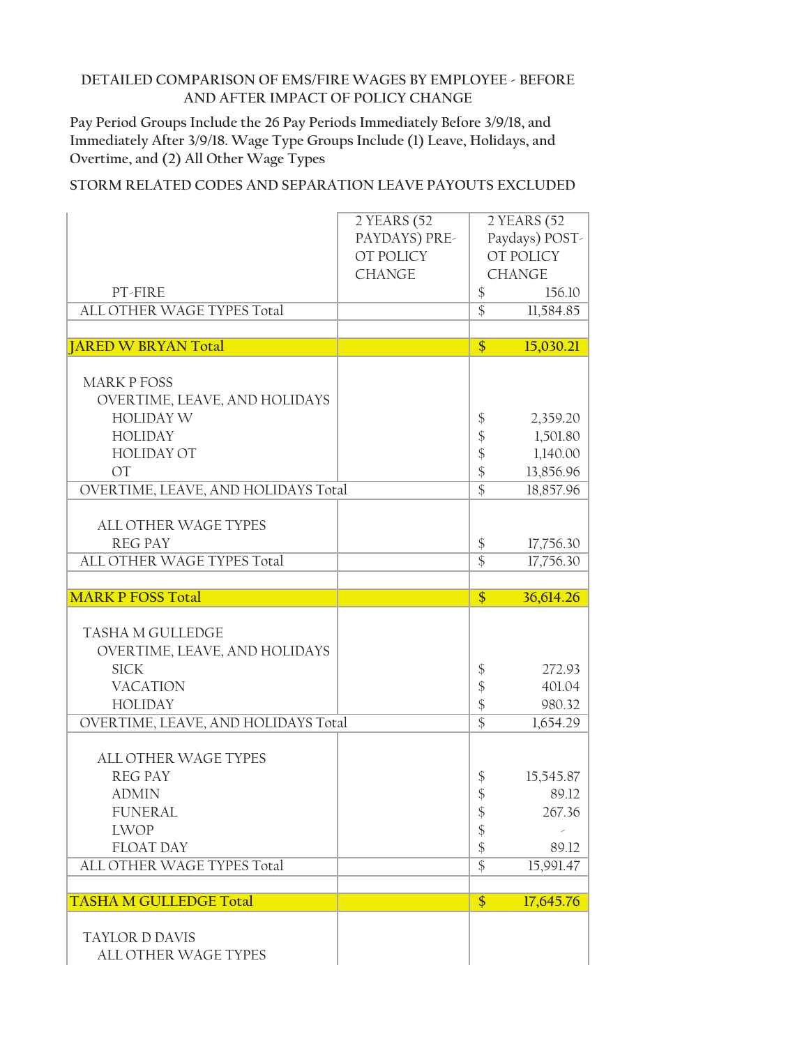DETAILED COMPARISON OF EMS/FIRE WAGES BY EMPLOYEE - BEFORE AND AFTER IMPACT OF POLICY CHANGE

Pay Period Groups Include the 26 Pay Periods Immediately Before 3/9/18, and Immediately After 3/9/18. Wage Type Groups Include (1) Leave, Holidays, and Overtime, and (2) All Other Wage Types

STORM RELATED CODES AND SEPARATION LEAVE PAYOUTS EXCLUDED

| | 2 YEARS (52 PAYDAYS) PRE-OT POLICY CHANGE | 2 YEARS (52 Paydays) POST-OT POLICY CHANGE |
|---|---|---|
| PT-FIRE | | $ 156.10 |
| ALL OTHER WAGE TYPES Total | | $ 11,584.85 |
| | | |
| **JARED W BRYAN Total** | | **$ 15,030.21** |
| MARK P FOSS | | |
| OVERTIME, LEAVE, AND HOLIDAYS | | |
| HOLIDAY W | | $ 2,359.20 |
| HOLIDAY | | $ 1,501.80 |
| HOLIDAY OT | | $ 1,140.00 |
| OT | | $ 13,856.96 |
| OVERTIME, LEAVE, AND HOLIDAYS Total | | $ 18,857.96 |
| ALL OTHER WAGE TYPES | | |
| REG PAY | | $ 17,756.30 |
| ALL OTHER WAGE TYPES Total | | $ 17,756.30 |
| | | |
| **MARK P FOSS Total** | | **$ 36,614.26** |
| TASHA M GULLEDGE | | |
| OVERTIME, LEAVE, AND HOLIDAYS | | |
| SICK | | $ 272.93 |
| VACATION | | $ 401.04 |
| HOLIDAY | | $ 980.32 |
| OVERTIME, LEAVE, AND HOLIDAYS Total | | $ 1,654.29 |
| ALL OTHER WAGE TYPES | | |
| REG PAY | | $ 15,545.87 |
| ADMIN | | $ 89.12 |
| FUNERAL | | $ 267.36 |
| LWOP | | $ - |
| FLOAT DAY | | $ 89.12 |
| ALL OTHER WAGE TYPES Total | | $ 15,991.47 |
| | | |
| **TASHA M GULLEDGE Total** | | **$ 17,645.76** |
| TAYLOR D DAVIS | | |
| ALL OTHER WAGE TYPES | | |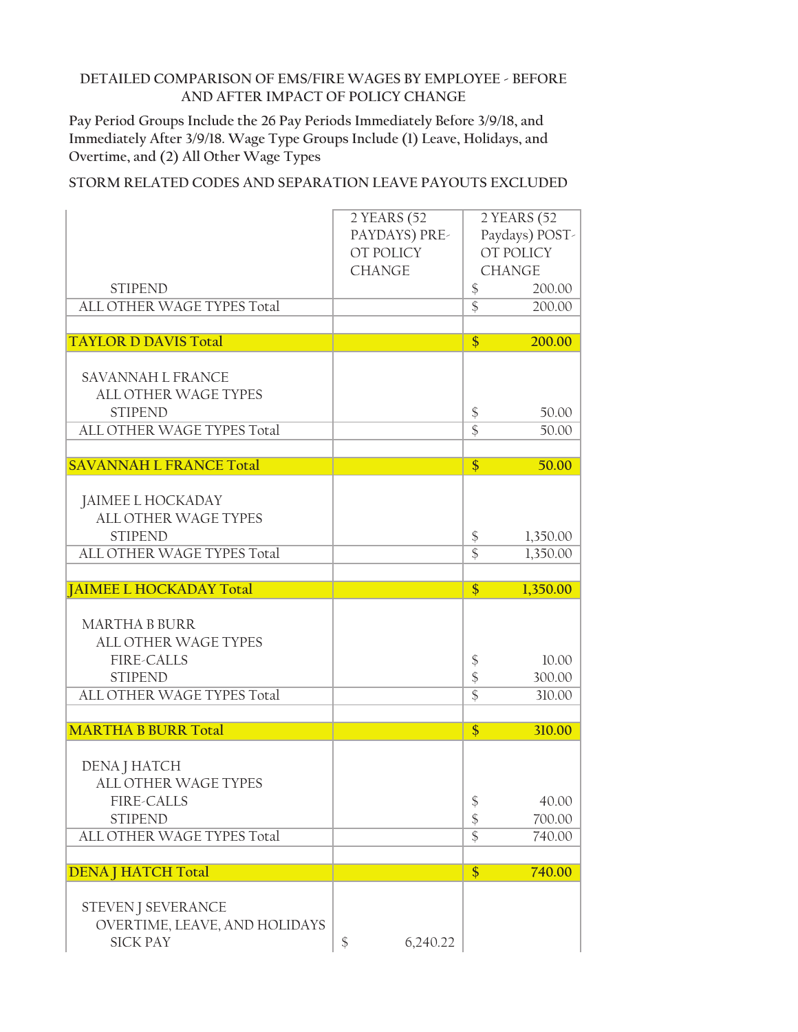DETAILED COMPARISON OF EMS/FIRE WAGES BY EMPLOYEE - BEFORE AND AFTER IMPACT OF POLICY CHANGE

Pay Period Groups Include the 26 Pay Periods Immediately Before 3/9/18, and Immediately After 3/9/18. Wage Type Groups Include (1) Leave, Holidays, and Overtime, and (2) All Other Wage Types

STORM RELATED CODES AND SEPARATION LEAVE PAYOUTS EXCLUDED

| | 2 YEARS (52 PAYDAYS) PRE-OT POLICY CHANGE | 2 YEARS (52 Paydays) POST-OT POLICY CHANGE |
|---|---|---|
| STIPEND | | $ 200.00 |
| ALL OTHER WAGE TYPES Total | | $ 200.00 |
| | | |
| **TAYLOR D DAVIS Total** | | **$ 200.00** |
| SAVANNAH L FRANCE | | |
| ALL OTHER WAGE TYPES | | |
| STIPEND | | $ 50.00 |
| ALL OTHER WAGE TYPES Total | | $ 50.00 |
| | | |
| **SAVANNAH L FRANCE Total** | | **$ 50.00** |
| JAIMEE L HOCKADAY | | |
| ALL OTHER WAGE TYPES | | |
| STIPEND | | $ 1,350.00 |
| ALL OTHER WAGE TYPES Total | | $ 1,350.00 |
| | | |
| **JAIMEE L HOCKADAY Total** | | **$ 1,350.00** |
| MARTHA B BURR | | |
| ALL OTHER WAGE TYPES | | |
| FIRE-CALLS | | $ 10.00 |
| STIPEND | | $ 300.00 |
| ALL OTHER WAGE TYPES Total | | $ 310.00 |
| | | |
| **MARTHA B BURR Total** | | **$ 310.00** |
| DENA J HATCH | | |
| ALL OTHER WAGE TYPES | | |
| FIRE-CALLS | | $ 40.00 |
| STIPEND | | $ 700.00 |
| ALL OTHER WAGE TYPES Total | | $ 740.00 |
| | | |
| **DENA J HATCH Total** | | **$ 740.00** |
| STEVEN J SEVERANCE | | |
| OVERTIME, LEAVE, AND HOLIDAYS | | |
| SICK PAY | $ 6,240.22 | |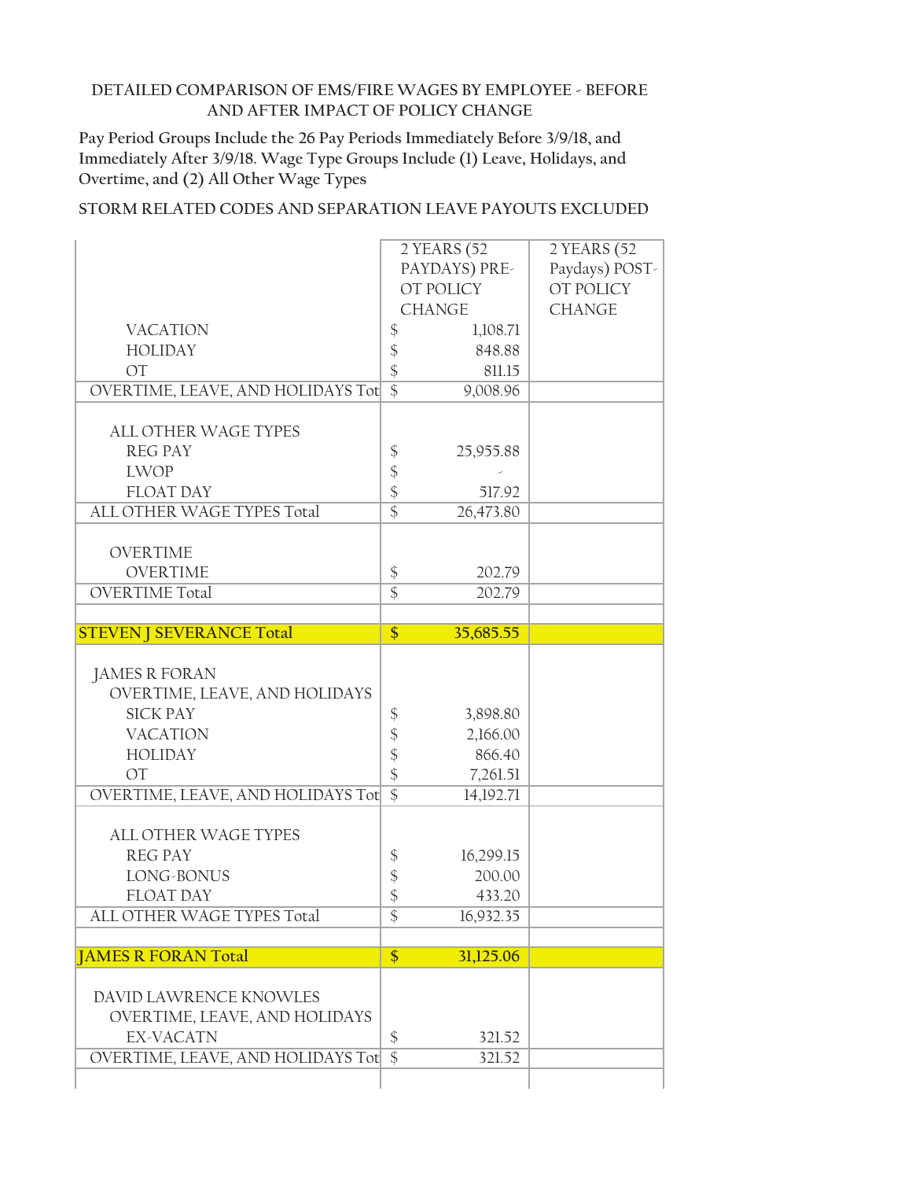DETAILED COMPARISON OF EMS/FIRE WAGES BY EMPLOYEE - BEFORE AND AFTER IMPACT OF POLICY CHANGE

Pay Period Groups Include the 26 Pay Periods Immediately Before 3/9/18, and Immediately After 3/9/18. Wage Type Groups Include (1) Leave, Holidays, and Overtime, and (2) All Other Wage Types

STORM RELATED CODES AND SEPARATION LEAVE PAYOUTS EXCLUDED

| | 2 YEARS (52 PAYDAYS) PRE-OT POLICY CHANGE | 2 YEARS (52 Paydays) POST-OT POLICY CHANGE |
|---|---|---|
| VACATION | $ 1,108.71 | |
| HOLIDAY | $ 848.88 | |
| OT | $ 811.15 | |
| OVERTIME, LEAVE, AND HOLIDAYS Tot | $ 9,008.96 | |
| | | |
| ALL OTHER WAGE TYPES | | |
| REG PAY | $ 25,955.88 | |
| LWOP | $ - | |
| FLOAT DAY | $ 517.92 | |
| ALL OTHER WAGE TYPES Total | $ 26,473.80 | |
| | | |
| OVERTIME | | |
| OVERTIME | $ 202.79 | |
| OVERTIME Total | $ 202.79 | |
| | | |
| **STEVEN J SEVERANCE Total** | **$ 35,685.55** | |
| | | |
| JAMES R FORAN | | |
| OVERTIME, LEAVE, AND HOLIDAYS | | |
| SICK PAY | $ 3,898.80 | |
| VACATION | $ 2,166.00 | |
| HOLIDAY | $ 866.40 | |
| OT | $ 7,261.51 | |
| OVERTIME, LEAVE, AND HOLIDAYS Tot | $ 14,192.71 | |
| | | |
| ALL OTHER WAGE TYPES | | |
| REG PAY | $ 16,299.15 | |
| LONG-BONUS | $ 200.00 | |
| FLOAT DAY | $ 433.20 | |
| ALL OTHER WAGE TYPES Total | $ 16,932.35 | |
| | | |
| **JAMES R FORAN Total** | **$ 31,125.06** | |
| | | |
| DAVID LAWRENCE KNOWLES | | |
| OVERTIME, LEAVE, AND HOLIDAYS | | |
| EX-VACATN | $ 321.52 | |
| OVERTIME, LEAVE, AND HOLIDAYS Tot | $ 321.52 | |
| | | |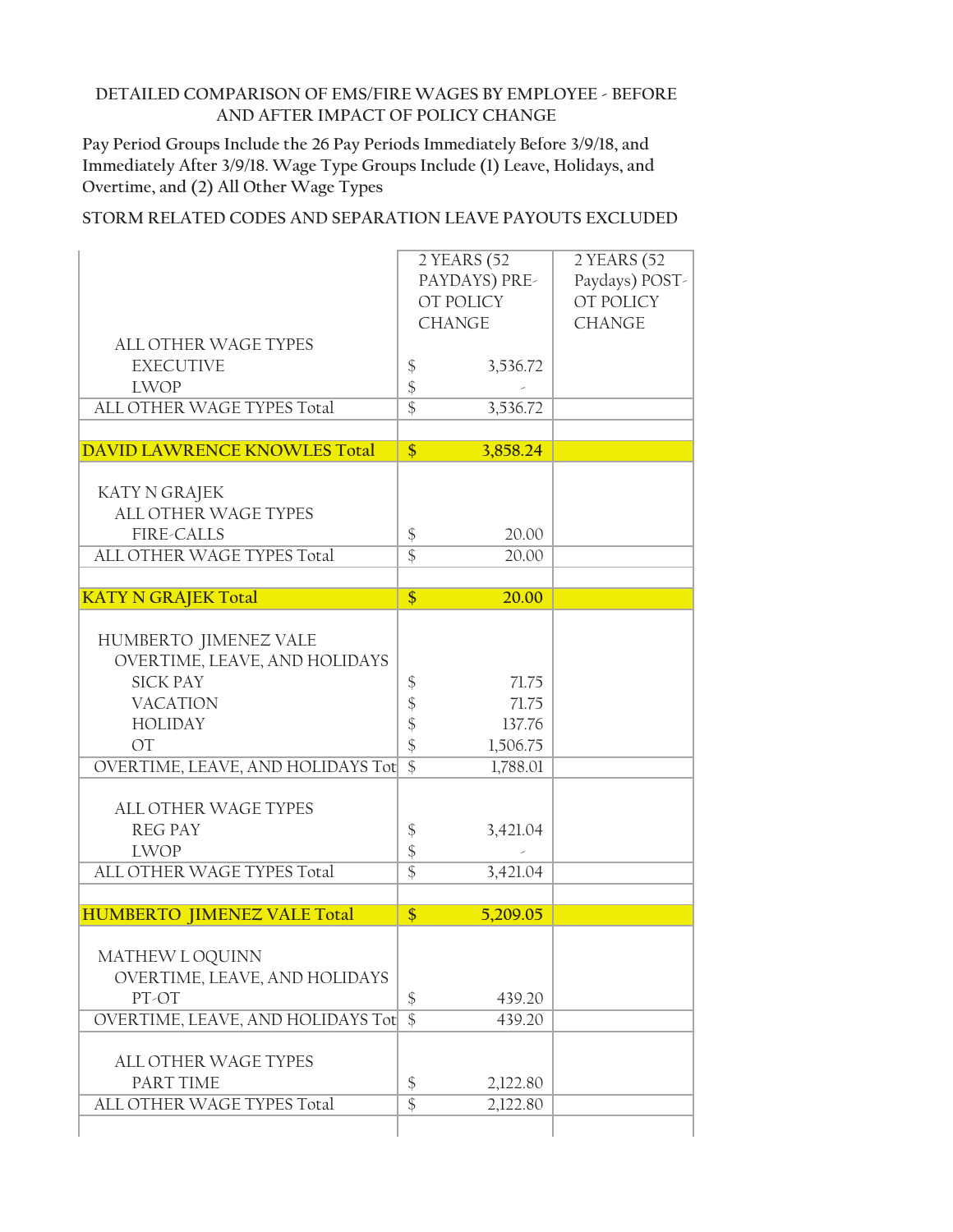DETAILED COMPARISON OF EMS/FIRE WAGES BY EMPLOYEE - BEFORE AND AFTER IMPACT OF POLICY CHANGE

Pay Period Groups Include the 26 Pay Periods Immediately Before 3/9/18, and Immediately After 3/9/18. Wage Type Groups Include (1) Leave, Holidays, and Overtime, and (2) All Other Wage Types

STORM RELATED CODES AND SEPARATION LEAVE PAYOUTS EXCLUDED

| | 2 YEARS (52 PAYDAYS) PRE-OT POLICY CHANGE | 2 YEARS (52 Paydays) POST-OT POLICY CHANGE |
|---|---|---|
| ALL OTHER WAGE TYPES | | |
| EXECUTIVE | $ 3,536.72 | |
| LWOP | $ - | |
| ALL OTHER WAGE TYPES Total | $ 3,536.72 | |
| | | |
| **DAVID LAWRENCE KNOWLES Total** | **$ 3,858.24** | |
| | | |
| KATY N GRAJEK | | |
| ALL OTHER WAGE TYPES | | |
| FIRE-CALLS | $ 20.00 | |
| ALL OTHER WAGE TYPES Total | $ 20.00 | |
| | | |
| **KATY N GRAJEK Total** | **$ 20.00** | |
| | | |
| HUMBERTO JIMENEZ VALE | | |
| OVERTIME, LEAVE, AND HOLIDAYS | | |
| SICK PAY | $ 71.75 | |
| VACATION | $ 71.75 | |
| HOLIDAY | $ 137.76 | |
| OT | $ 1,506.75 | |
| OVERTIME, LEAVE, AND HOLIDAYS Tot | $ 1,788.01 | |
| | | |
| ALL OTHER WAGE TYPES | | |
| REG PAY | $ 3,421.04 | |
| LWOP | $ - | |
| ALL OTHER WAGE TYPES Total | $ 3,421.04 | |
| | | |
| **HUMBERTO JIMENEZ VALE Total** | **$ 5,209.05** | |
| | | |
| MATHEW L OQUINN | | |
| OVERTIME, LEAVE, AND HOLIDAYS | | |
| PT-OT | $ 439.20 | |
| OVERTIME, LEAVE, AND HOLIDAYS Tot | $ 439.20 | |
| | | |
| ALL OTHER WAGE TYPES | | |
| PART TIME | $ 2,122.80 | |
| ALL OTHER WAGE TYPES Total | $ 2,122.80 | |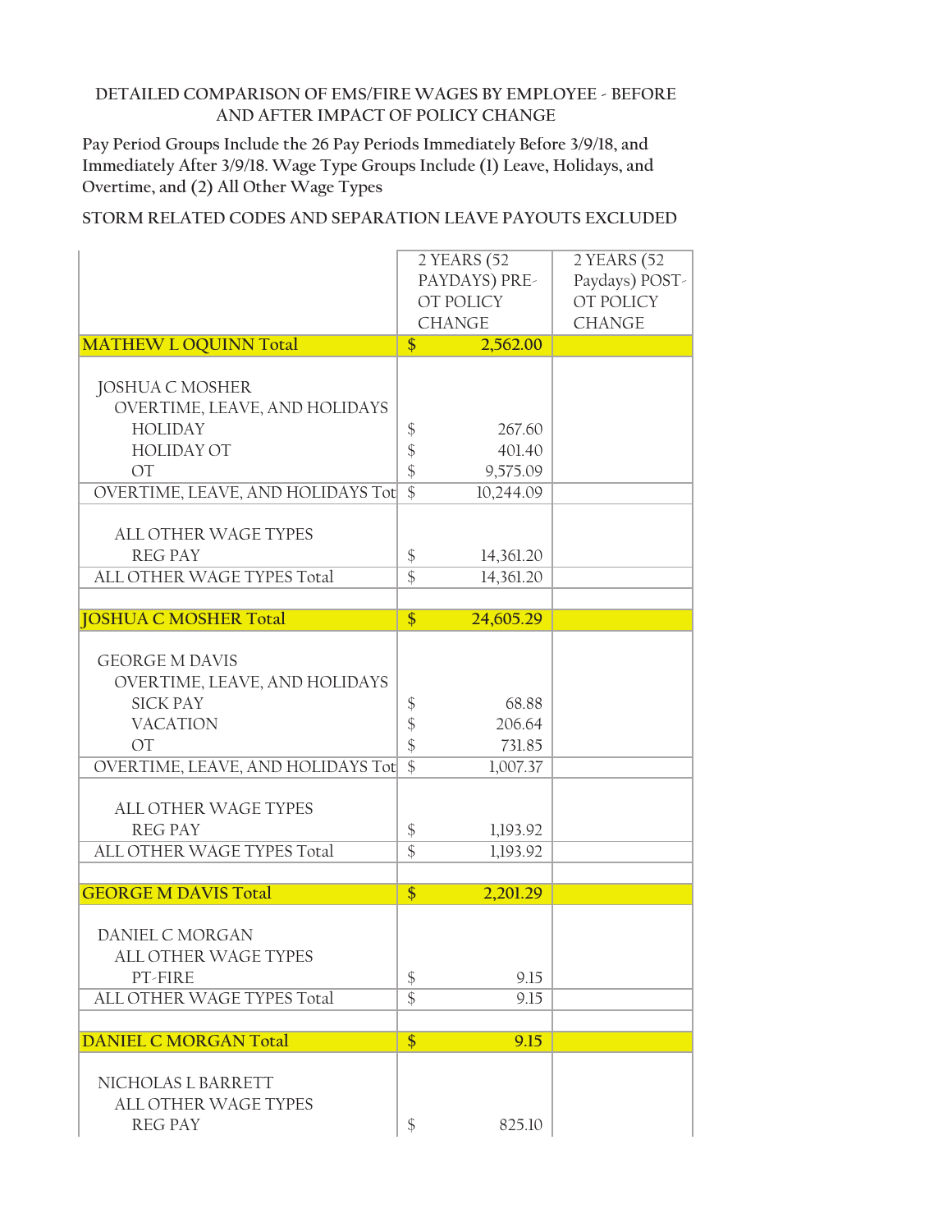DETAILED COMPARISON OF EMS/FIRE WAGES BY EMPLOYEE - BEFORE AND AFTER IMPACT OF POLICY CHANGE

Pay Period Groups Include the 26 Pay Periods Immediately Before 3/9/18, and Immediately After 3/9/18. Wage Type Groups Include (1) Leave, Holidays, and Overtime, and (2) All Other Wage Types

STORM RELATED CODES AND SEPARATION LEAVE PAYOUTS EXCLUDED

| | 2 YEARS (52 PAYDAYS) PRE-OT POLICY CHANGE | 2 YEARS (52 Paydays) POST-OT POLICY CHANGE |
|---|---|---|
| **MATHEW L OQUINN Total** | **$ 2,562.00** | |
| | | |
| JOSHUA C MOSHER | | |
| OVERTIME, LEAVE, AND HOLIDAYS | | |
| HOLIDAY | $ 267.60 | |
| HOLIDAY OT | $ 401.40 | |
| OT | $ 9,575.09 | |
| OVERTIME, LEAVE, AND HOLIDAYS Tot | $ 10,244.09 | |
| | | |
| ALL OTHER WAGE TYPES | | |
| REG PAY | $ 14,361.20 | |
| ALL OTHER WAGE TYPES Total | $ 14,361.20 | |
| | | |
| **JOSHUA C MOSHER Total** | **$ 24,605.29** | |
| | | |
| GEORGE M DAVIS | | |
| OVERTIME, LEAVE, AND HOLIDAYS | | |
| SICK PAY | $ 68.88 | |
| VACATION | $ 206.64 | |
| OT | $ 731.85 | |
| OVERTIME, LEAVE, AND HOLIDAYS Tot | $ 1,007.37 | |
| | | |
| ALL OTHER WAGE TYPES | | |
| REG PAY | $ 1,193.92 | |
| ALL OTHER WAGE TYPES Total | $ 1,193.92 | |
| | | |
| **GEORGE M DAVIS Total** | **$ 2,201.29** | |
| | | |
| DANIEL C MORGAN | | |
| ALL OTHER WAGE TYPES | | |
| PT-FIRE | $ 9.15 | |
| ALL OTHER WAGE TYPES Total | $ 9.15 | |
| | | |
| **DANIEL C MORGAN Total** | **$ 9.15** | |
| | | |
| NICHOLAS L BARRETT | | |
| ALL OTHER WAGE TYPES | | |
| REG PAY | $ 825.10 | |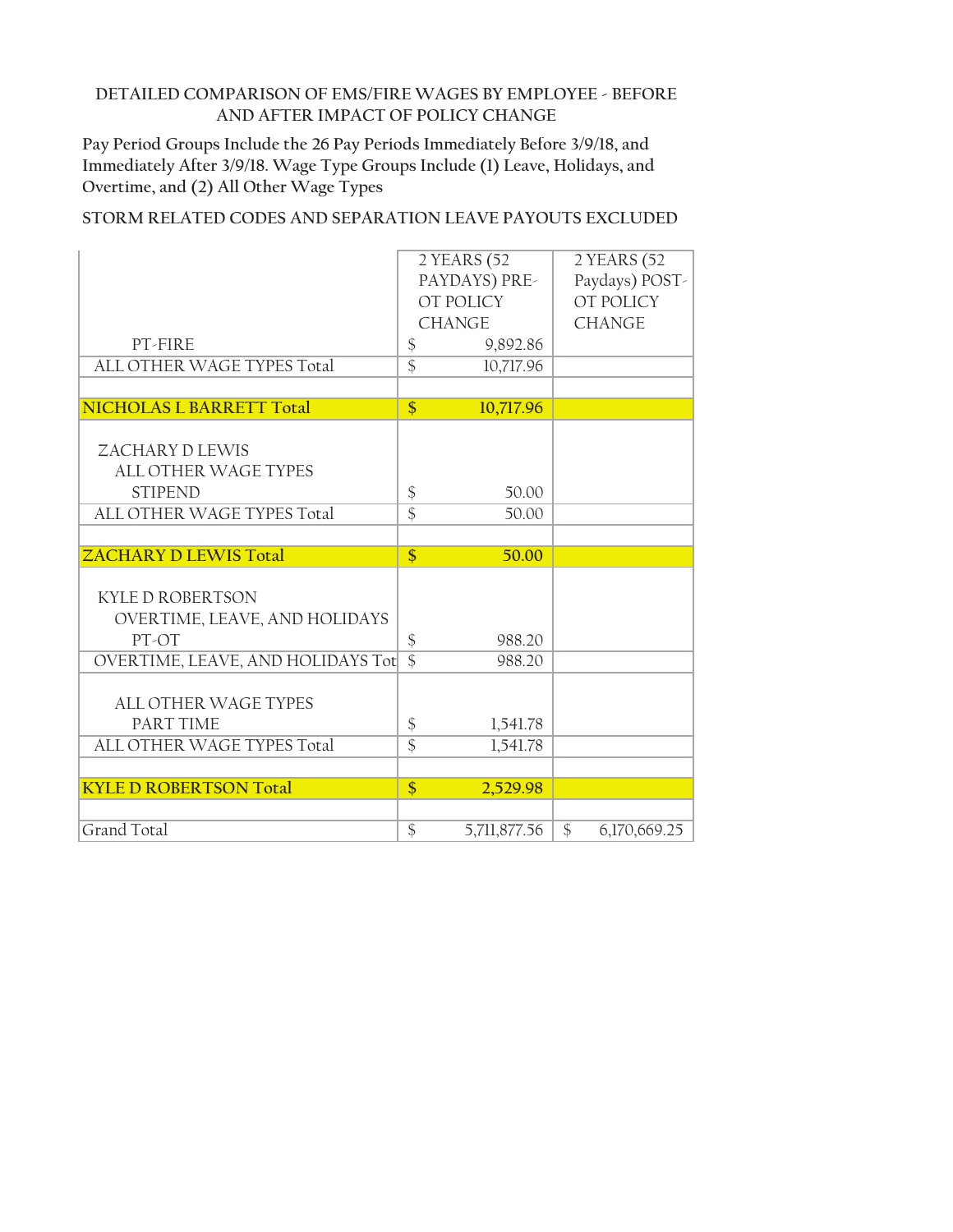DETAILED COMPARISON OF EMS/FIRE WAGES BY EMPLOYEE - BEFORE AND AFTER IMPACT OF POLICY CHANGE

Pay Period Groups Include the 26 Pay Periods Immediately Before 3/9/18, and Immediately After 3/9/18. Wage Type Groups Include (1) Leave, Holidays, and Overtime, and (2) All Other Wage Types

STORM RELATED CODES AND SEPARATION LEAVE PAYOUTS EXCLUDED

| | 2 YEARS (52 PAYDAYS) PRE-OT POLICY CHANGE | 2 YEARS (52 Paydays) POST-OT POLICY CHANGE |
|---|---|---|
| PT-FIRE | $ 9,892.86 | |
| ALL OTHER WAGE TYPES Total | $ 10,717.96 | |
| | | |
| **NICHOLAS L BARRETT Total** | **$ 10,717.96** | |
| ZACHARY D LEWIS | | |
| ALL OTHER WAGE TYPES | | |
| STIPEND | $ 50.00 | |
| ALL OTHER WAGE TYPES Total | $ 50.00 | |
| | | |
| **ZACHARY D LEWIS Total** | **$ 50.00** | |
| KYLE D ROBERTSON | | |
| OVERTIME, LEAVE, AND HOLIDAYS | | |
| PT-OT | $ 988.20 | |
| OVERTIME, LEAVE, AND HOLIDAYS Tot | $ 988.20 | |
| ALL OTHER WAGE TYPES | | |
| PART TIME | $ 1,541.78 | |
| ALL OTHER WAGE TYPES Total | $ 1,541.78 | |
| | | |
| **KYLE D ROBERTSON Total** | **$ 2,529.98** | |
| | | |
| Grand Total | $ 5,711,877.56 | $ 6,170,669.25 |